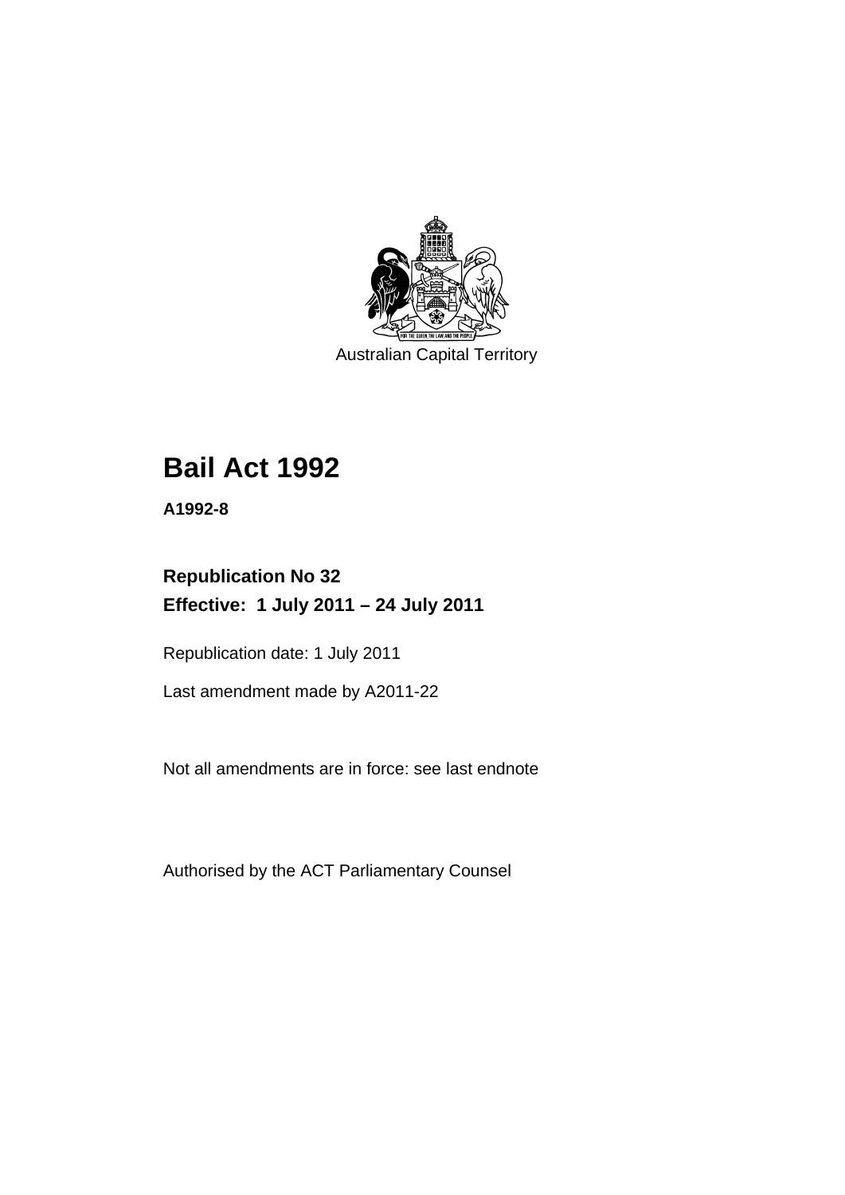Australian Capital Territory

# Bail Act 1992

**A1992-8**

**Republication No 32**
**Effective: 1 July 2011 – 24 July 2011**

Republication date: 1 July 2011

Last amendment made by A2011-22

Not all amendments are in force: see last endnote

Authorised by the ACT Parliamentary Counsel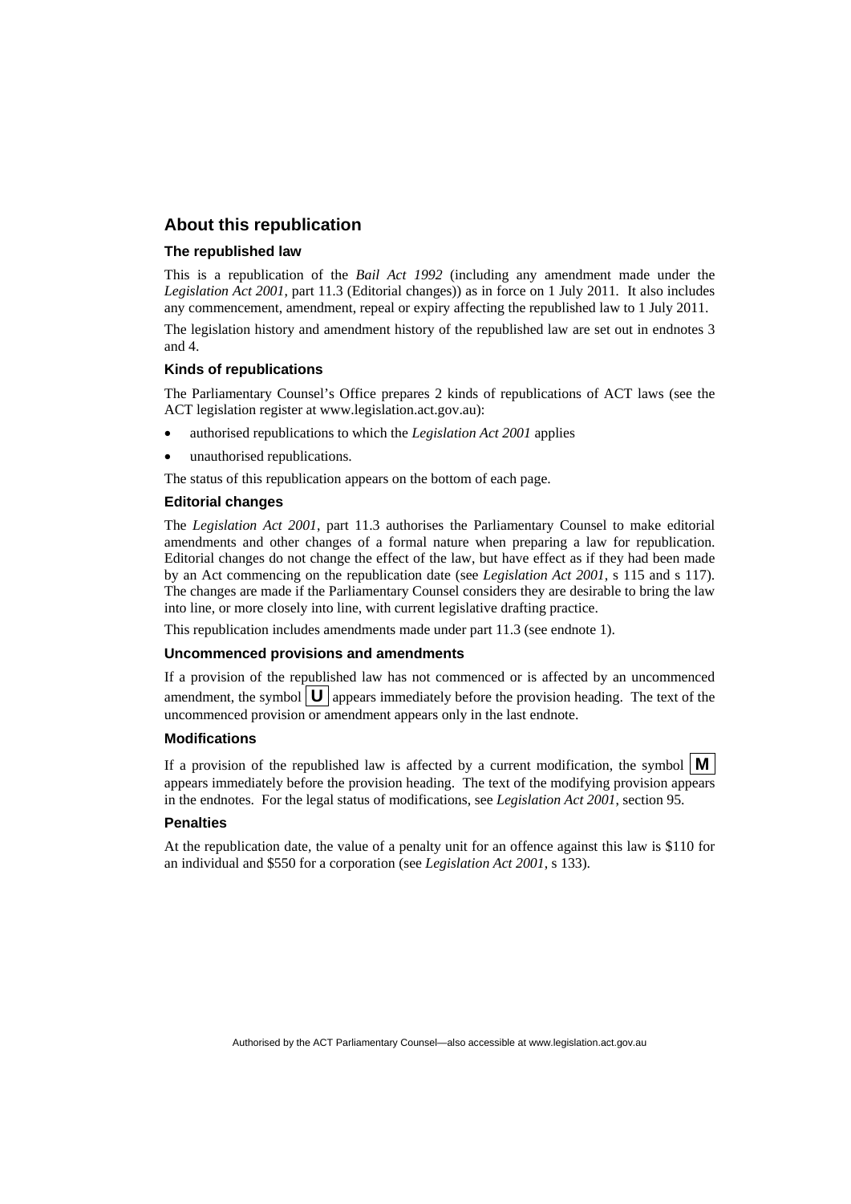## About this republication

### The republished law

This is a republication of the *Bail Act 1992* (including any amendment made under the *Legislation Act 2001*, part 11.3 (Editorial changes)) as in force on 1 July 2011. It also includes any commencement, amendment, repeal or expiry affecting the republished law to 1 July 2011.

The legislation history and amendment history of the republished law are set out in endnotes 3 and 4.

### Kinds of republications

The Parliamentary Counsel's Office prepares 2 kinds of republications of ACT laws (see the ACT legislation register at www.legislation.act.gov.au):

- authorised republications to which the *Legislation Act 2001* applies
- unauthorised republications.

The status of this republication appears on the bottom of each page.

### Editorial changes

The *Legislation Act 2001*, part 11.3 authorises the Parliamentary Counsel to make editorial amendments and other changes of a formal nature when preparing a law for republication. Editorial changes do not change the effect of the law, but have effect as if they had been made by an Act commencing on the republication date (see *Legislation Act 2001*, s 115 and s 117). The changes are made if the Parliamentary Counsel considers they are desirable to bring the law into line, or more closely into line, with current legislative drafting practice.

This republication includes amendments made under part 11.3 (see endnote 1).

### Uncommenced provisions and amendments

If a provision of the republished law has not commenced or is affected by an uncommenced amendment, the symbol **U** appears immediately before the provision heading. The text of the uncommenced provision or amendment appears only in the last endnote.

### Modifications

If a provision of the republished law is affected by a current modification, the symbol **M** appears immediately before the provision heading. The text of the modifying provision appears in the endnotes. For the legal status of modifications, see *Legislation Act 2001*, section 95.

### Penalties

At the republication date, the value of a penalty unit for an offence against this law is $110 for an individual and $550 for a corporation (see *Legislation Act 2001*, s 133).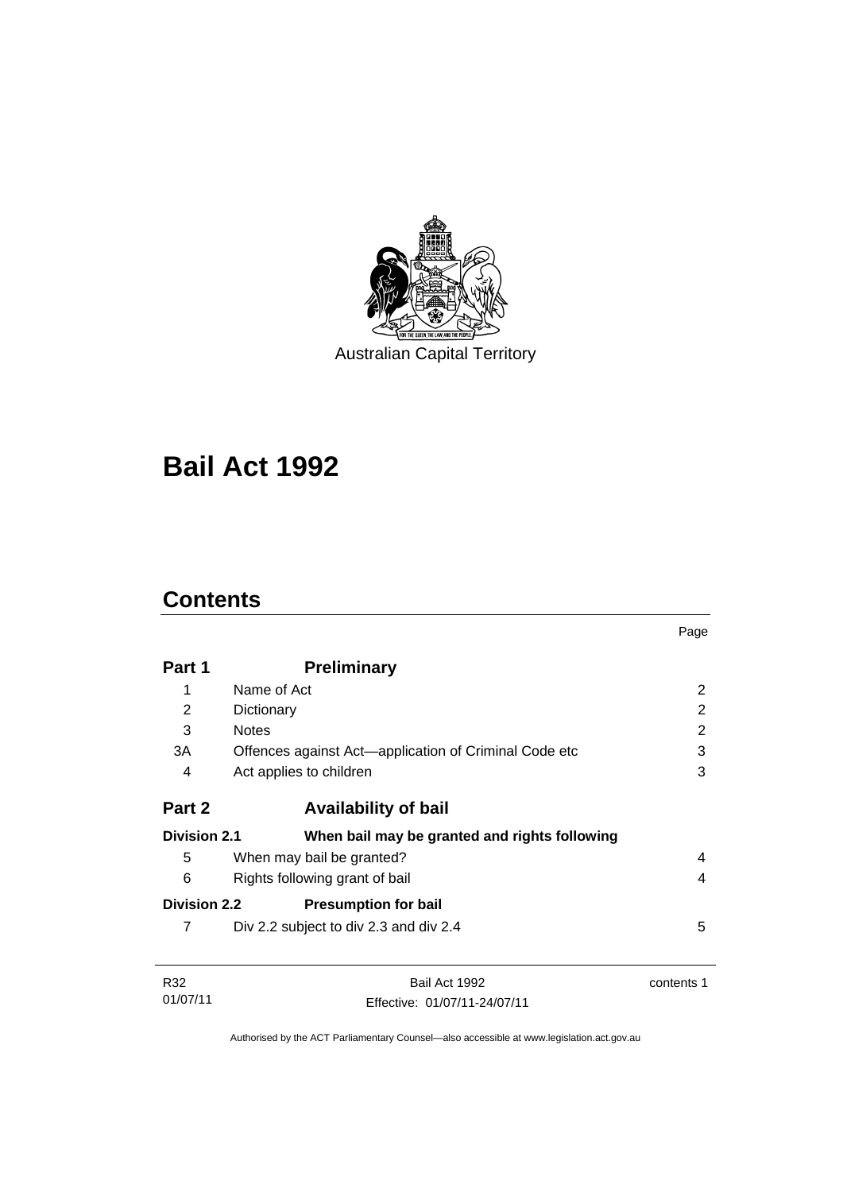Australian Capital Territory

# Bail Act 1992

## Contents

| | | Page |
|---|---|---|
| **Part 1** | **Preliminary** | |
| 1 | Name of Act | 2 |
| 2 | Dictionary | 2 |
| 3 | Notes | 2 |
| 3A | Offences against Act—application of Criminal Code etc | 3 |
| 4 | Act applies to children | 3 |
| **Part 2** | **Availability of bail** | |
| **Division 2.1** | **When bail may be granted and rights following** | |
| 5 | When may bail be granted? | 4 |
| 6 | Rights following grant of bail | 4 |
| **Division 2.2** | **Presumption for bail** | |
| 7 | Div 2.2 subject to div 2.3 and div 2.4 | 5 |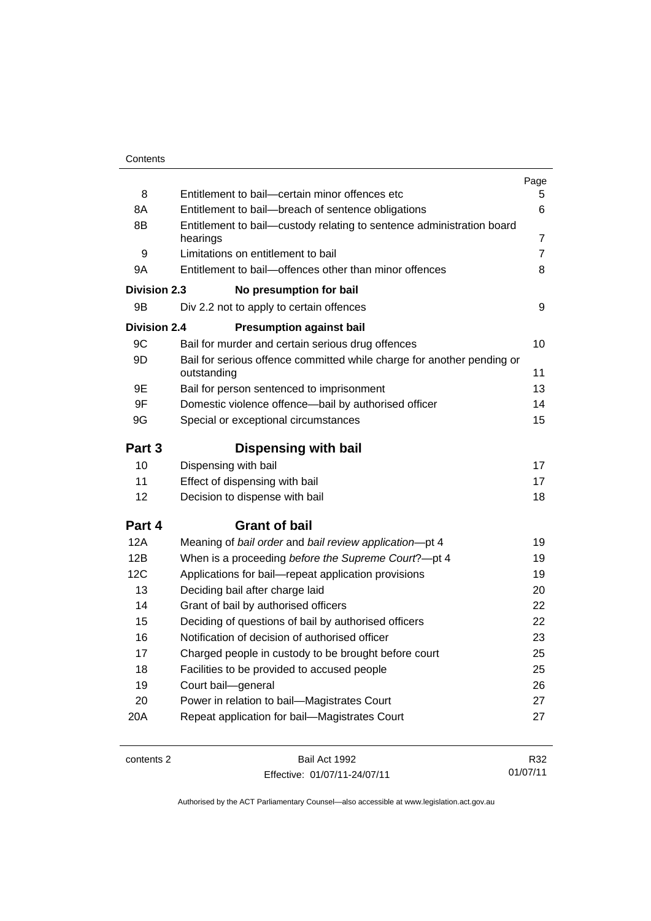| | | Page |
|---|---|---|
| 8 | Entitlement to bail—certain minor offences etc | 5 |
| 8A | Entitlement to bail—breach of sentence obligations | 6 |
| 8B | Entitlement to bail—custody relating to sentence administration board hearings | 7 |
| 9 | Limitations on entitlement to bail | 7 |
| 9A | Entitlement to bail—offences other than minor offences | 8 |
| **Division 2.3** | **No presumption for bail** | |
| 9B | Div 2.2 not to apply to certain offences | 9 |
| **Division 2.4** | **Presumption against bail** | |
| 9C | Bail for murder and certain serious drug offences | 10 |
| 9D | Bail for serious offence committed while charge for another pending or outstanding | 11 |
| 9E | Bail for person sentenced to imprisonment | 13 |
| 9F | Domestic violence offence—bail by authorised officer | 14 |
| 9G | Special or exceptional circumstances | 15 |
| **Part 3** | **Dispensing with bail** | |
| 10 | Dispensing with bail | 17 |
| 11 | Effect of dispensing with bail | 17 |
| 12 | Decision to dispense with bail | 18 |
| **Part 4** | **Grant of bail** | |
| 12A | Meaning of *bail order* and *bail review application*—pt 4 | 19 |
| 12B | When is a proceeding *before the Supreme Court*?—pt 4 | 19 |
| 12C | Applications for bail—repeat application provisions | 19 |
| 13 | Deciding bail after charge laid | 20 |
| 14 | Grant of bail by authorised officers | 22 |
| 15 | Deciding of questions of bail by authorised officers | 22 |
| 16 | Notification of decision of authorised officer | 23 |
| 17 | Charged people in custody to be brought before court | 25 |
| 18 | Facilities to be provided to accused people | 25 |
| 19 | Court bail—general | 26 |
| 20 | Power in relation to bail—Magistrates Court | 27 |
| 20A | Repeat application for bail—Magistrates Court | 27 |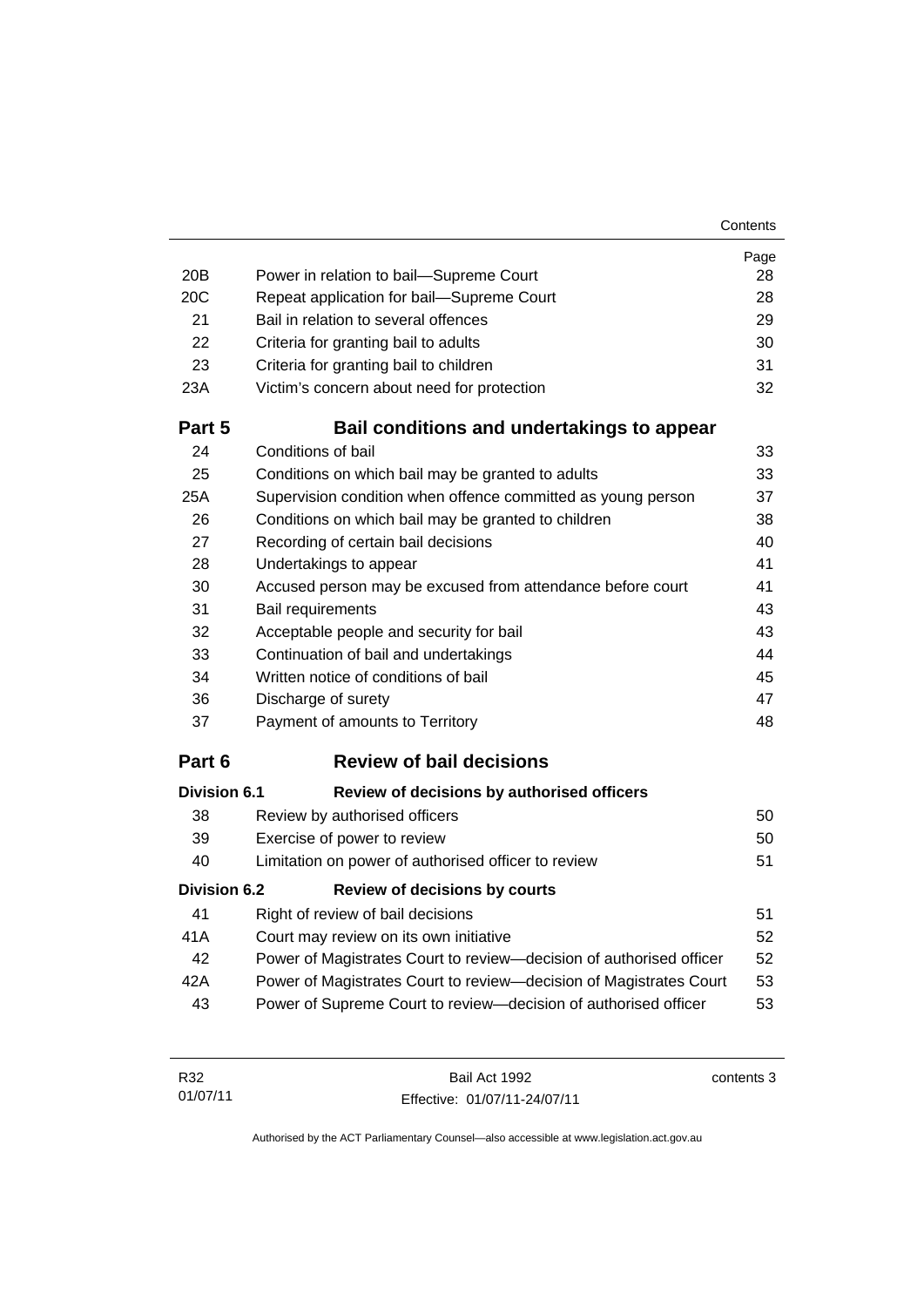| | | Page |
|---|---|---|
| 20B | Power in relation to bail—Supreme Court | 28 |
| 20C | Repeat application for bail—Supreme Court | 28 |
| 21 | Bail in relation to several offences | 29 |
| 22 | Criteria for granting bail to adults | 30 |
| 23 | Criteria for granting bail to children | 31 |
| 23A | Victim's concern about need for protection | 32 |

## Part 5 Bail conditions and undertakings to appear

| | | |
|---|---|---|
| 24 | Conditions of bail | 33 |
| 25 | Conditions on which bail may be granted to adults | 33 |
| 25A | Supervision condition when offence committed as young person | 37 |
| 26 | Conditions on which bail may be granted to children | 38 |
| 27 | Recording of certain bail decisions | 40 |
| 28 | Undertakings to appear | 41 |
| 30 | Accused person may be excused from attendance before court | 41 |
| 31 | Bail requirements | 43 |
| 32 | Acceptable people and security for bail | 43 |
| 33 | Continuation of bail and undertakings | 44 |
| 34 | Written notice of conditions of bail | 45 |
| 36 | Discharge of surety | 47 |
| 37 | Payment of amounts to Territory | 48 |

## Part 6 Review of bail decisions

### Division 6.1 Review of decisions by authorised officers

| | | |
|---|---|---|
| 38 | Review by authorised officers | 50 |
| 39 | Exercise of power to review | 50 |
| 40 | Limitation on power of authorised officer to review | 51 |

### Division 6.2 Review of decisions by courts

| | | |
|---|---|---|
| 41 | Right of review of bail decisions | 51 |
| 41A | Court may review on its own initiative | 52 |
| 42 | Power of Magistrates Court to review—decision of authorised officer | 52 |
| 42A | Power of Magistrates Court to review—decision of Magistrates Court | 53 |
| 43 | Power of Supreme Court to review—decision of authorised officer | 53 |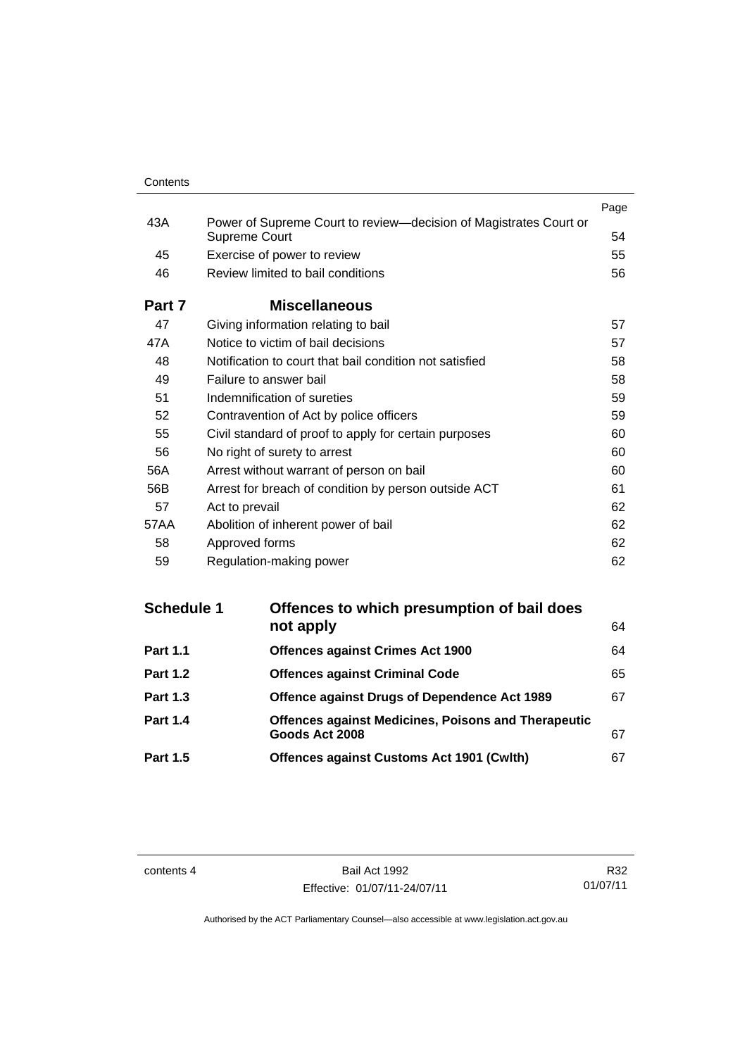| | | Page |
|---|---|---|
| 43A | Power of Supreme Court to review—decision of Magistrates Court or Supreme Court | 54 |
| 45 | Exercise of power to review | 55 |
| 46 | Review limited to bail conditions | 56 |

## Part 7 Miscellaneous

| | | |
|---|---|---|
| 47 | Giving information relating to bail | 57 |
| 47A | Notice to victim of bail decisions | 57 |
| 48 | Notification to court that bail condition not satisfied | 58 |
| 49 | Failure to answer bail | 58 |
| 51 | Indemnification of sureties | 59 |
| 52 | Contravention of Act by police officers | 59 |
| 55 | Civil standard of proof to apply for certain purposes | 60 |
| 56 | No right of surety to arrest | 60 |
| 56A | Arrest without warrant of person on bail | 60 |
| 56B | Arrest for breach of condition by person outside ACT | 61 |
| 57 | Act to prevail | 62 |
| 57AA | Abolition of inherent power of bail | 62 |
| 58 | Approved forms | 62 |
| 59 | Regulation-making power | 62 |

| | | |
|---|---|---|
| **Schedule 1** | **Offences to which presumption of bail does not apply** | 64 |
| **Part 1.1** | **Offences against Crimes Act 1900** | 64 |
| **Part 1.2** | **Offences against Criminal Code** | 65 |
| **Part 1.3** | **Offence against Drugs of Dependence Act 1989** | 67 |
| **Part 1.4** | **Offences against Medicines, Poisons and Therapeutic Goods Act 2008** | 67 |
| **Part 1.5** | **Offences against Customs Act 1901 (Cwlth)** | 67 |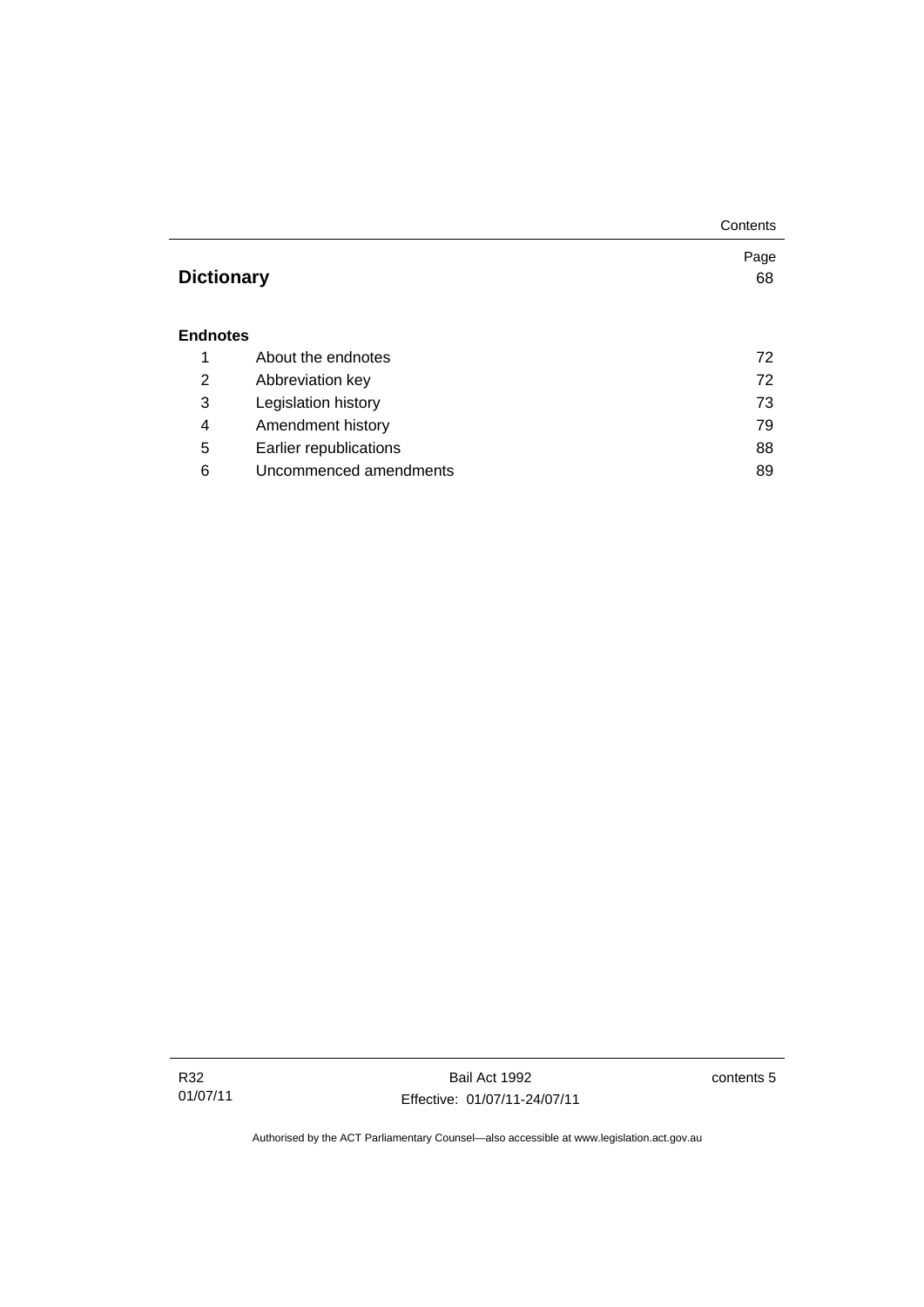| | | Page |
|---|---|---|
| **Dictionary** | | 68 |
| **Endnotes** | | |
| 1 | About the endnotes | 72 |
| 2 | Abbreviation key | 72 |
| 3 | Legislation history | 73 |
| 4 | Amendment history | 79 |
| 5 | Earlier republications | 88 |
| 6 | Uncommenced amendments | 89 |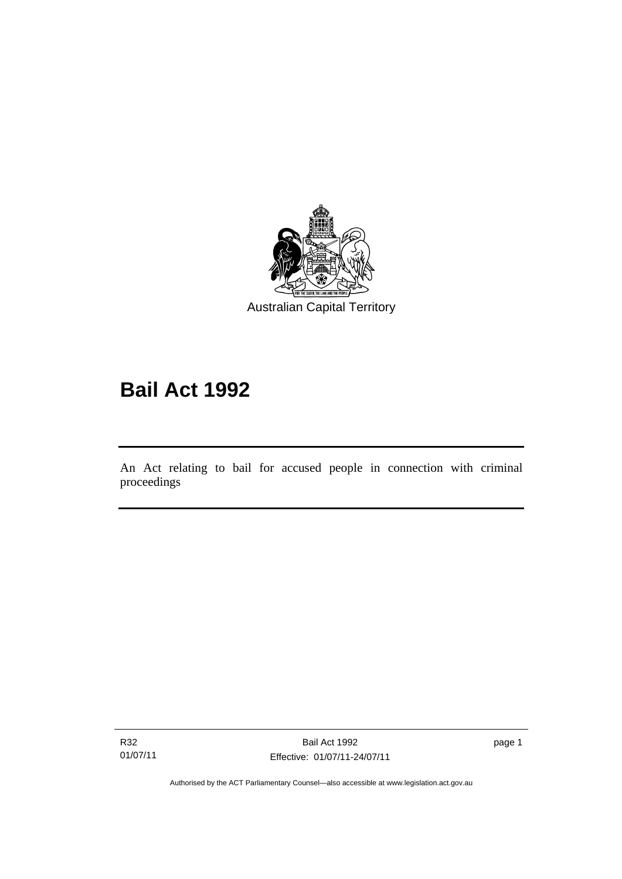Australian Capital Territory

# Bail Act 1992

An Act relating to bail for accused people in connection with criminal proceedings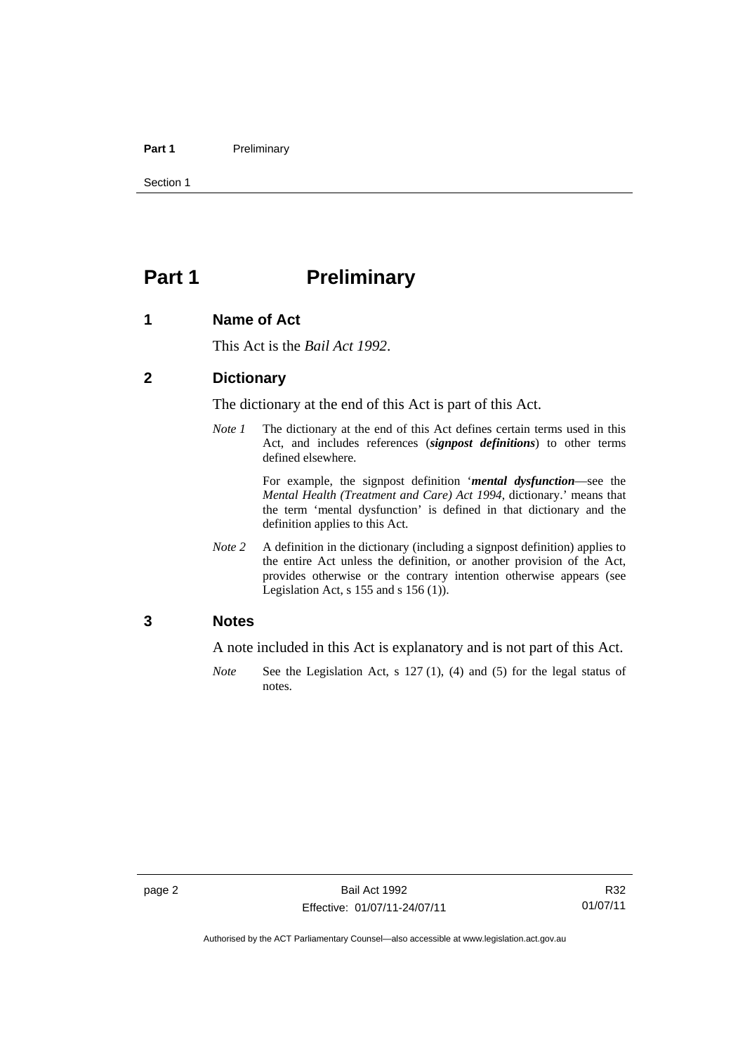# Part 1 Preliminary

## 1 Name of Act

This Act is the *Bail Act 1992*.

## 2 Dictionary

The dictionary at the end of this Act is part of this Act.

*Note 1* The dictionary at the end of this Act defines certain terms used in this Act, and includes references (***signpost definitions***) to other terms defined elsewhere.

For example, the signpost definition '***mental dysfunction***—see the *Mental Health (Treatment and Care) Act 1994*, dictionary.' means that the term 'mental dysfunction' is defined in that dictionary and the definition applies to this Act.

*Note 2* A definition in the dictionary (including a signpost definition) applies to the entire Act unless the definition, or another provision of the Act, provides otherwise or the contrary intention otherwise appears (see Legislation Act, s 155 and s 156 (1)).

## 3 Notes

A note included in this Act is explanatory and is not part of this Act.

*Note* See the Legislation Act, s 127 (1), (4) and (5) for the legal status of notes.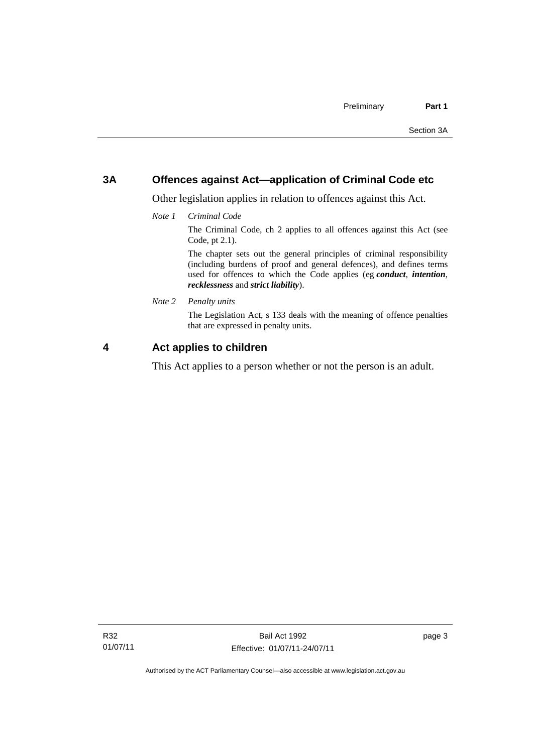## 3A Offences against Act—application of Criminal Code etc

Other legislation applies in relation to offences against this Act.

*Note 1 Criminal Code*

The Criminal Code, ch 2 applies to all offences against this Act (see Code, pt 2.1).

The chapter sets out the general principles of criminal responsibility (including burdens of proof and general defences), and defines terms used for offences to which the Code applies (eg ***conduct***, ***intention***, ***recklessness*** and ***strict liability***).

*Note 2 Penalty units*

The Legislation Act, s 133 deals with the meaning of offence penalties that are expressed in penalty units.

## 4 Act applies to children

This Act applies to a person whether or not the person is an adult.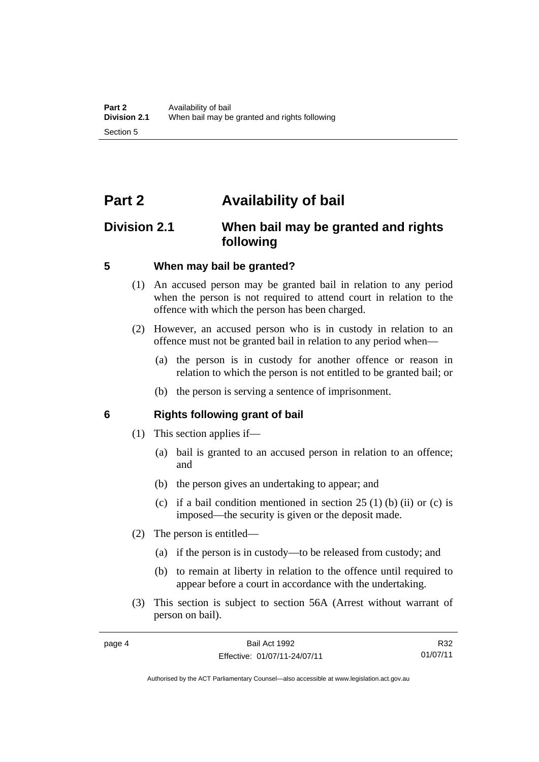# Part 2 Availability of bail

## Division 2.1 When bail may be granted and rights following

### 5 When may bail be granted?

(1) An accused person may be granted bail in relation to any period when the person is not required to attend court in relation to the offence with which the person has been charged.

(2) However, an accused person who is in custody in relation to an offence must not be granted bail in relation to any period when—

(a) the person is in custody for another offence or reason in relation to which the person is not entitled to be granted bail; or

(b) the person is serving a sentence of imprisonment.

### 6 Rights following grant of bail

(1) This section applies if—

(a) bail is granted to an accused person in relation to an offence; and

(b) the person gives an undertaking to appear; and

(c) if a bail condition mentioned in section 25 (1) (b) (ii) or (c) is imposed—the security is given or the deposit made.

(2) The person is entitled—

(a) if the person is in custody—to be released from custody; and

(b) to remain at liberty in relation to the offence until required to appear before a court in accordance with the undertaking.

(3) This section is subject to section 56A (Arrest without warrant of person on bail).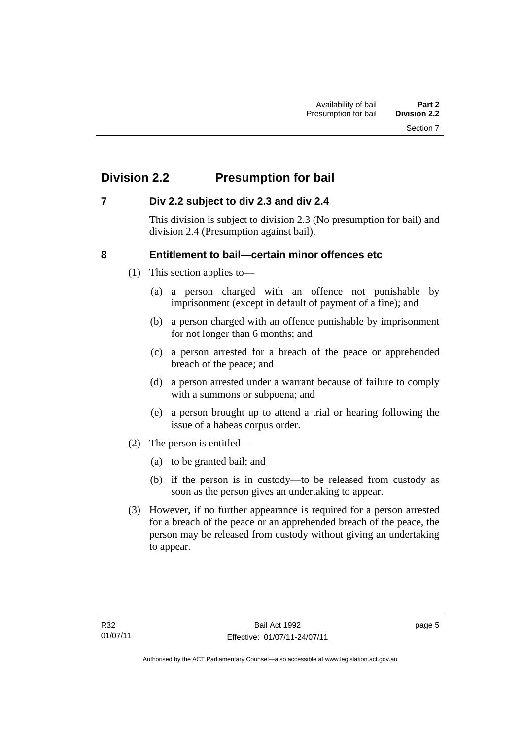## Division 2.2 Presumption for bail

### 7 Div 2.2 subject to div 2.3 and div 2.4

This division is subject to division 2.3 (No presumption for bail) and division 2.4 (Presumption against bail).

### 8 Entitlement to bail—certain minor offences etc

(1) This section applies to—

(a) a person charged with an offence not punishable by imprisonment (except in default of payment of a fine); and

(b) a person charged with an offence punishable by imprisonment for not longer than 6 months; and

(c) a person arrested for a breach of the peace or apprehended breach of the peace; and

(d) a person arrested under a warrant because of failure to comply with a summons or subpoena; and

(e) a person brought up to attend a trial or hearing following the issue of a habeas corpus order.

(2) The person is entitled—

(a) to be granted bail; and

(b) if the person is in custody—to be released from custody as soon as the person gives an undertaking to appear.

(3) However, if no further appearance is required for a person arrested for a breach of the peace or an apprehended breach of the peace, the person may be released from custody without giving an undertaking to appear.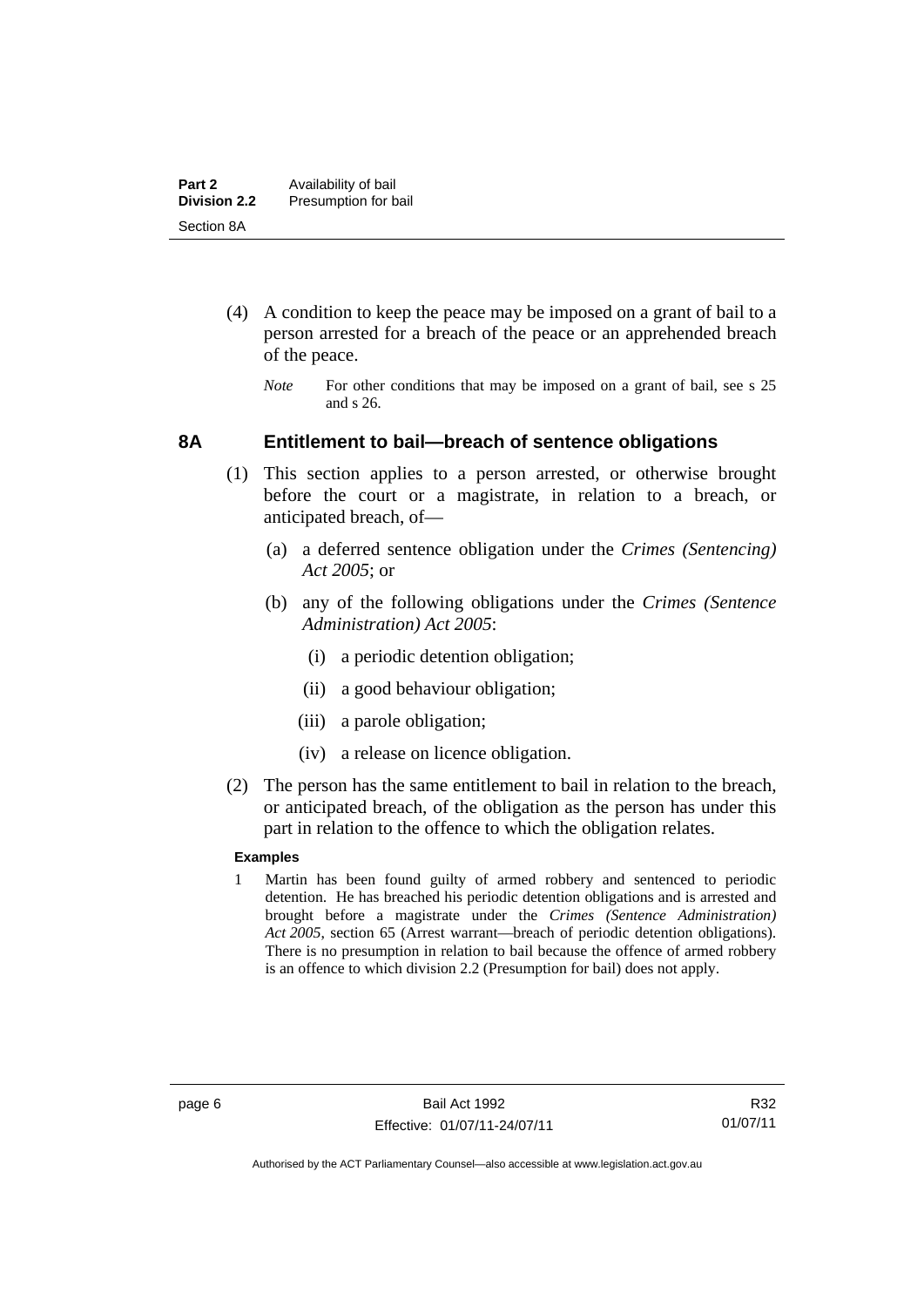(4) A condition to keep the peace may be imposed on a grant of bail to a person arrested for a breach of the peace or an apprehended breach of the peace.

*Note* For other conditions that may be imposed on a grant of bail, see s 25 and s 26.

### 8A Entitlement to bail—breach of sentence obligations

(1) This section applies to a person arrested, or otherwise brought before the court or a magistrate, in relation to a breach, or anticipated breach, of—

(a) a deferred sentence obligation under the *Crimes (Sentencing) Act 2005*; or

(b) any of the following obligations under the *Crimes (Sentence Administration) Act 2005*:

(i) a periodic detention obligation;

(ii) a good behaviour obligation;

(iii) a parole obligation;

(iv) a release on licence obligation.

(2) The person has the same entitlement to bail in relation to the breach, or anticipated breach, of the obligation as the person has under this part in relation to the offence to which the obligation relates.

**Examples**

1 Martin has been found guilty of armed robbery and sentenced to periodic detention. He has breached his periodic detention obligations and is arrested and brought before a magistrate under the *Crimes (Sentence Administration) Act 2005*, section 65 (Arrest warrant—breach of periodic detention obligations). There is no presumption in relation to bail because the offence of armed robbery is an offence to which division 2.2 (Presumption for bail) does not apply.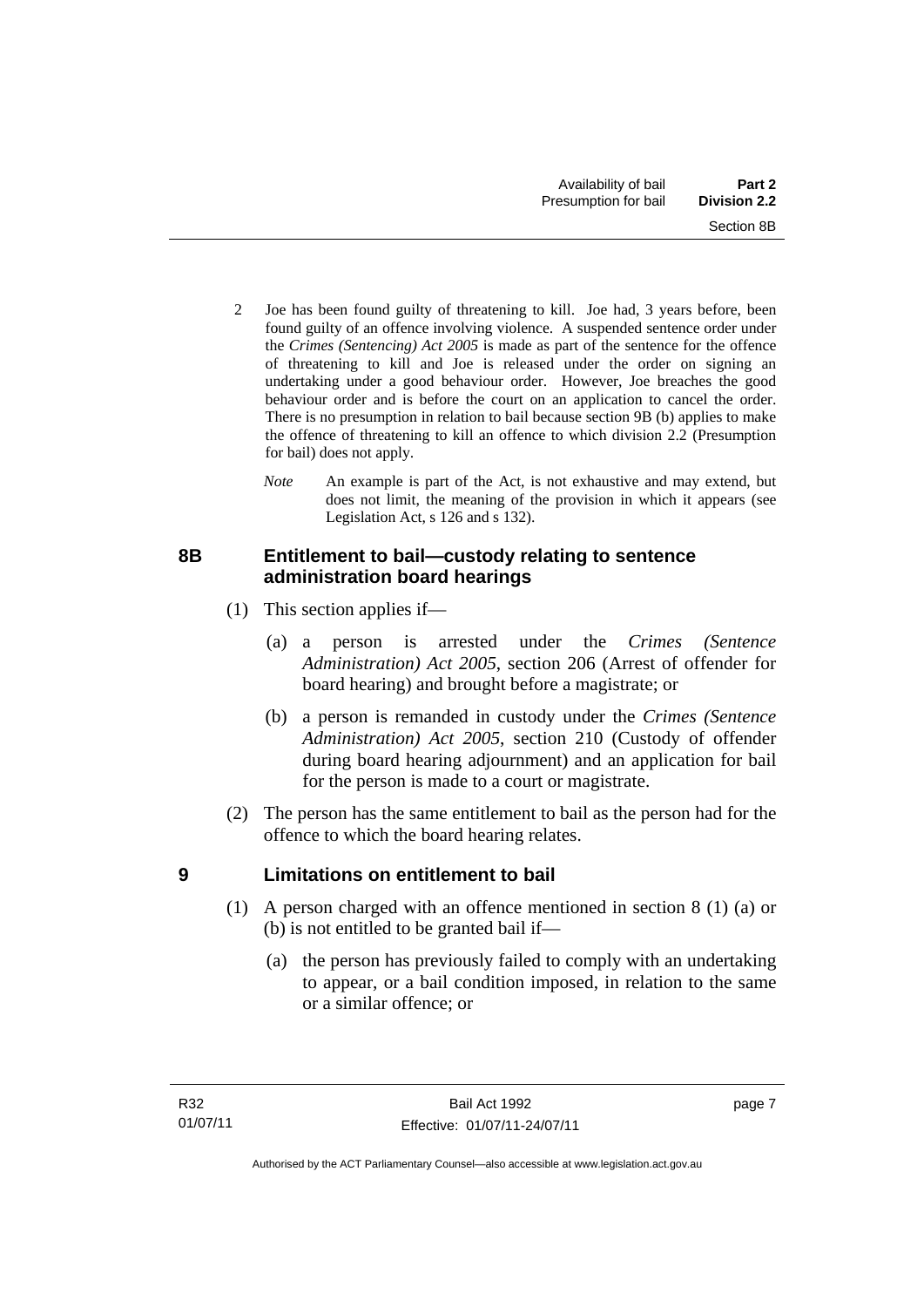2 Joe has been found guilty of threatening to kill. Joe had, 3 years before, been found guilty of an offence involving violence. A suspended sentence order under the *Crimes (Sentencing) Act 2005* is made as part of the sentence for the offence of threatening to kill and Joe is released under the order on signing an undertaking under a good behaviour order. However, Joe breaches the good behaviour order and is before the court on an application to cancel the order. There is no presumption in relation to bail because section 9B (b) applies to make the offence of threatening to kill an offence to which division 2.2 (Presumption for bail) does not apply.

*Note* An example is part of the Act, is not exhaustive and may extend, but does not limit, the meaning of the provision in which it appears (see Legislation Act, s 126 and s 132).

## 8B Entitlement to bail—custody relating to sentence administration board hearings

(1) This section applies if—

(a) a person is arrested under the *Crimes (Sentence Administration) Act 2005*, section 206 (Arrest of offender for board hearing) and brought before a magistrate; or

(b) a person is remanded in custody under the *Crimes (Sentence Administration) Act 2005*, section 210 (Custody of offender during board hearing adjournment) and an application for bail for the person is made to a court or magistrate.

(2) The person has the same entitlement to bail as the person had for the offence to which the board hearing relates.

## 9 Limitations on entitlement to bail

(1) A person charged with an offence mentioned in section 8 (1) (a) or (b) is not entitled to be granted bail if—

(a) the person has previously failed to comply with an undertaking to appear, or a bail condition imposed, in relation to the same or a similar offence; or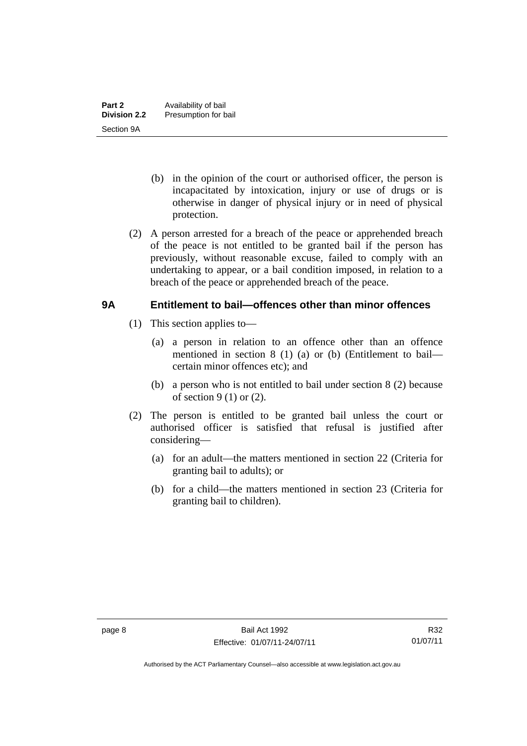(b) in the opinion of the court or authorised officer, the person is incapacitated by intoxication, injury or use of drugs or is otherwise in danger of physical injury or in need of physical protection.

(2) A person arrested for a breach of the peace or apprehended breach of the peace is not entitled to be granted bail if the person has previously, without reasonable excuse, failed to comply with an undertaking to appear, or a bail condition imposed, in relation to a breach of the peace or apprehended breach of the peace.

## 9A Entitlement to bail—offences other than minor offences

(1) This section applies to—

(a) a person in relation to an offence other than an offence mentioned in section 8 (1) (a) or (b) (Entitlement to bail—certain minor offences etc); and

(b) a person who is not entitled to bail under section 8 (2) because of section 9 (1) or (2).

(2) The person is entitled to be granted bail unless the court or authorised officer is satisfied that refusal is justified after considering—

(a) for an adult—the matters mentioned in section 22 (Criteria for granting bail to adults); or

(b) for a child—the matters mentioned in section 23 (Criteria for granting bail to children).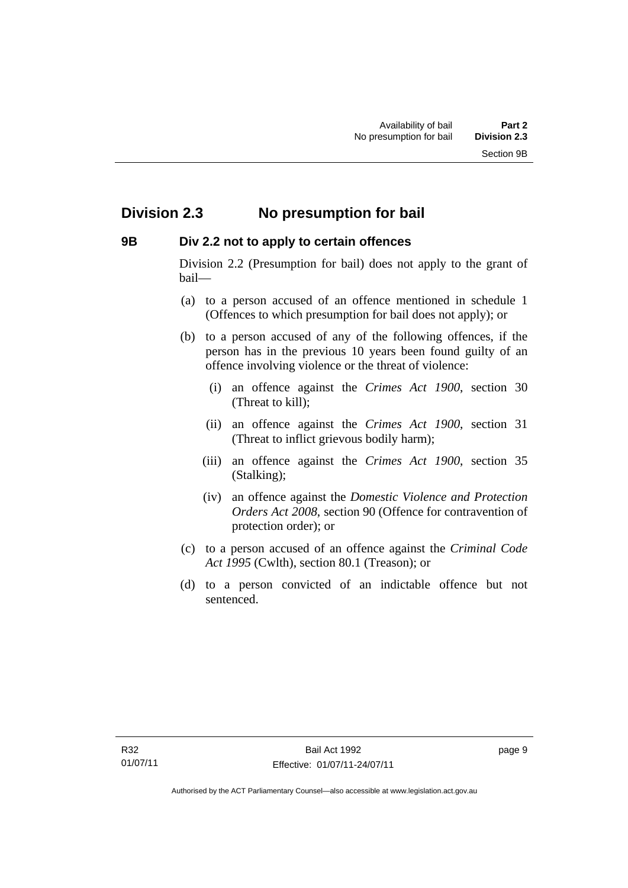## Division 2.3 No presumption for bail

### 9B Div 2.2 not to apply to certain offences

Division 2.2 (Presumption for bail) does not apply to the grant of bail—

(a) to a person accused of an offence mentioned in schedule 1 (Offences to which presumption for bail does not apply); or

(b) to a person accused of any of the following offences, if the person has in the previous 10 years been found guilty of an offence involving violence or the threat of violence:

  (i) an offence against the *Crimes Act 1900*, section 30 (Threat to kill);

  (ii) an offence against the *Crimes Act 1900*, section 31 (Threat to inflict grievous bodily harm);

  (iii) an offence against the *Crimes Act 1900*, section 35 (Stalking);

  (iv) an offence against the *Domestic Violence and Protection Orders Act 2008*, section 90 (Offence for contravention of protection order); or

(c) to a person accused of an offence against the *Criminal Code Act 1995* (Cwlth), section 80.1 (Treason); or

(d) to a person convicted of an indictable offence but not sentenced.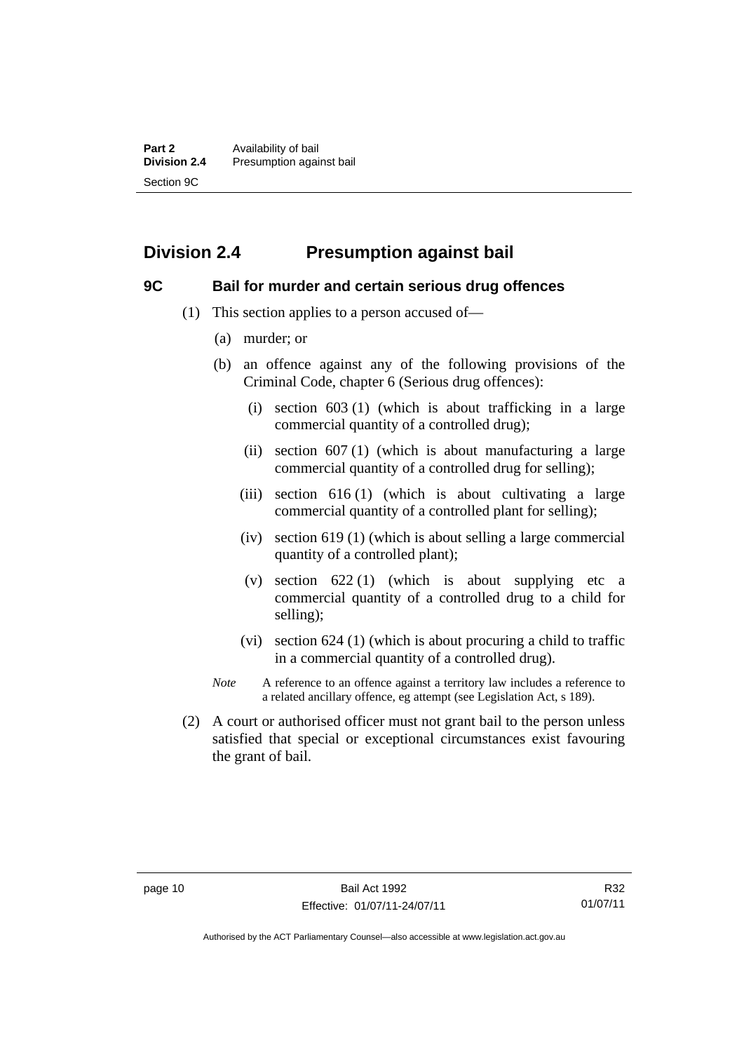## Division 2.4 Presumption against bail

### 9C Bail for murder and certain serious drug offences

(1) This section applies to a person accused of—

(a) murder; or

(b) an offence against any of the following provisions of the Criminal Code, chapter 6 (Serious drug offences):

(i) section 603 (1) (which is about trafficking in a large commercial quantity of a controlled drug);

(ii) section 607 (1) (which is about manufacturing a large commercial quantity of a controlled drug for selling);

(iii) section 616 (1) (which is about cultivating a large commercial quantity of a controlled plant for selling);

(iv) section 619 (1) (which is about selling a large commercial quantity of a controlled plant);

(v) section 622 (1) (which is about supplying etc a commercial quantity of a controlled drug to a child for selling);

(vi) section 624 (1) (which is about procuring a child to traffic in a commercial quantity of a controlled drug).

*Note* A reference to an offence against a territory law includes a reference to a related ancillary offence, eg attempt (see Legislation Act, s 189).

(2) A court or authorised officer must not grant bail to the person unless satisfied that special or exceptional circumstances exist favouring the grant of bail.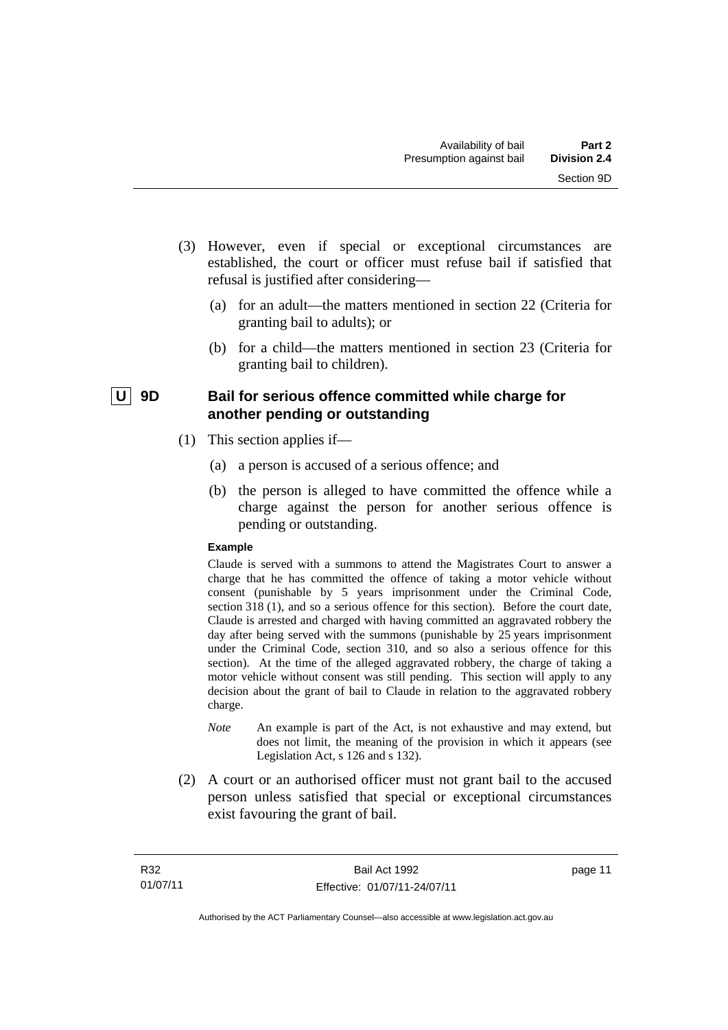(3) However, even if special or exceptional circumstances are established, the court or officer must refuse bail if satisfied that refusal is justified after considering—

(a) for an adult—the matters mentioned in section 22 (Criteria for granting bail to adults); or

(b) for a child—the matters mentioned in section 23 (Criteria for granting bail to children).

### U 9D Bail for serious offence committed while charge for another pending or outstanding

(1) This section applies if—

(a) a person is accused of a serious offence; and

(b) the person is alleged to have committed the offence while a charge against the person for another serious offence is pending or outstanding.

**Example**

Claude is served with a summons to attend the Magistrates Court to answer a charge that he has committed the offence of taking a motor vehicle without consent (punishable by 5 years imprisonment under the Criminal Code, section 318 (1), and so a serious offence for this section). Before the court date, Claude is arrested and charged with having committed an aggravated robbery the day after being served with the summons (punishable by 25 years imprisonment under the Criminal Code, section 310, and so also a serious offence for this section). At the time of the alleged aggravated robbery, the charge of taking a motor vehicle without consent was still pending. This section will apply to any decision about the grant of bail to Claude in relation to the aggravated robbery charge.

*Note* An example is part of the Act, is not exhaustive and may extend, but does not limit, the meaning of the provision in which it appears (see Legislation Act, s 126 and s 132).

(2) A court or an authorised officer must not grant bail to the accused person unless satisfied that special or exceptional circumstances exist favouring the grant of bail.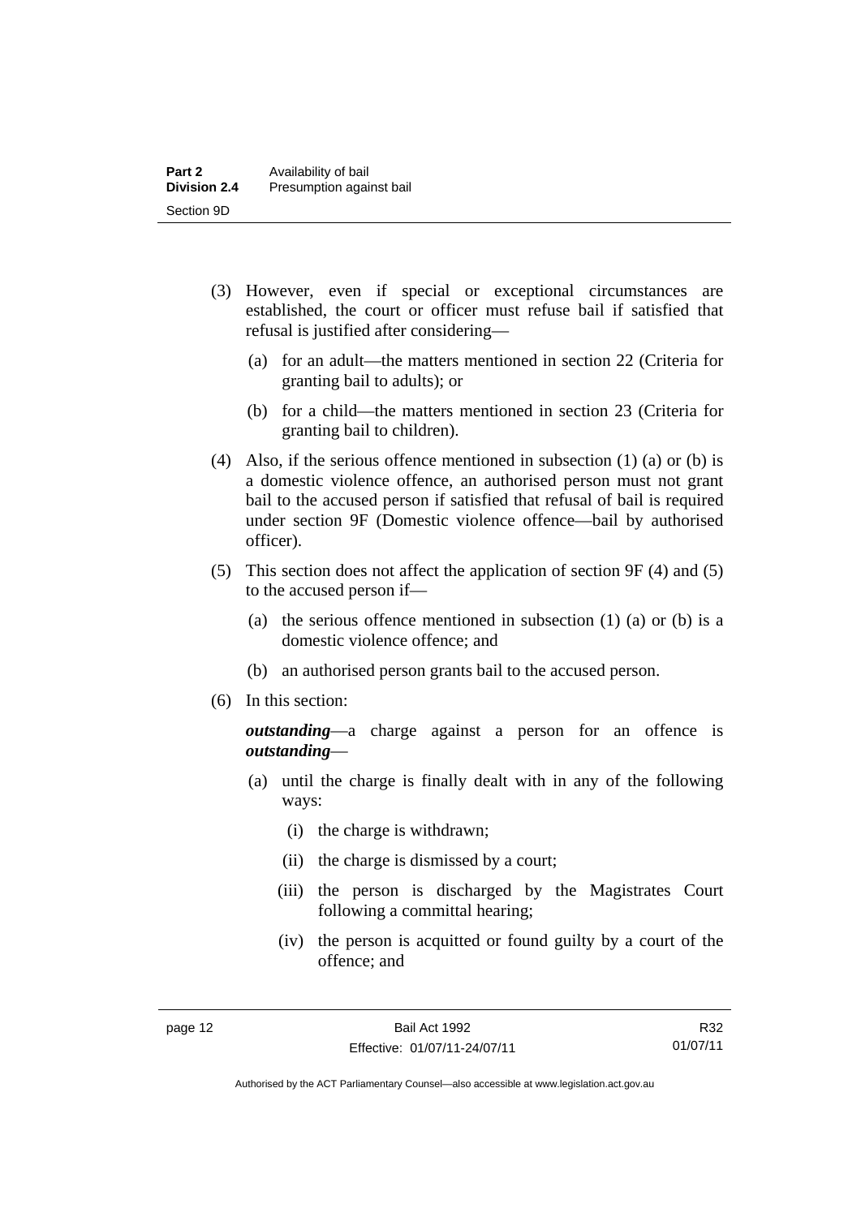(3) However, even if special or exceptional circumstances are established, the court or officer must refuse bail if satisfied that refusal is justified after considering—

(a) for an adult—the matters mentioned in section 22 (Criteria for granting bail to adults); or

(b) for a child—the matters mentioned in section 23 (Criteria for granting bail to children).

(4) Also, if the serious offence mentioned in subsection (1) (a) or (b) is a domestic violence offence, an authorised person must not grant bail to the accused person if satisfied that refusal of bail is required under section 9F (Domestic violence offence—bail by authorised officer).

(5) This section does not affect the application of section 9F (4) and (5) to the accused person if—

(a) the serious offence mentioned in subsection (1) (a) or (b) is a domestic violence offence; and

(b) an authorised person grants bail to the accused person.

(6) In this section:

***outstanding***—a charge against a person for an offence is ***outstanding***—

(a) until the charge is finally dealt with in any of the following ways:

(i) the charge is withdrawn;

(ii) the charge is dismissed by a court;

(iii) the person is discharged by the Magistrates Court following a committal hearing;

(iv) the person is acquitted or found guilty by a court of the offence; and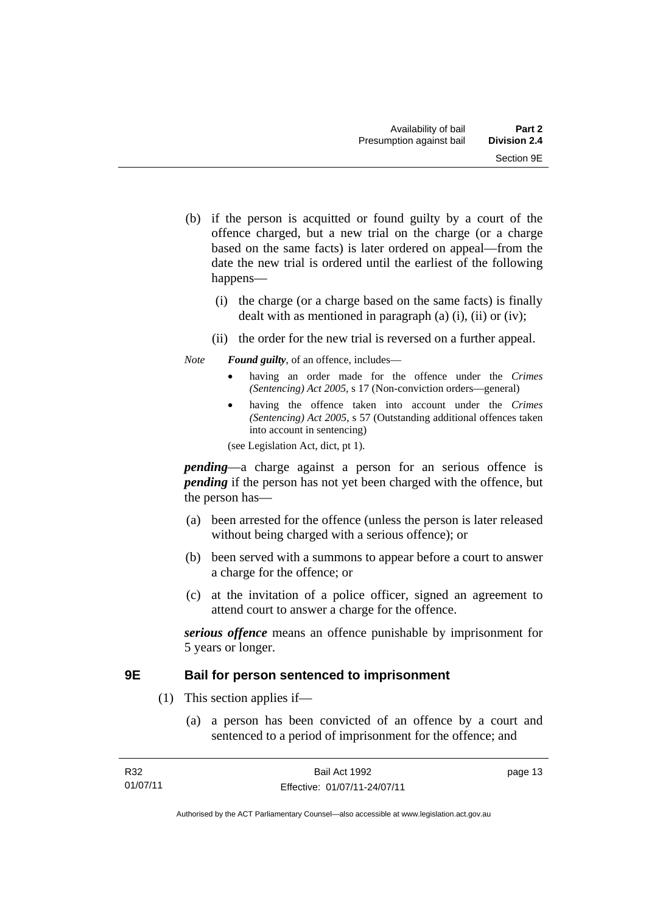(b) if the person is acquitted or found guilty by a court of the offence charged, but a new trial on the charge (or a charge based on the same facts) is later ordered on appeal—from the date the new trial is ordered until the earliest of the following happens—

  (i) the charge (or a charge based on the same facts) is finally dealt with as mentioned in paragraph (a) (i), (ii) or (iv);

  (ii) the order for the new trial is reversed on a further appeal.

*Note* ***Found guilty***, of an offence, includes—

- having an order made for the offence under the *Crimes (Sentencing) Act 2005*, s 17 (Non-conviction orders—general)
- having the offence taken into account under the *Crimes (Sentencing) Act 2005*, s 57 (Outstanding additional offences taken into account in sentencing)

(see Legislation Act, dict, pt 1).

***pending***—a charge against a person for an serious offence is ***pending*** if the person has not yet been charged with the offence, but the person has—

(a) been arrested for the offence (unless the person is later released without being charged with a serious offence); or

(b) been served with a summons to appear before a court to answer a charge for the offence; or

(c) at the invitation of a police officer, signed an agreement to attend court to answer a charge for the offence.

***serious offence*** means an offence punishable by imprisonment for 5 years or longer.

## 9E Bail for person sentenced to imprisonment

(1) This section applies if—

  (a) a person has been convicted of an offence by a court and sentenced to a period of imprisonment for the offence; and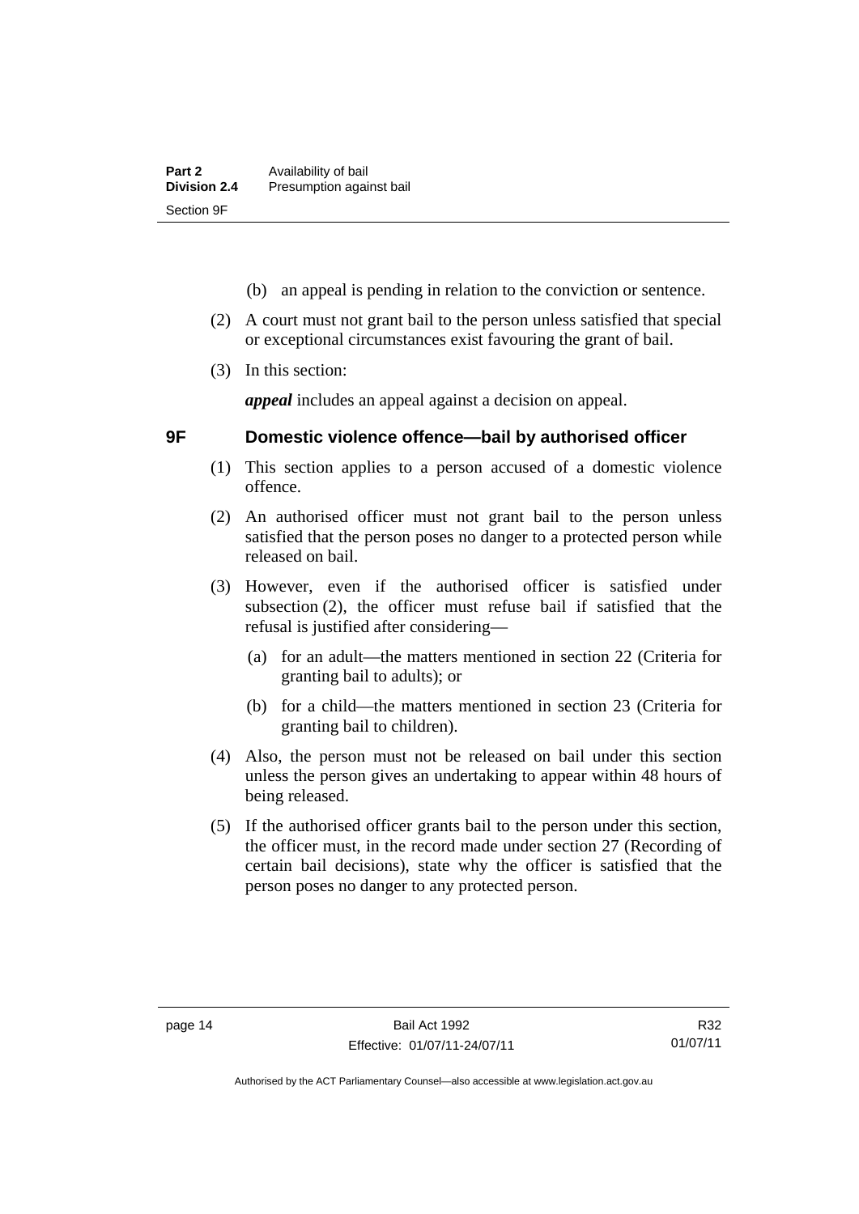(b) an appeal is pending in relation to the conviction or sentence.

(2) A court must not grant bail to the person unless satisfied that special or exceptional circumstances exist favouring the grant of bail.

(3) In this section:

***appeal*** includes an appeal against a decision on appeal.

### 9F Domestic violence offence—bail by authorised officer

(1) This section applies to a person accused of a domestic violence offence.

(2) An authorised officer must not grant bail to the person unless satisfied that the person poses no danger to a protected person while released on bail.

(3) However, even if the authorised officer is satisfied under subsection (2), the officer must refuse bail if satisfied that the refusal is justified after considering—

(a) for an adult—the matters mentioned in section 22 (Criteria for granting bail to adults); or

(b) for a child—the matters mentioned in section 23 (Criteria for granting bail to children).

(4) Also, the person must not be released on bail under this section unless the person gives an undertaking to appear within 48 hours of being released.

(5) If the authorised officer grants bail to the person under this section, the officer must, in the record made under section 27 (Recording of certain bail decisions), state why the officer is satisfied that the person poses no danger to any protected person.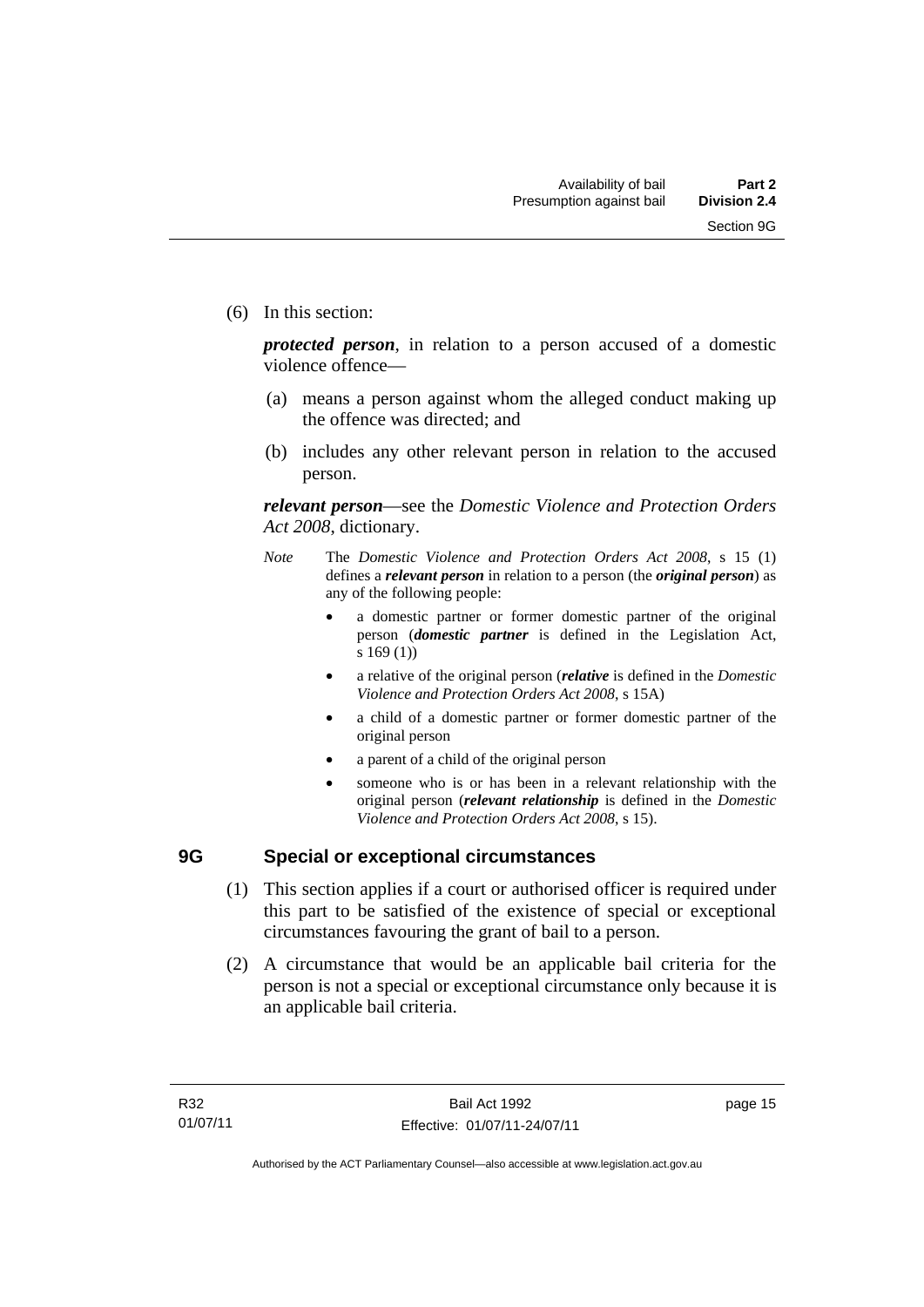(6) In this section:

***protected person***, in relation to a person accused of a domestic violence offence—

(a) means a person against whom the alleged conduct making up the offence was directed; and

(b) includes any other relevant person in relation to the accused person.

***relevant person***—see the *Domestic Violence and Protection Orders Act 2008*, dictionary.

*Note* The *Domestic Violence and Protection Orders Act 2008*, s 15 (1) defines a ***relevant person*** in relation to a person (the ***original person***) as any of the following people:

- a domestic partner or former domestic partner of the original person (***domestic partner*** is defined in the Legislation Act, s 169 (1))
- a relative of the original person (***relative*** is defined in the *Domestic Violence and Protection Orders Act 2008*, s 15A)
- a child of a domestic partner or former domestic partner of the original person
- a parent of a child of the original person
- someone who is or has been in a relevant relationship with the original person (***relevant relationship*** is defined in the *Domestic Violence and Protection Orders Act 2008*, s 15).

## 9G Special or exceptional circumstances

(1) This section applies if a court or authorised officer is required under this part to be satisfied of the existence of special or exceptional circumstances favouring the grant of bail to a person.

(2) A circumstance that would be an applicable bail criteria for the person is not a special or exceptional circumstance only because it is an applicable bail criteria.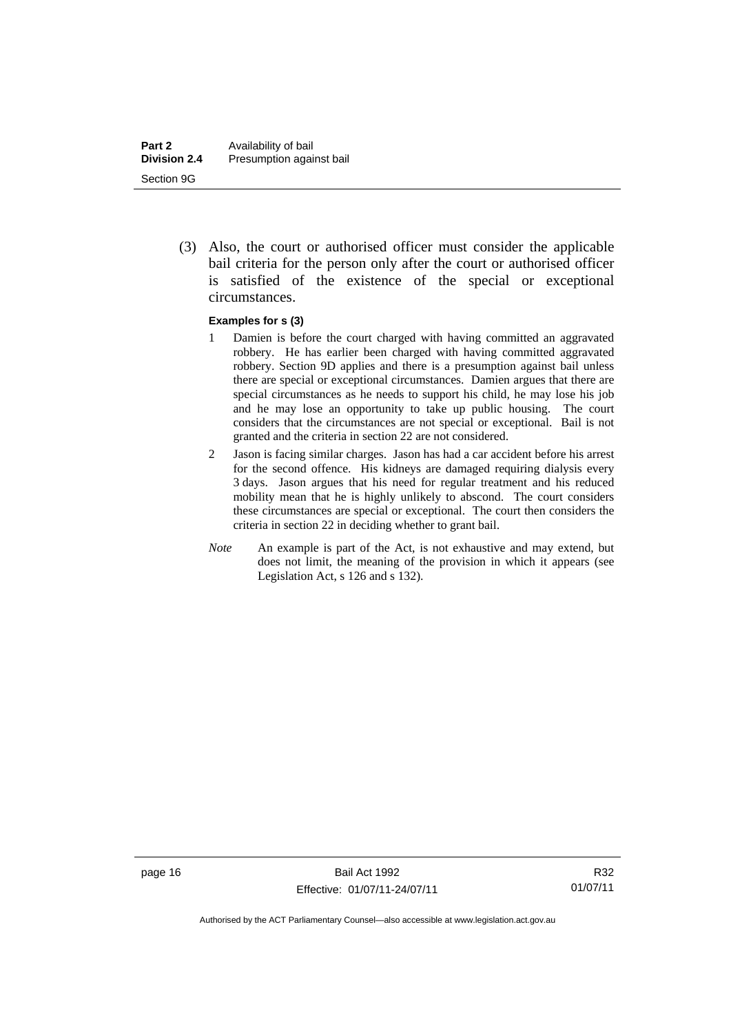(3) Also, the court or authorised officer must consider the applicable bail criteria for the person only after the court or authorised officer is satisfied of the existence of the special or exceptional circumstances.

**Examples for s (3)**

1 Damien is before the court charged with having committed an aggravated robbery. He has earlier been charged with having committed aggravated robbery. Section 9D applies and there is a presumption against bail unless there are special or exceptional circumstances. Damien argues that there are special circumstances as he needs to support his child, he may lose his job and he may lose an opportunity to take up public housing. The court considers that the circumstances are not special or exceptional. Bail is not granted and the criteria in section 22 are not considered.

2 Jason is facing similar charges. Jason has had a car accident before his arrest for the second offence. His kidneys are damaged requiring dialysis every 3 days. Jason argues that his need for regular treatment and his reduced mobility mean that he is highly unlikely to abscond. The court considers these circumstances are special or exceptional. The court then considers the criteria in section 22 in deciding whether to grant bail.

*Note* An example is part of the Act, is not exhaustive and may extend, but does not limit, the meaning of the provision in which it appears (see Legislation Act, s 126 and s 132).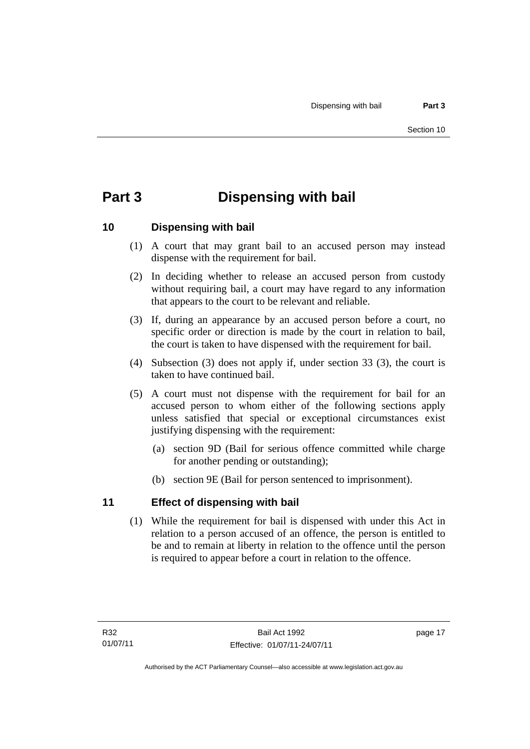# Part 3 Dispensing with bail

## 10 Dispensing with bail

(1) A court that may grant bail to an accused person may instead dispense with the requirement for bail.

(2) In deciding whether to release an accused person from custody without requiring bail, a court may have regard to any information that appears to the court to be relevant and reliable.

(3) If, during an appearance by an accused person before a court, no specific order or direction is made by the court in relation to bail, the court is taken to have dispensed with the requirement for bail.

(4) Subsection (3) does not apply if, under section 33 (3), the court is taken to have continued bail.

(5) A court must not dispense with the requirement for bail for an accused person to whom either of the following sections apply unless satisfied that special or exceptional circumstances exist justifying dispensing with the requirement:

(a) section 9D (Bail for serious offence committed while charge for another pending or outstanding);

(b) section 9E (Bail for person sentenced to imprisonment).

## 11 Effect of dispensing with bail

(1) While the requirement for bail is dispensed with under this Act in relation to a person accused of an offence, the person is entitled to be and to remain at liberty in relation to the offence until the person is required to appear before a court in relation to the offence.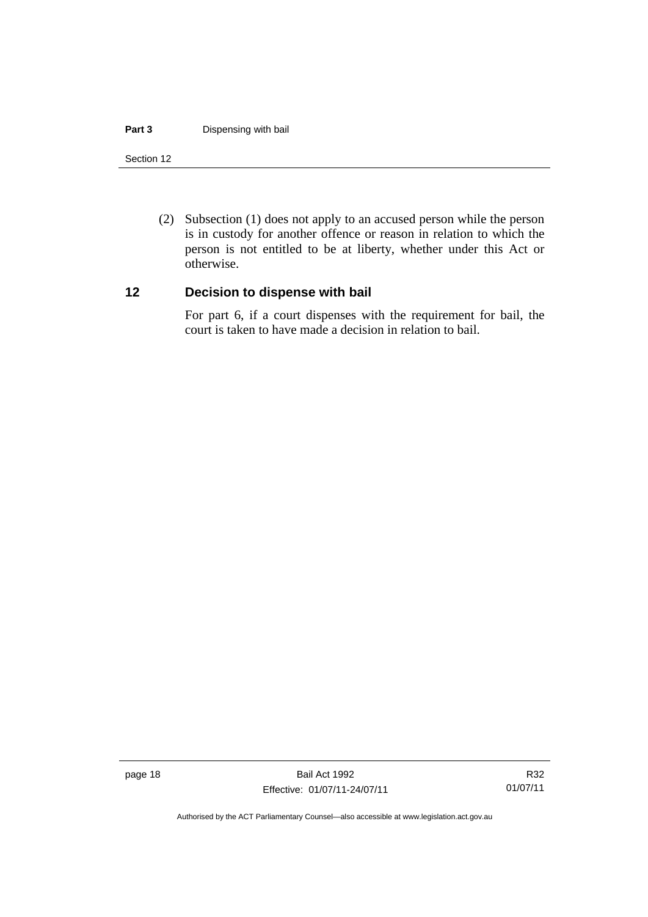(2) Subsection (1) does not apply to an accused person while the person is in custody for another offence or reason in relation to which the person is not entitled to be at liberty, whether under this Act or otherwise.

## 12 Decision to dispense with bail

For part 6, if a court dispenses with the requirement for bail, the court is taken to have made a decision in relation to bail.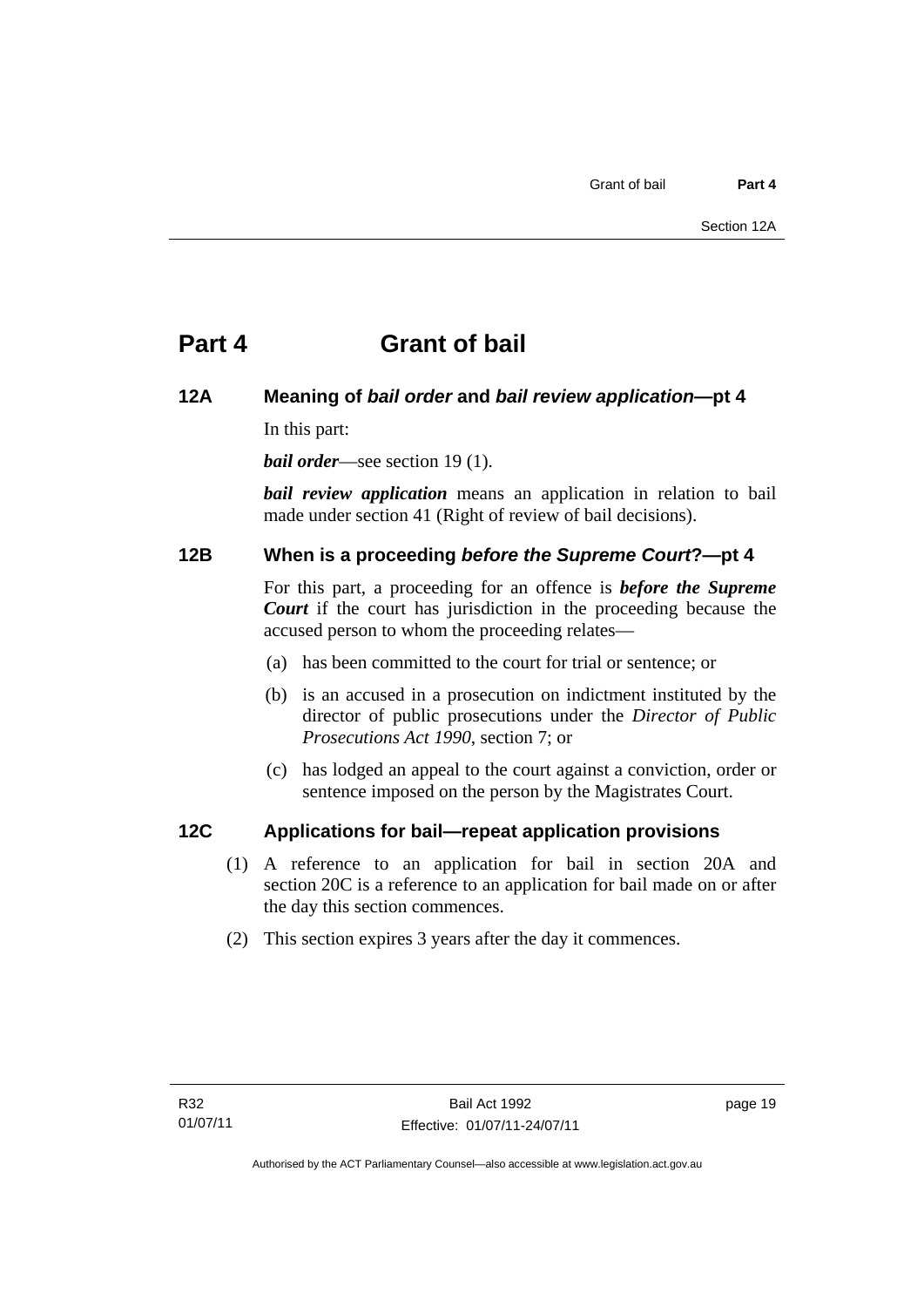# Part 4 Grant of bail

## 12A Meaning of *bail order* and *bail review application*—pt 4

In this part:

***bail order***—see section 19 (1).

***bail review application*** means an application in relation to bail made under section 41 (Right of review of bail decisions).

## 12B When is a proceeding *before the Supreme Court*?—pt 4

For this part, a proceeding for an offence is ***before the Supreme Court*** if the court has jurisdiction in the proceeding because the accused person to whom the proceeding relates—

(a) has been committed to the court for trial or sentence; or

(b) is an accused in a prosecution on indictment instituted by the director of public prosecutions under the *Director of Public Prosecutions Act 1990*, section 7; or

(c) has lodged an appeal to the court against a conviction, order or sentence imposed on the person by the Magistrates Court.

## 12C Applications for bail—repeat application provisions

(1) A reference to an application for bail in section 20A and section 20C is a reference to an application for bail made on or after the day this section commences.

(2) This section expires 3 years after the day it commences.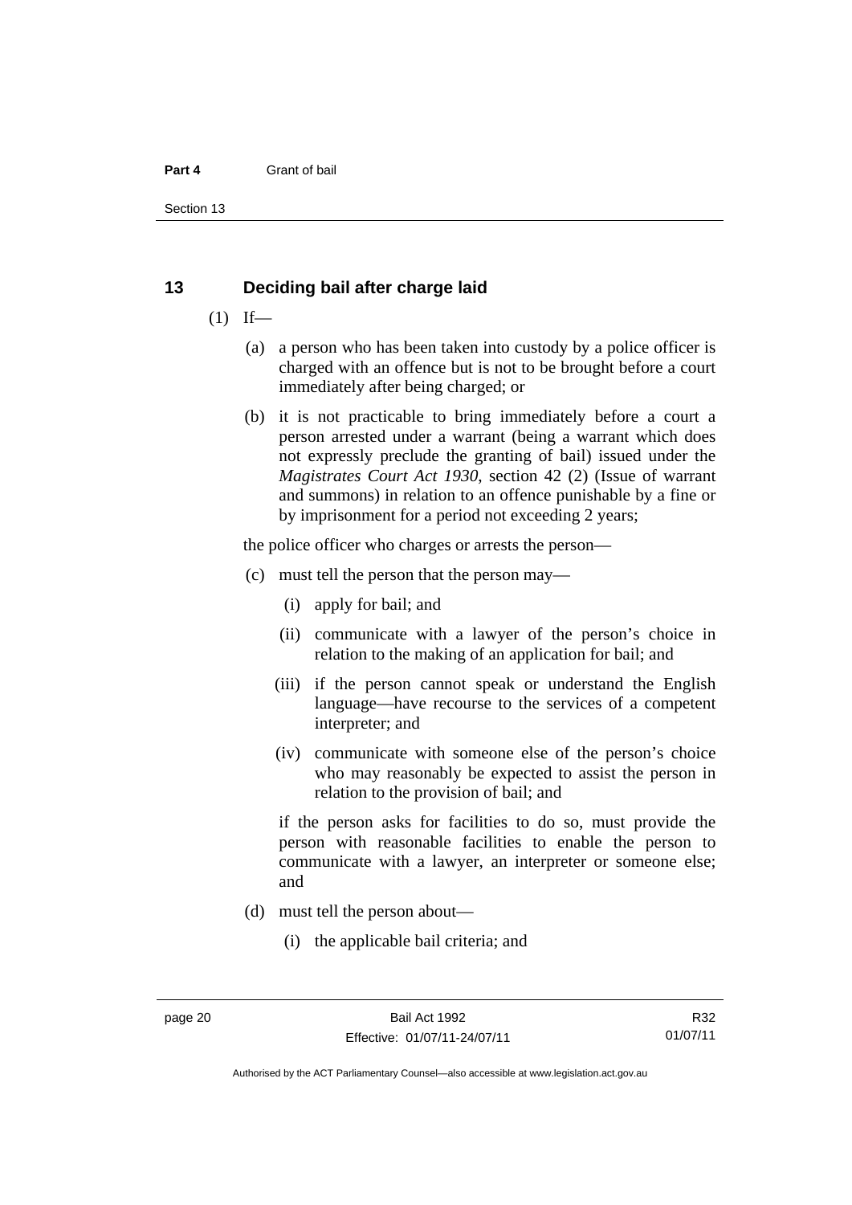## 13 Deciding bail after charge laid

(1) If—

(a) a person who has been taken into custody by a police officer is charged with an offence but is not to be brought before a court immediately after being charged; or

(b) it is not practicable to bring immediately before a court a person arrested under a warrant (being a warrant which does not expressly preclude the granting of bail) issued under the *Magistrates Court Act 1930*, section 42 (2) (Issue of warrant and summons) in relation to an offence punishable by a fine or by imprisonment for a period not exceeding 2 years;

the police officer who charges or arrests the person—

(c) must tell the person that the person may—

(i) apply for bail; and

(ii) communicate with a lawyer of the person's choice in relation to the making of an application for bail; and

(iii) if the person cannot speak or understand the English language—have recourse to the services of a competent interpreter; and

(iv) communicate with someone else of the person's choice who may reasonably be expected to assist the person in relation to the provision of bail; and

if the person asks for facilities to do so, must provide the person with reasonable facilities to enable the person to communicate with a lawyer, an interpreter or someone else; and

(d) must tell the person about—

(i) the applicable bail criteria; and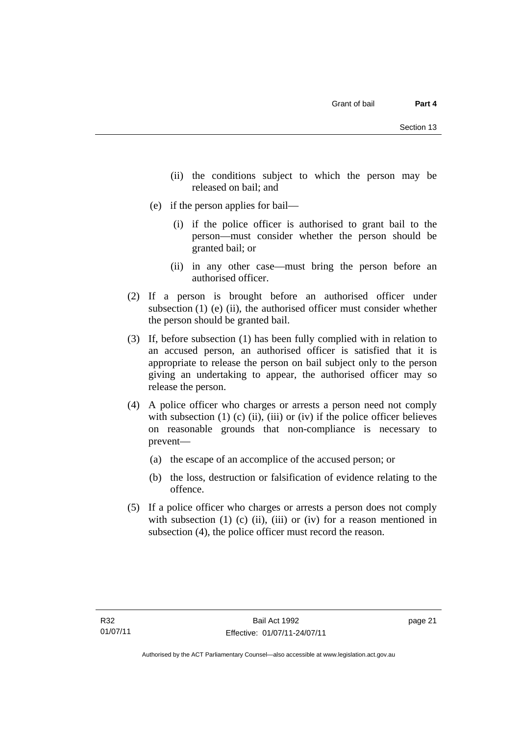(ii) the conditions subject to which the person may be released on bail; and

(e) if the person applies for bail—

(i) if the police officer is authorised to grant bail to the person—must consider whether the person should be granted bail; or

(ii) in any other case—must bring the person before an authorised officer.

(2) If a person is brought before an authorised officer under subsection (1) (e) (ii), the authorised officer must consider whether the person should be granted bail.

(3) If, before subsection (1) has been fully complied with in relation to an accused person, an authorised officer is satisfied that it is appropriate to release the person on bail subject only to the person giving an undertaking to appear, the authorised officer may so release the person.

(4) A police officer who charges or arrests a person need not comply with subsection (1) (c) (ii), (iii) or (iv) if the police officer believes on reasonable grounds that non-compliance is necessary to prevent—

(a) the escape of an accomplice of the accused person; or

(b) the loss, destruction or falsification of evidence relating to the offence.

(5) If a police officer who charges or arrests a person does not comply with subsection (1) (c) (ii), (iii) or (iv) for a reason mentioned in subsection (4), the police officer must record the reason.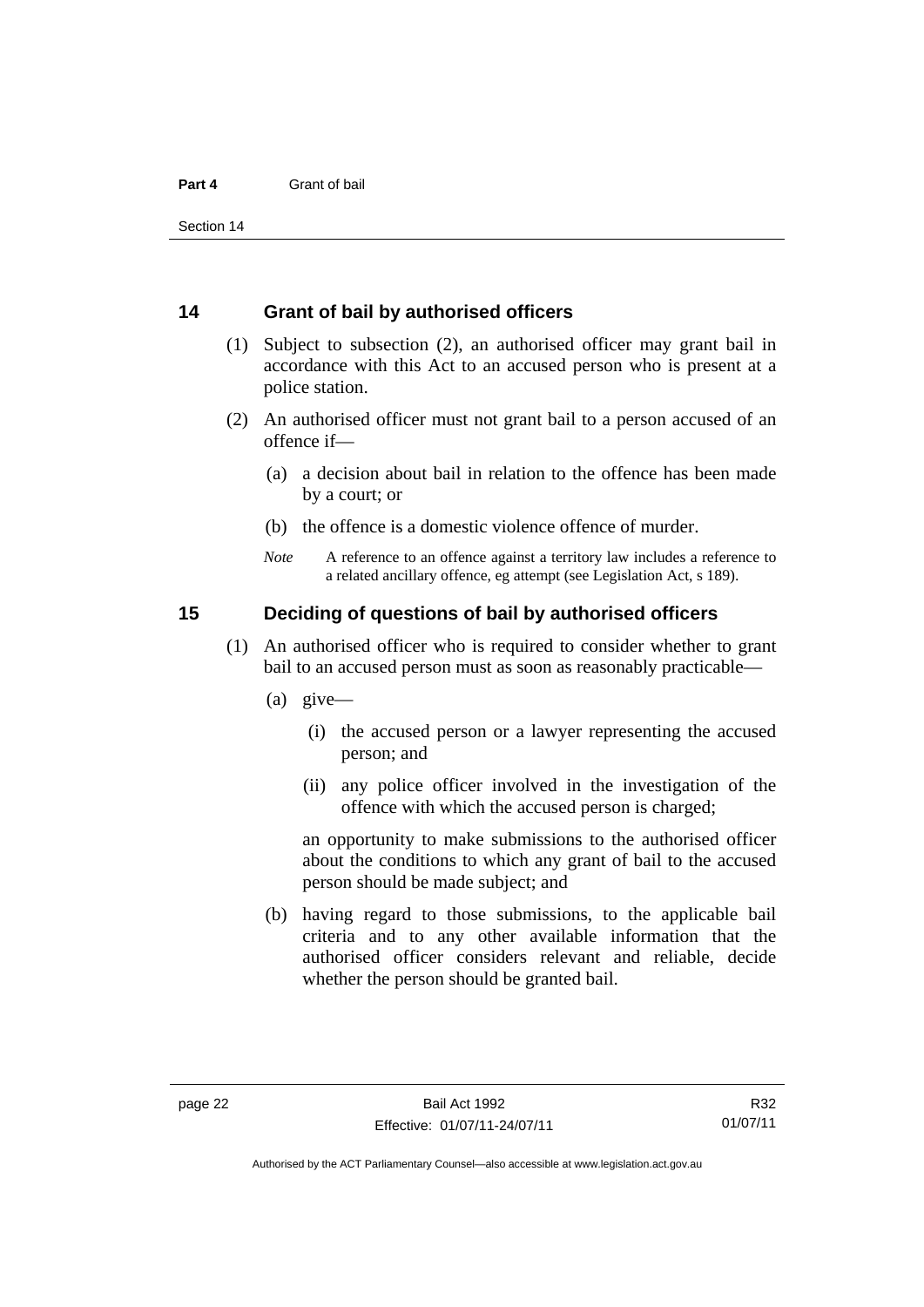## 14 Grant of bail by authorised officers

(1) Subject to subsection (2), an authorised officer may grant bail in accordance with this Act to an accused person who is present at a police station.

(2) An authorised officer must not grant bail to a person accused of an offence if—

(a) a decision about bail in relation to the offence has been made by a court; or

(b) the offence is a domestic violence offence of murder.

*Note* A reference to an offence against a territory law includes a reference to a related ancillary offence, eg attempt (see Legislation Act, s 189).

## 15 Deciding of questions of bail by authorised officers

(1) An authorised officer who is required to consider whether to grant bail to an accused person must as soon as reasonably practicable—

(a) give—

(i) the accused person or a lawyer representing the accused person; and

(ii) any police officer involved in the investigation of the offence with which the accused person is charged;

an opportunity to make submissions to the authorised officer about the conditions to which any grant of bail to the accused person should be made subject; and

(b) having regard to those submissions, to the applicable bail criteria and to any other available information that the authorised officer considers relevant and reliable, decide whether the person should be granted bail.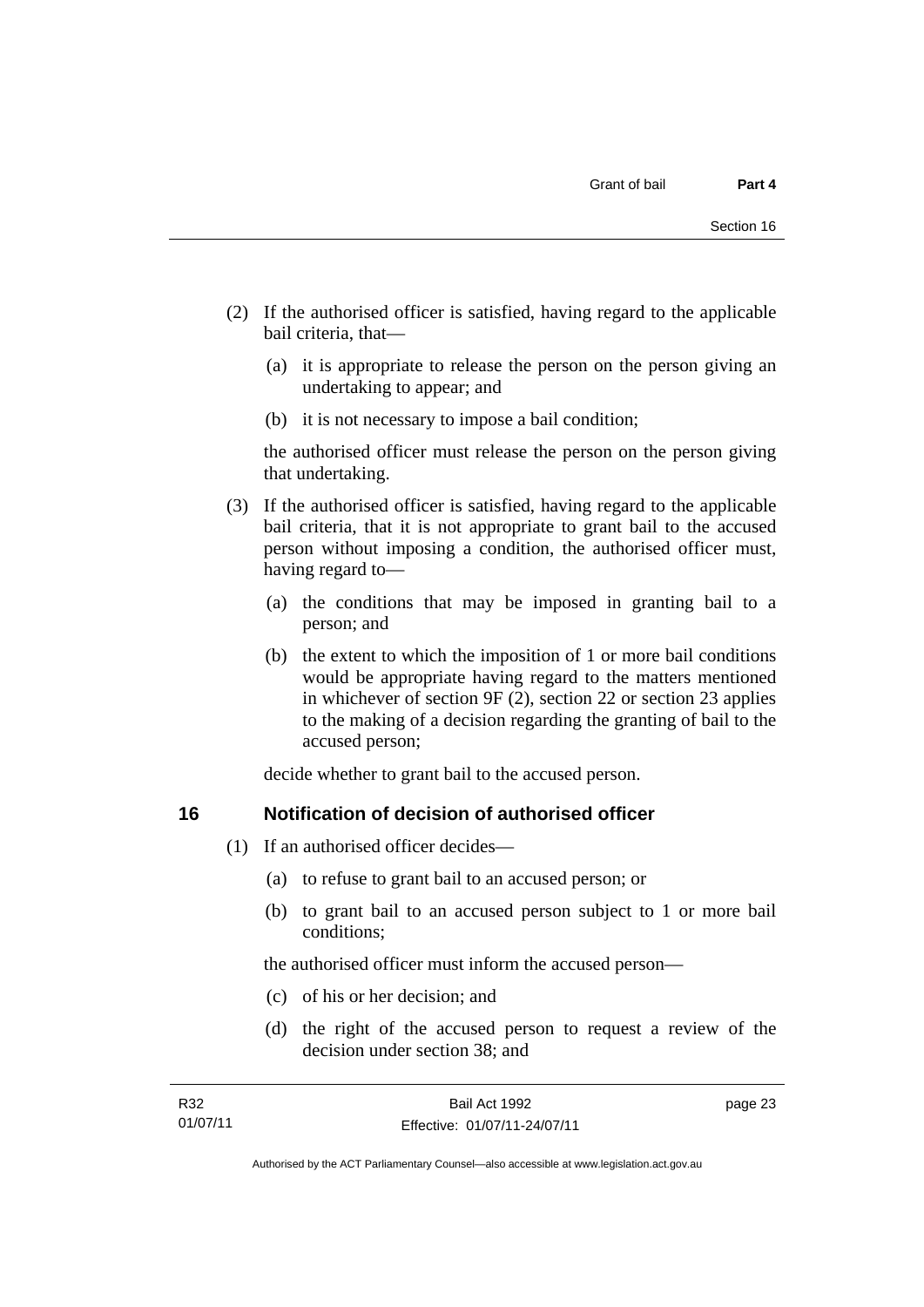(2) If the authorised officer is satisfied, having regard to the applicable bail criteria, that—

(a) it is appropriate to release the person on the person giving an undertaking to appear; and

(b) it is not necessary to impose a bail condition;

the authorised officer must release the person on the person giving that undertaking.

(3) If the authorised officer is satisfied, having regard to the applicable bail criteria, that it is not appropriate to grant bail to the accused person without imposing a condition, the authorised officer must, having regard to—

(a) the conditions that may be imposed in granting bail to a person; and

(b) the extent to which the imposition of 1 or more bail conditions would be appropriate having regard to the matters mentioned in whichever of section 9F (2), section 22 or section 23 applies to the making of a decision regarding the granting of bail to the accused person;

decide whether to grant bail to the accused person.

## 16 Notification of decision of authorised officer

(1) If an authorised officer decides—

(a) to refuse to grant bail to an accused person; or

(b) to grant bail to an accused person subject to 1 or more bail conditions;

the authorised officer must inform the accused person—

(c) of his or her decision; and

(d) the right of the accused person to request a review of the decision under section 38; and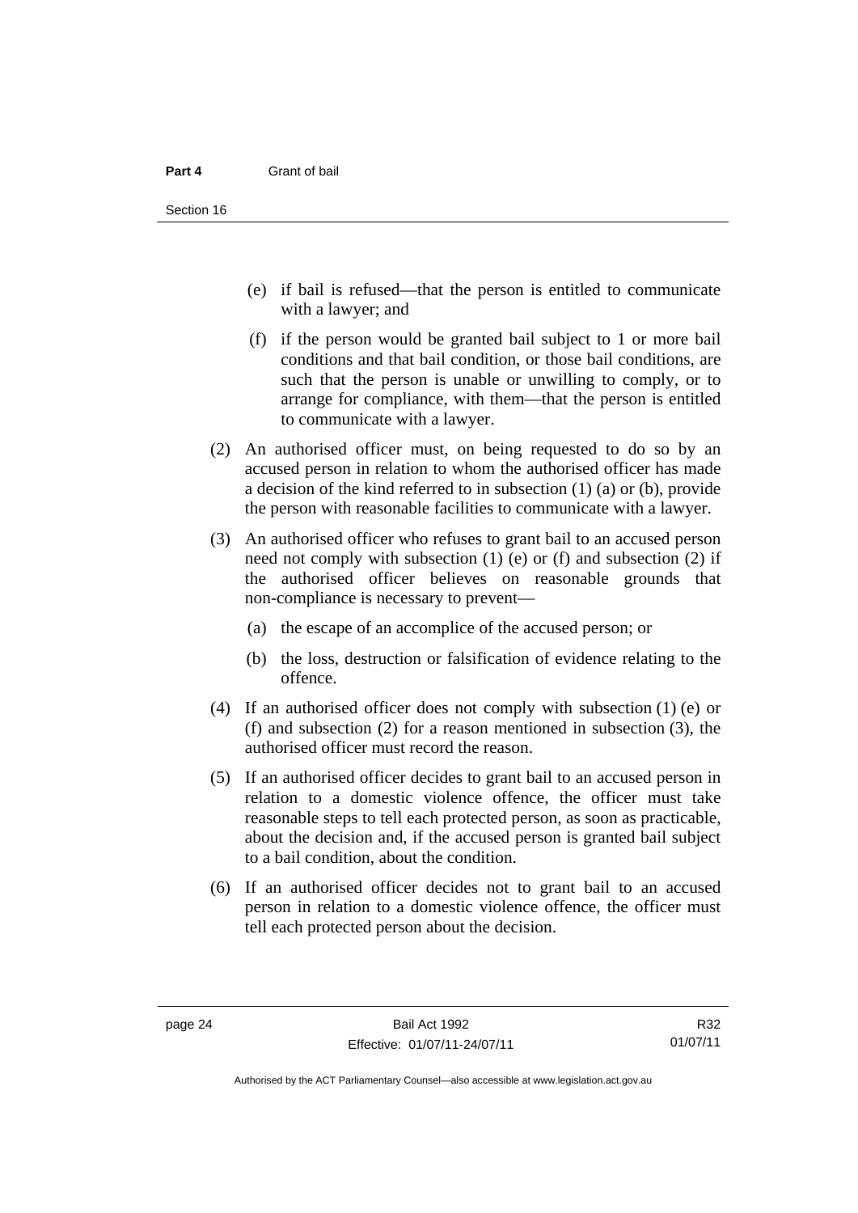(e) if bail is refused—that the person is entitled to communicate with a lawyer; and

(f) if the person would be granted bail subject to 1 or more bail conditions and that bail condition, or those bail conditions, are such that the person is unable or unwilling to comply, or to arrange for compliance, with them—that the person is entitled to communicate with a lawyer.

(2) An authorised officer must, on being requested to do so by an accused person in relation to whom the authorised officer has made a decision of the kind referred to in subsection (1) (a) or (b), provide the person with reasonable facilities to communicate with a lawyer.

(3) An authorised officer who refuses to grant bail to an accused person need not comply with subsection (1) (e) or (f) and subsection (2) if the authorised officer believes on reasonable grounds that non-compliance is necessary to prevent—

(a) the escape of an accomplice of the accused person; or

(b) the loss, destruction or falsification of evidence relating to the offence.

(4) If an authorised officer does not comply with subsection (1) (e) or (f) and subsection (2) for a reason mentioned in subsection (3), the authorised officer must record the reason.

(5) If an authorised officer decides to grant bail to an accused person in relation to a domestic violence offence, the officer must take reasonable steps to tell each protected person, as soon as practicable, about the decision and, if the accused person is granted bail subject to a bail condition, about the condition.

(6) If an authorised officer decides not to grant bail to an accused person in relation to a domestic violence offence, the officer must tell each protected person about the decision.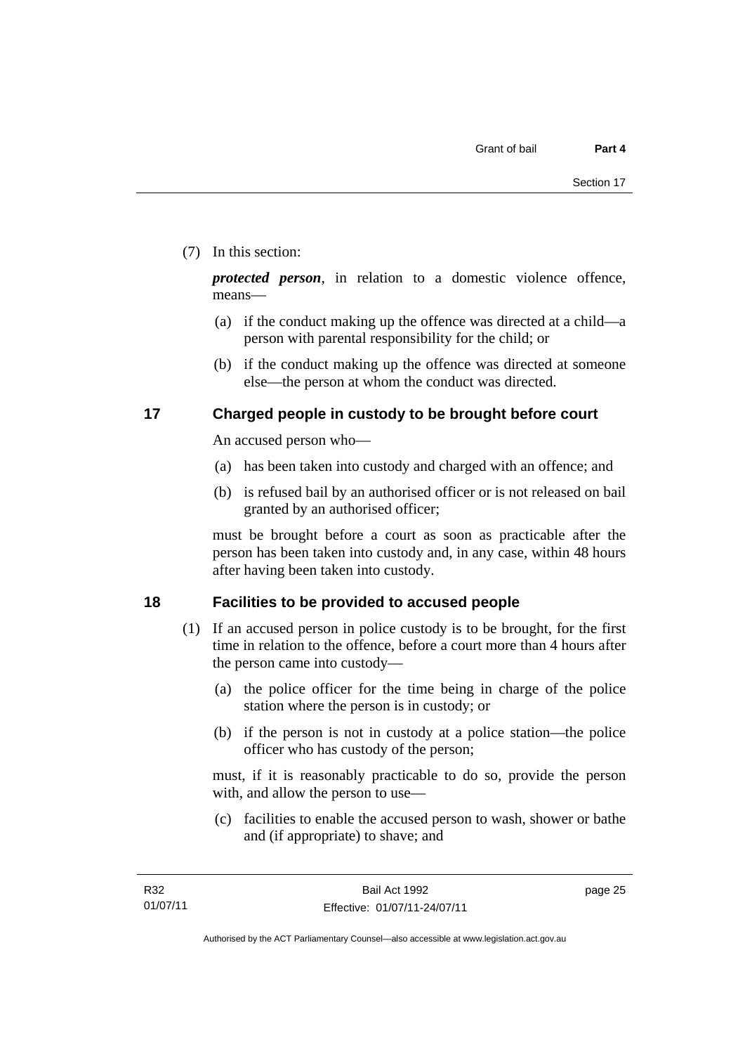(7) In this section:

***protected person***, in relation to a domestic violence offence, means—

(a) if the conduct making up the offence was directed at a child—a person with parental responsibility for the child; or

(b) if the conduct making up the offence was directed at someone else—the person at whom the conduct was directed.

## 17 Charged people in custody to be brought before court

An accused person who—

(a) has been taken into custody and charged with an offence; and

(b) is refused bail by an authorised officer or is not released on bail granted by an authorised officer;

must be brought before a court as soon as practicable after the person has been taken into custody and, in any case, within 48 hours after having been taken into custody.

## 18 Facilities to be provided to accused people

(1) If an accused person in police custody is to be brought, for the first time in relation to the offence, before a court more than 4 hours after the person came into custody—

(a) the police officer for the time being in charge of the police station where the person is in custody; or

(b) if the person is not in custody at a police station—the police officer who has custody of the person;

must, if it is reasonably practicable to do so, provide the person with, and allow the person to use—

(c) facilities to enable the accused person to wash, shower or bathe and (if appropriate) to shave; and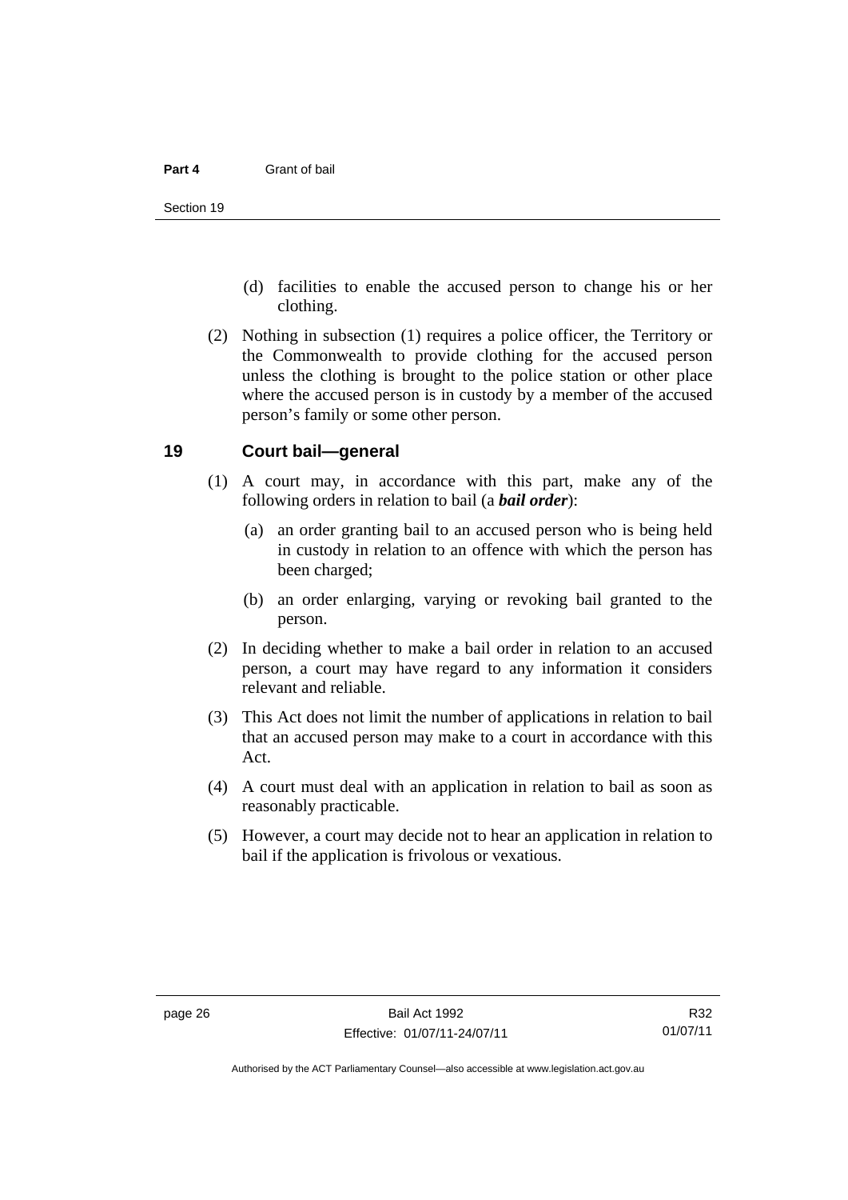(d) facilities to enable the accused person to change his or her clothing.

(2) Nothing in subsection (1) requires a police officer, the Territory or the Commonwealth to provide clothing for the accused person unless the clothing is brought to the police station or other place where the accused person is in custody by a member of the accused person's family or some other person.

## 19 Court bail—general

(1) A court may, in accordance with this part, make any of the following orders in relation to bail (a ***bail order***):

(a) an order granting bail to an accused person who is being held in custody in relation to an offence with which the person has been charged;

(b) an order enlarging, varying or revoking bail granted to the person.

(2) In deciding whether to make a bail order in relation to an accused person, a court may have regard to any information it considers relevant and reliable.

(3) This Act does not limit the number of applications in relation to bail that an accused person may make to a court in accordance with this Act.

(4) A court must deal with an application in relation to bail as soon as reasonably practicable.

(5) However, a court may decide not to hear an application in relation to bail if the application is frivolous or vexatious.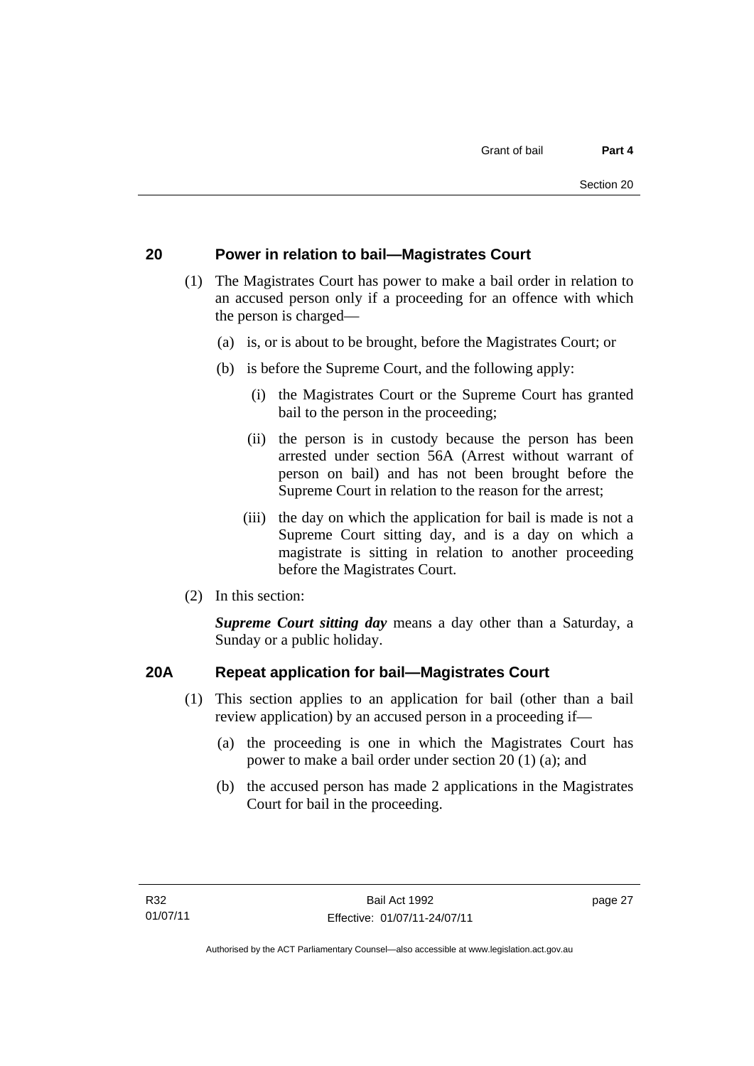## 20 Power in relation to bail—Magistrates Court

(1) The Magistrates Court has power to make a bail order in relation to an accused person only if a proceeding for an offence with which the person is charged—

(a) is, or is about to be brought, before the Magistrates Court; or

(b) is before the Supreme Court, and the following apply:

(i) the Magistrates Court or the Supreme Court has granted bail to the person in the proceeding;

(ii) the person is in custody because the person has been arrested under section 56A (Arrest without warrant of person on bail) and has not been brought before the Supreme Court in relation to the reason for the arrest;

(iii) the day on which the application for bail is made is not a Supreme Court sitting day, and is a day on which a magistrate is sitting in relation to another proceeding before the Magistrates Court.

(2) In this section:

***Supreme Court sitting day*** means a day other than a Saturday, a Sunday or a public holiday.

## 20A Repeat application for bail—Magistrates Court

(1) This section applies to an application for bail (other than a bail review application) by an accused person in a proceeding if—

(a) the proceeding is one in which the Magistrates Court has power to make a bail order under section 20 (1) (a); and

(b) the accused person has made 2 applications in the Magistrates Court for bail in the proceeding.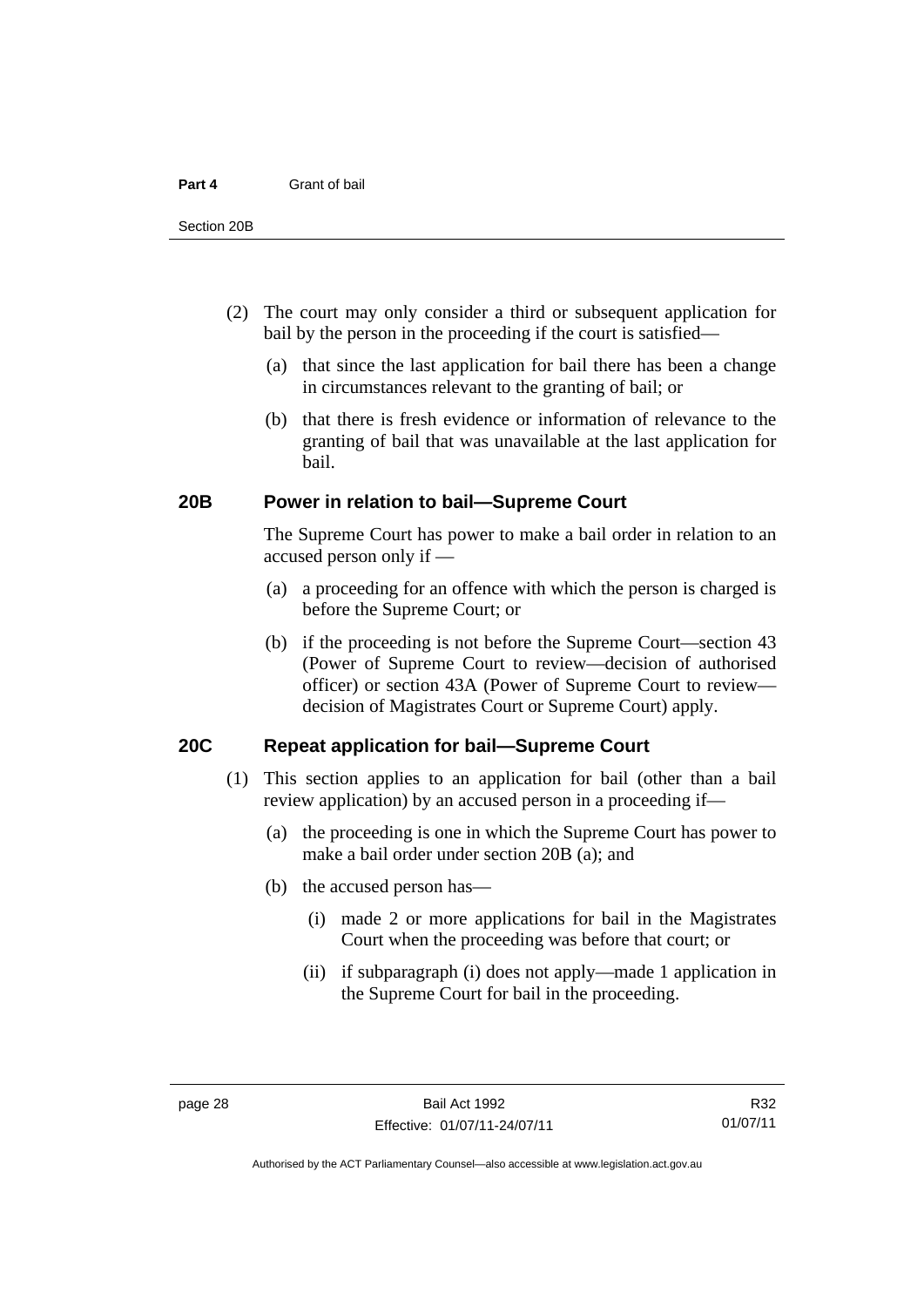(2) The court may only consider a third or subsequent application for bail by the person in the proceeding if the court is satisfied—

  (a) that since the last application for bail there has been a change in circumstances relevant to the granting of bail; or

  (b) that there is fresh evidence or information of relevance to the granting of bail that was unavailable at the last application for bail.

## 20B Power in relation to bail—Supreme Court

The Supreme Court has power to make a bail order in relation to an accused person only if —

  (a) a proceeding for an offence with which the person is charged is before the Supreme Court; or

  (b) if the proceeding is not before the Supreme Court—section 43 (Power of Supreme Court to review—decision of authorised officer) or section 43A (Power of Supreme Court to review—decision of Magistrates Court or Supreme Court) apply.

## 20C Repeat application for bail—Supreme Court

(1) This section applies to an application for bail (other than a bail review application) by an accused person in a proceeding if—

  (a) the proceeding is one in which the Supreme Court has power to make a bail order under section 20B (a); and

  (b) the accused person has—

    (i) made 2 or more applications for bail in the Magistrates Court when the proceeding was before that court; or

    (ii) if subparagraph (i) does not apply—made 1 application in the Supreme Court for bail in the proceeding.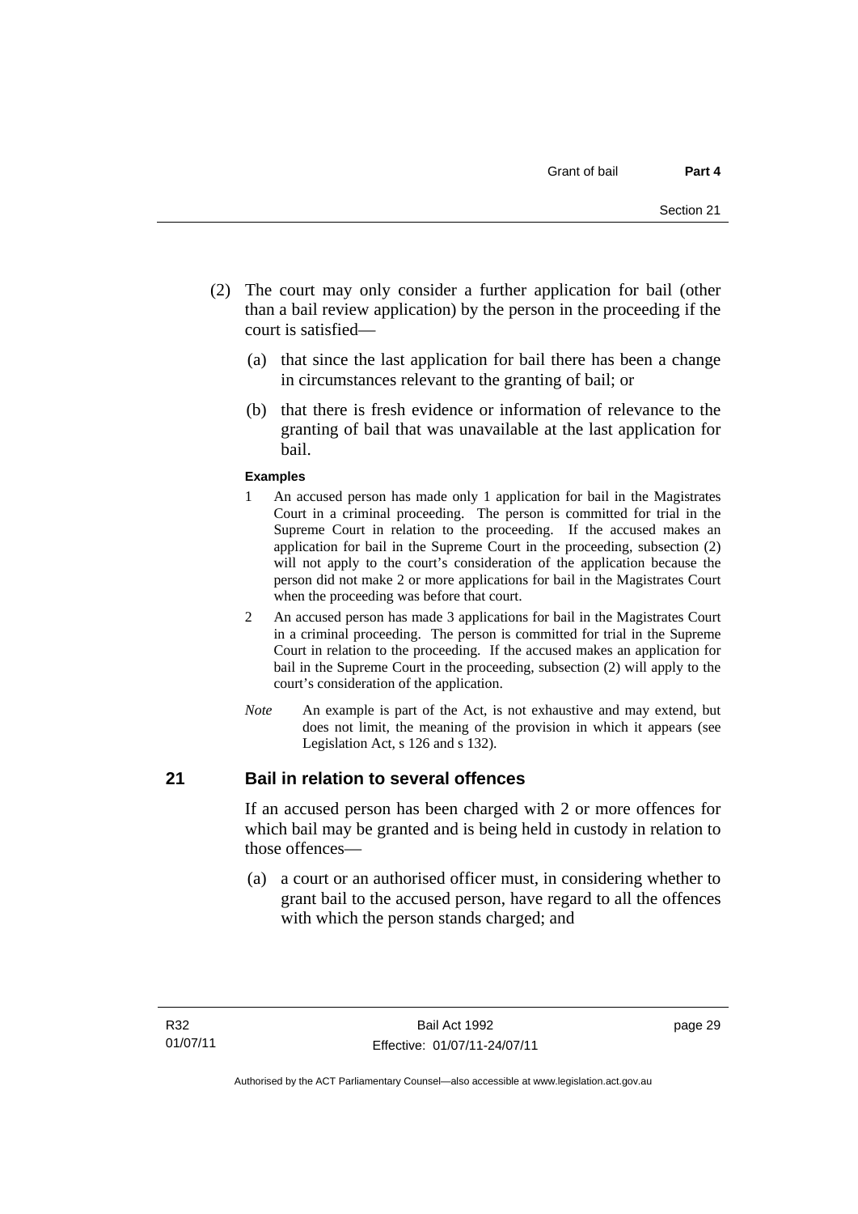(2) The court may only consider a further application for bail (other than a bail review application) by the person in the proceeding if the court is satisfied—

(a) that since the last application for bail there has been a change in circumstances relevant to the granting of bail; or

(b) that there is fresh evidence or information of relevance to the granting of bail that was unavailable at the last application for bail.

**Examples**

1 An accused person has made only 1 application for bail in the Magistrates Court in a criminal proceeding. The person is committed for trial in the Supreme Court in relation to the proceeding. If the accused makes an application for bail in the Supreme Court in the proceeding, subsection (2) will not apply to the court's consideration of the application because the person did not make 2 or more applications for bail in the Magistrates Court when the proceeding was before that court.

2 An accused person has made 3 applications for bail in the Magistrates Court in a criminal proceeding. The person is committed for trial in the Supreme Court in relation to the proceeding. If the accused makes an application for bail in the Supreme Court in the proceeding, subsection (2) will apply to the court's consideration of the application.

*Note* An example is part of the Act, is not exhaustive and may extend, but does not limit, the meaning of the provision in which it appears (see Legislation Act, s 126 and s 132).

## 21 Bail in relation to several offences

If an accused person has been charged with 2 or more offences for which bail may be granted and is being held in custody in relation to those offences—

(a) a court or an authorised officer must, in considering whether to grant bail to the accused person, have regard to all the offences with which the person stands charged; and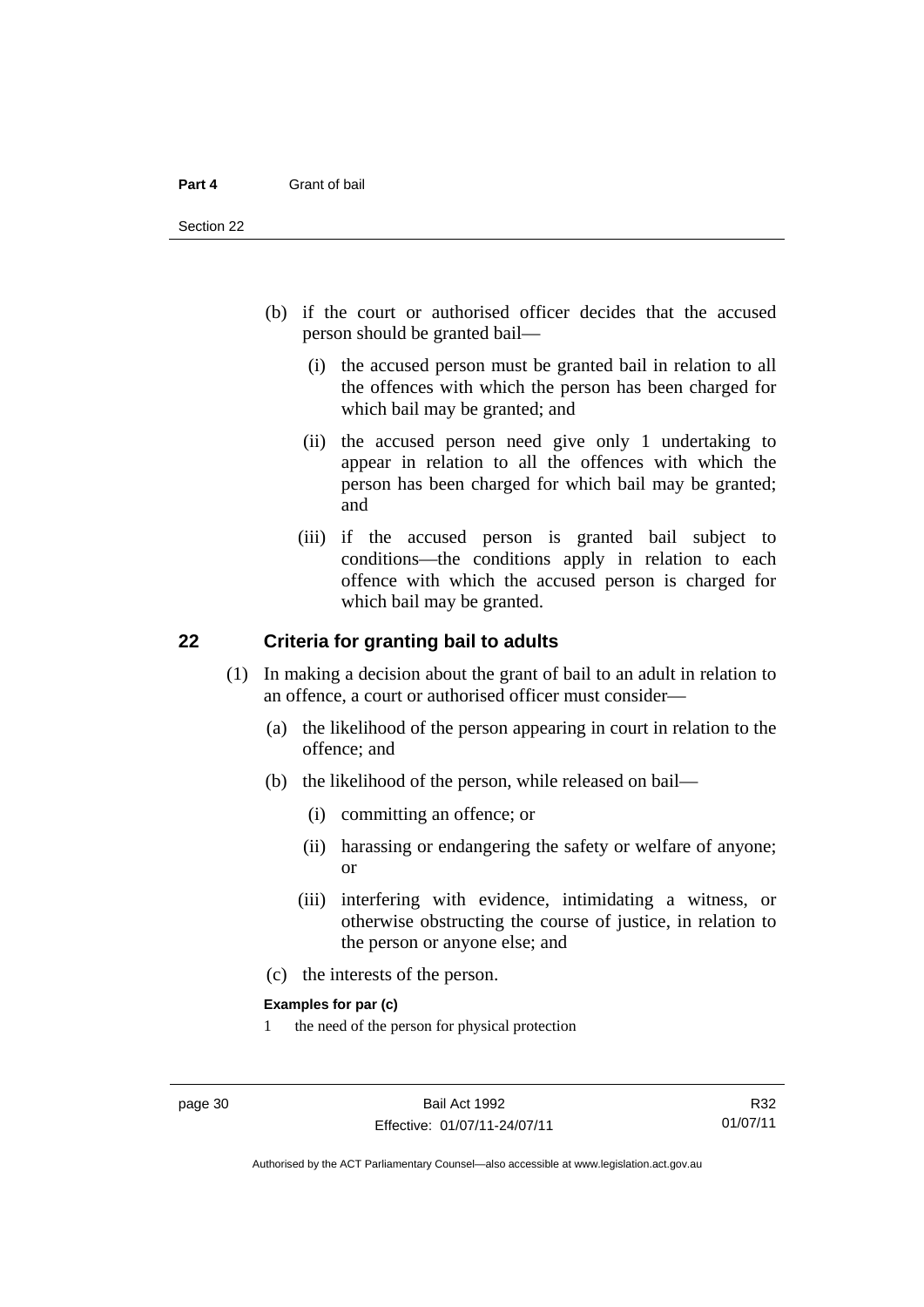(b) if the court or authorised officer decides that the accused person should be granted bail—

   (i) the accused person must be granted bail in relation to all the offences with which the person has been charged for which bail may be granted; and

   (ii) the accused person need give only 1 undertaking to appear in relation to all the offences with which the person has been charged for which bail may be granted; and

   (iii) if the accused person is granted bail subject to conditions—the conditions apply in relation to each offence with which the accused person is charged for which bail may be granted.

## 22 Criteria for granting bail to adults

(1) In making a decision about the grant of bail to an adult in relation to an offence, a court or authorised officer must consider—

   (a) the likelihood of the person appearing in court in relation to the offence; and

   (b) the likelihood of the person, while released on bail—

      (i) committing an offence; or

      (ii) harassing or endangering the safety or welfare of anyone; or

      (iii) interfering with evidence, intimidating a witness, or otherwise obstructing the course of justice, in relation to the person or anyone else; and

   (c) the interests of the person.

**Examples for par (c)**

1 the need of the person for physical protection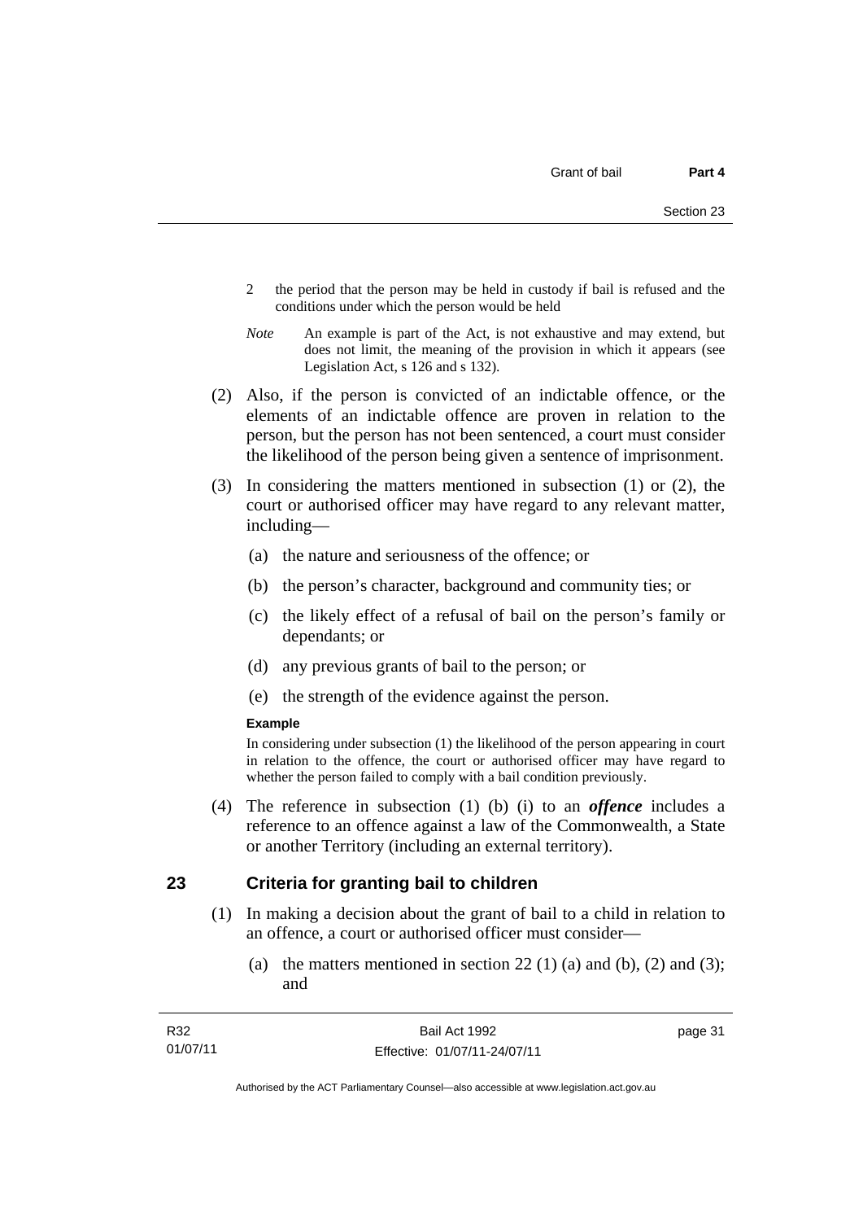2 the period that the person may be held in custody if bail is refused and the conditions under which the person would be held

*Note* An example is part of the Act, is not exhaustive and may extend, but does not limit, the meaning of the provision in which it appears (see Legislation Act, s 126 and s 132).

(2) Also, if the person is convicted of an indictable offence, or the elements of an indictable offence are proven in relation to the person, but the person has not been sentenced, a court must consider the likelihood of the person being given a sentence of imprisonment.

(3) In considering the matters mentioned in subsection (1) or (2), the court or authorised officer may have regard to any relevant matter, including—

(a) the nature and seriousness of the offence; or

(b) the person's character, background and community ties; or

(c) the likely effect of a refusal of bail on the person's family or dependants; or

(d) any previous grants of bail to the person; or

(e) the strength of the evidence against the person.

**Example**

In considering under subsection (1) the likelihood of the person appearing in court in relation to the offence, the court or authorised officer may have regard to whether the person failed to comply with a bail condition previously.

(4) The reference in subsection (1) (b) (i) to an ***offence*** includes a reference to an offence against a law of the Commonwealth, a State or another Territory (including an external territory).

## 23 Criteria for granting bail to children

(1) In making a decision about the grant of bail to a child in relation to an offence, a court or authorised officer must consider—

(a) the matters mentioned in section 22 (1) (a) and (b), (2) and (3); and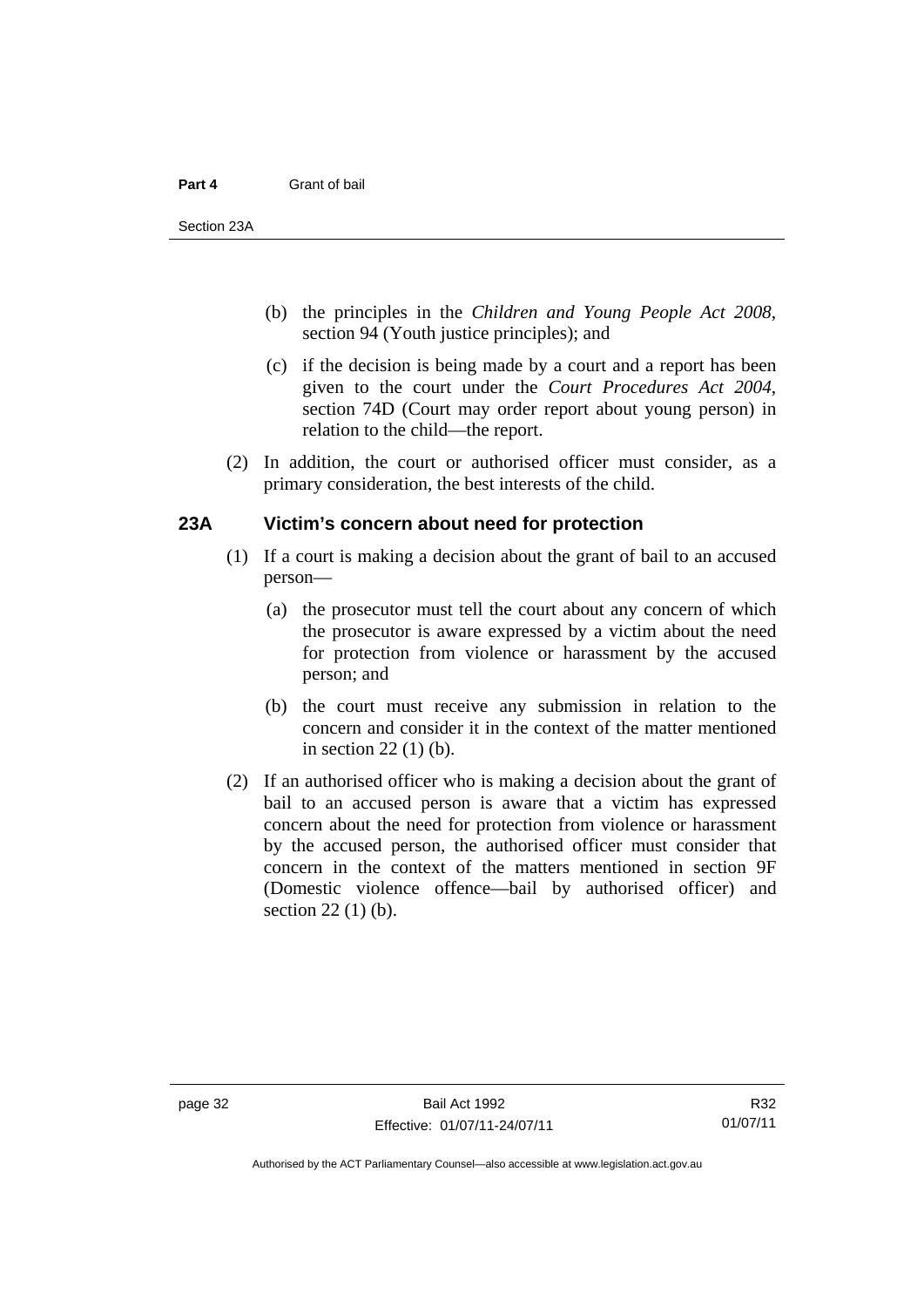(b) the principles in the *Children and Young People Act 2008*, section 94 (Youth justice principles); and

(c) if the decision is being made by a court and a report has been given to the court under the *Court Procedures Act 2004*, section 74D (Court may order report about young person) in relation to the child—the report.

(2) In addition, the court or authorised officer must consider, as a primary consideration, the best interests of the child.

## 23A Victim's concern about need for protection

(1) If a court is making a decision about the grant of bail to an accused person—

(a) the prosecutor must tell the court about any concern of which the prosecutor is aware expressed by a victim about the need for protection from violence or harassment by the accused person; and

(b) the court must receive any submission in relation to the concern and consider it in the context of the matter mentioned in section 22 (1) (b).

(2) If an authorised officer who is making a decision about the grant of bail to an accused person is aware that a victim has expressed concern about the need for protection from violence or harassment by the accused person, the authorised officer must consider that concern in the context of the matters mentioned in section 9F (Domestic violence offence—bail by authorised officer) and section 22 (1) (b).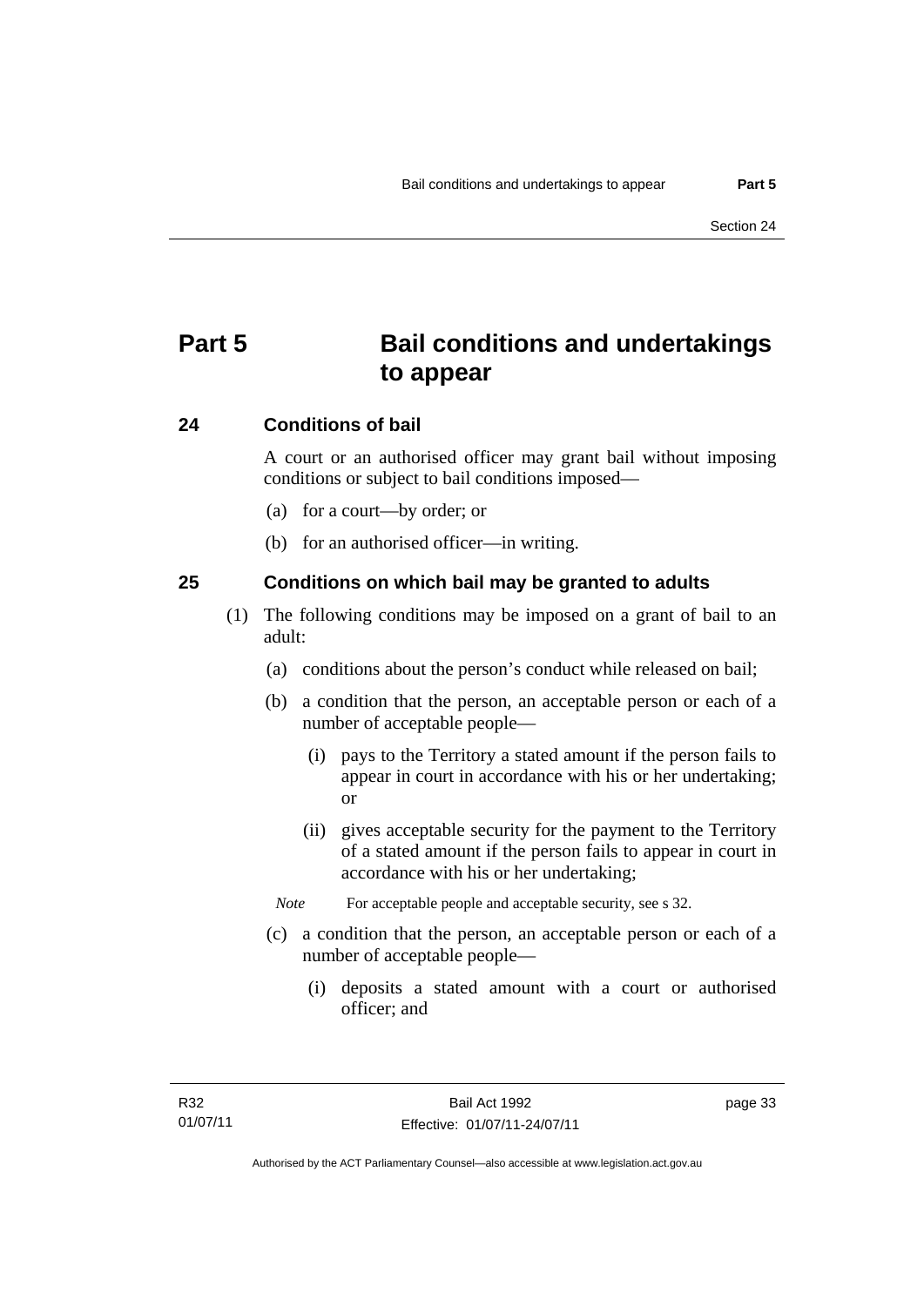# Part 5 Bail conditions and undertakings to appear

## 24 Conditions of bail

A court or an authorised officer may grant bail without imposing conditions or subject to bail conditions imposed—

(a) for a court—by order; or

(b) for an authorised officer—in writing.

## 25 Conditions on which bail may be granted to adults

(1) The following conditions may be imposed on a grant of bail to an adult:

(a) conditions about the person's conduct while released on bail;

(b) a condition that the person, an acceptable person or each of a number of acceptable people—

(i) pays to the Territory a stated amount if the person fails to appear in court in accordance with his or her undertaking; or

(ii) gives acceptable security for the payment to the Territory of a stated amount if the person fails to appear in court in accordance with his or her undertaking;

*Note* For acceptable people and acceptable security, see s 32.

(c) a condition that the person, an acceptable person or each of a number of acceptable people—

(i) deposits a stated amount with a court or authorised officer; and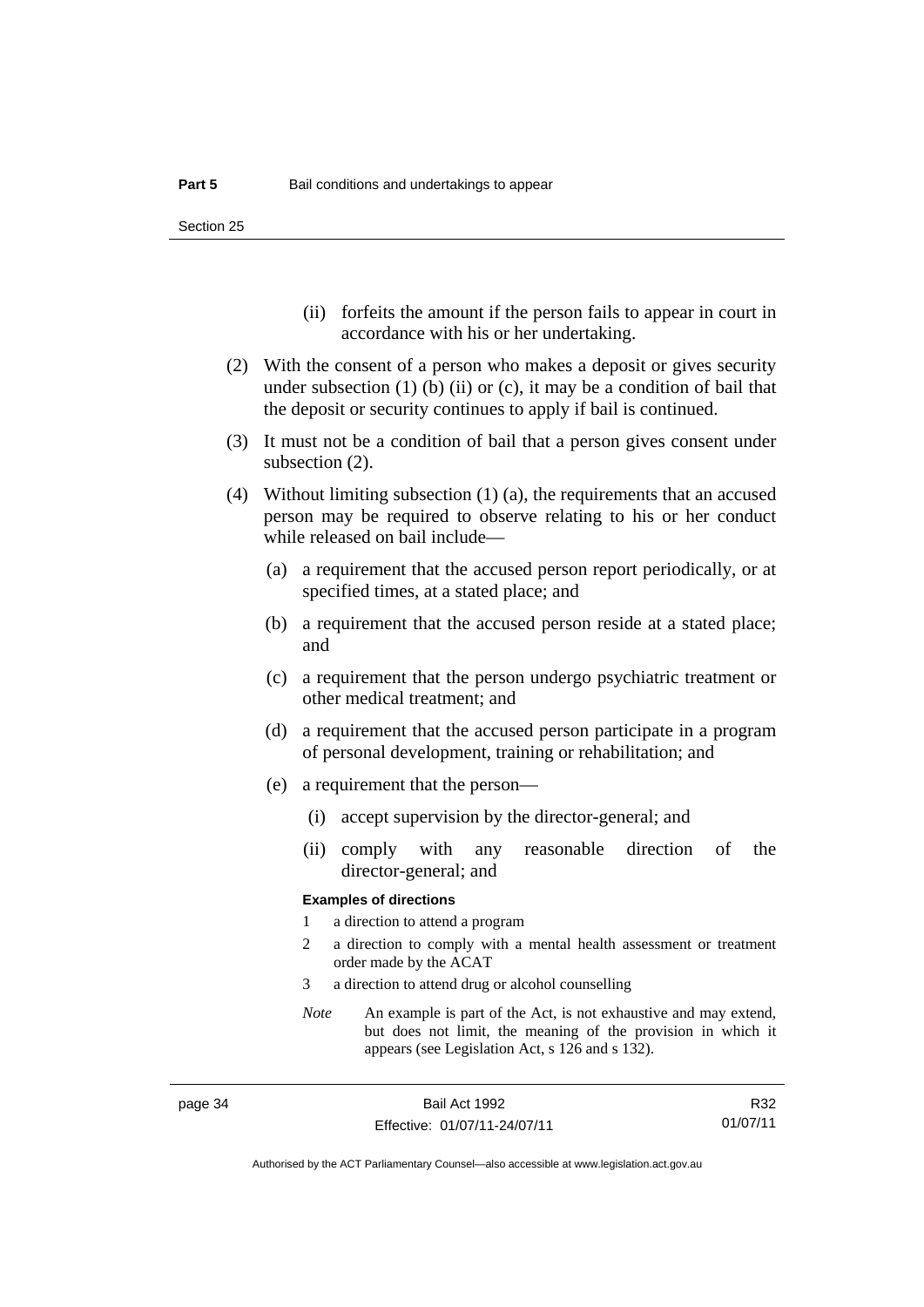(ii) forfeits the amount if the person fails to appear in court in accordance with his or her undertaking.

(2) With the consent of a person who makes a deposit or gives security under subsection (1) (b) (ii) or (c), it may be a condition of bail that the deposit or security continues to apply if bail is continued.

(3) It must not be a condition of bail that a person gives consent under subsection (2).

(4) Without limiting subsection (1) (a), the requirements that an accused person may be required to observe relating to his or her conduct while released on bail include—

(a) a requirement that the accused person report periodically, or at specified times, at a stated place; and

(b) a requirement that the accused person reside at a stated place; and

(c) a requirement that the person undergo psychiatric treatment or other medical treatment; and

(d) a requirement that the accused person participate in a program of personal development, training or rehabilitation; and

(e) a requirement that the person—

(i) accept supervision by the director-general; and

(ii) comply with any reasonable direction of the director-general; and

**Examples of directions**

1 a direction to attend a program

2 a direction to comply with a mental health assessment or treatment order made by the ACAT

3 a direction to attend drug or alcohol counselling

*Note* An example is part of the Act, is not exhaustive and may extend, but does not limit, the meaning of the provision in which it appears (see Legislation Act, s 126 and s 132).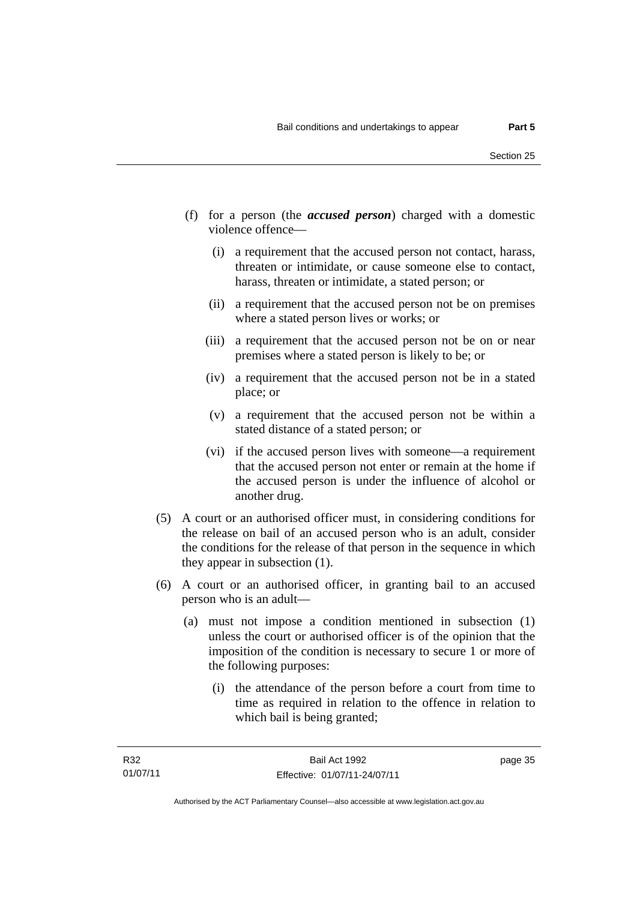(f) for a person (the ***accused person***) charged with a domestic violence offence—

  (i) a requirement that the accused person not contact, harass, threaten or intimidate, or cause someone else to contact, harass, threaten or intimidate, a stated person; or

  (ii) a requirement that the accused person not be on premises where a stated person lives or works; or

  (iii) a requirement that the accused person not be on or near premises where a stated person is likely to be; or

  (iv) a requirement that the accused person not be in a stated place; or

  (v) a requirement that the accused person not be within a stated distance of a stated person; or

  (vi) if the accused person lives with someone—a requirement that the accused person not enter or remain at the home if the accused person is under the influence of alcohol or another drug.

(5) A court or an authorised officer must, in considering conditions for the release on bail of an accused person who is an adult, consider the conditions for the release of that person in the sequence in which they appear in subsection (1).

(6) A court or an authorised officer, in granting bail to an accused person who is an adult—

  (a) must not impose a condition mentioned in subsection (1) unless the court or authorised officer is of the opinion that the imposition of the condition is necessary to secure 1 or more of the following purposes:

    (i) the attendance of the person before a court from time to time as required in relation to the offence in relation to which bail is being granted;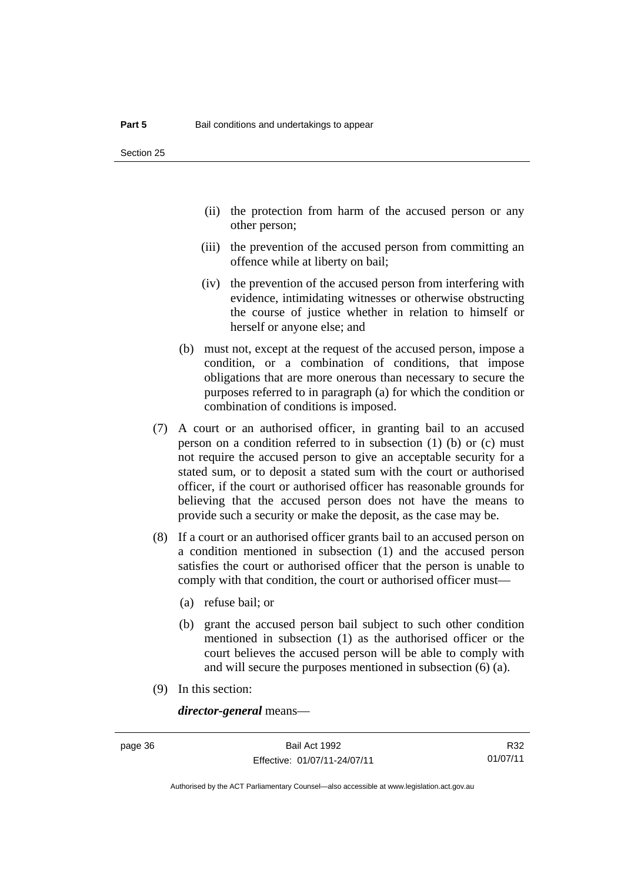- (ii) the protection from harm of the accused person or any other person;
- (iii) the prevention of the accused person from committing an offence while at liberty on bail;
- (iv) the prevention of the accused person from interfering with evidence, intimidating witnesses or otherwise obstructing the course of justice whether in relation to himself or herself or anyone else; and

(b) must not, except at the request of the accused person, impose a condition, or a combination of conditions, that impose obligations that are more onerous than necessary to secure the purposes referred to in paragraph (a) for which the condition or combination of conditions is imposed.

(7) A court or an authorised officer, in granting bail to an accused person on a condition referred to in subsection (1) (b) or (c) must not require the accused person to give an acceptable security for a stated sum, or to deposit a stated sum with the court or authorised officer, if the court or authorised officer has reasonable grounds for believing that the accused person does not have the means to provide such a security or make the deposit, as the case may be.

(8) If a court or an authorised officer grants bail to an accused person on a condition mentioned in subsection (1) and the accused person satisfies the court or authorised officer that the person is unable to comply with that condition, the court or authorised officer must—

(a) refuse bail; or

(b) grant the accused person bail subject to such other condition mentioned in subsection (1) as the authorised officer or the court believes the accused person will be able to comply with and will secure the purposes mentioned in subsection (6) (a).

(9) In this section:

***director-general*** means—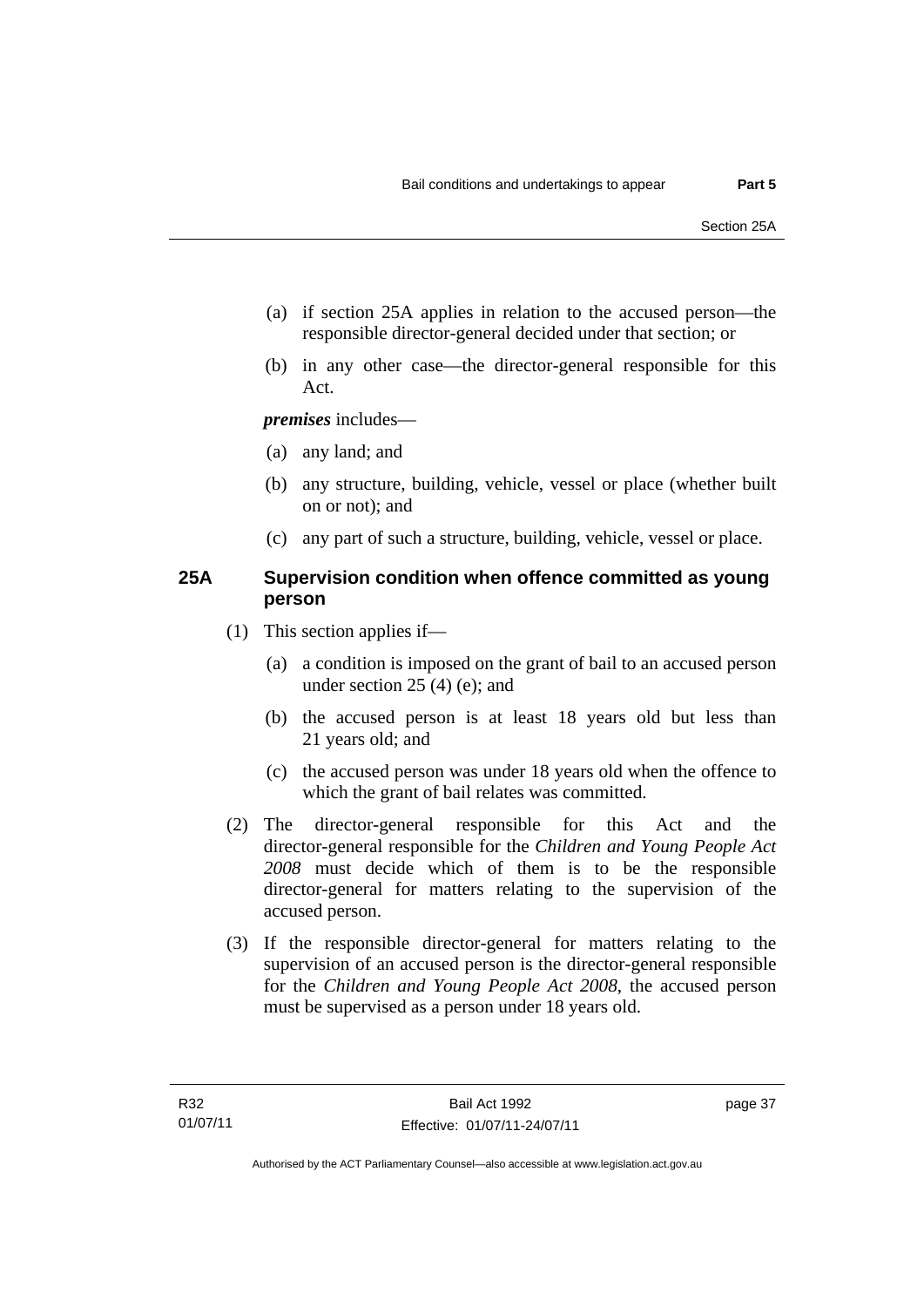(a) if section 25A applies in relation to the accused person—the responsible director-general decided under that section; or

(b) in any other case—the director-general responsible for this Act.

***premises*** includes—

(a) any land; and

(b) any structure, building, vehicle, vessel or place (whether built on or not); and

(c) any part of such a structure, building, vehicle, vessel or place.

### 25A Supervision condition when offence committed as young person

(1) This section applies if—

(a) a condition is imposed on the grant of bail to an accused person under section 25 (4) (e); and

(b) the accused person is at least 18 years old but less than 21 years old; and

(c) the accused person was under 18 years old when the offence to which the grant of bail relates was committed.

(2) The director-general responsible for this Act and the director-general responsible for the *Children and Young People Act 2008* must decide which of them is to be the responsible director-general for matters relating to the supervision of the accused person.

(3) If the responsible director-general for matters relating to the supervision of an accused person is the director-general responsible for the *Children and Young People Act 2008*, the accused person must be supervised as a person under 18 years old.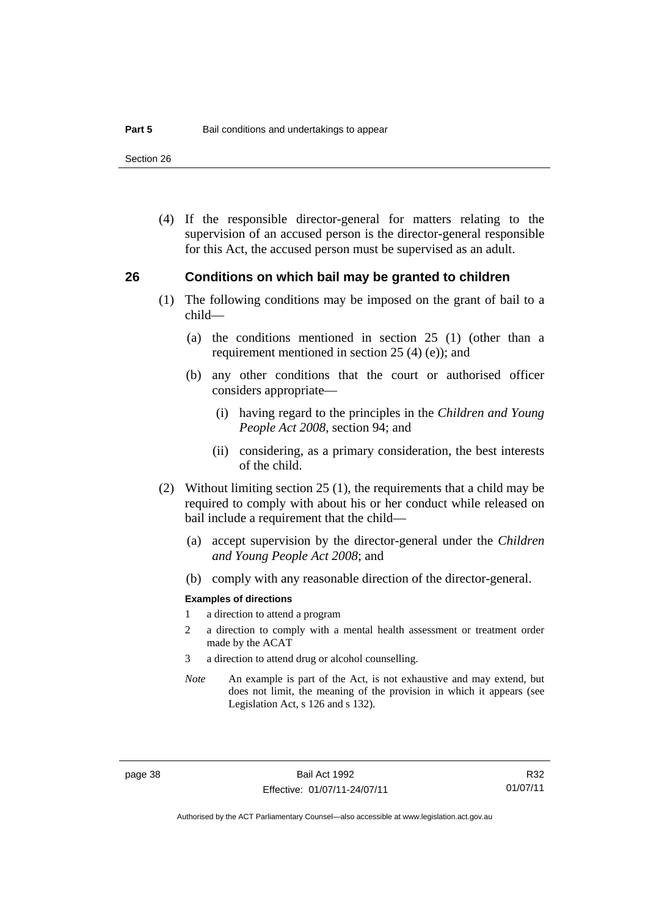(4) If the responsible director-general for matters relating to the supervision of an accused person is the director-general responsible for this Act, the accused person must be supervised as an adult.

## 26 Conditions on which bail may be granted to children

(1) The following conditions may be imposed on the grant of bail to a child—

(a) the conditions mentioned in section 25 (1) (other than a requirement mentioned in section 25 (4) (e)); and

(b) any other conditions that the court or authorised officer considers appropriate—

(i) having regard to the principles in the *Children and Young People Act 2008*, section 94; and

(ii) considering, as a primary consideration, the best interests of the child.

(2) Without limiting section 25 (1), the requirements that a child may be required to comply with about his or her conduct while released on bail include a requirement that the child—

(a) accept supervision by the director-general under the *Children and Young People Act 2008*; and

(b) comply with any reasonable direction of the director-general.

**Examples of directions**

1 a direction to attend a program

2 a direction to comply with a mental health assessment or treatment order made by the ACAT

3 a direction to attend drug or alcohol counselling.

*Note* An example is part of the Act, is not exhaustive and may extend, but does not limit, the meaning of the provision in which it appears (see Legislation Act, s 126 and s 132).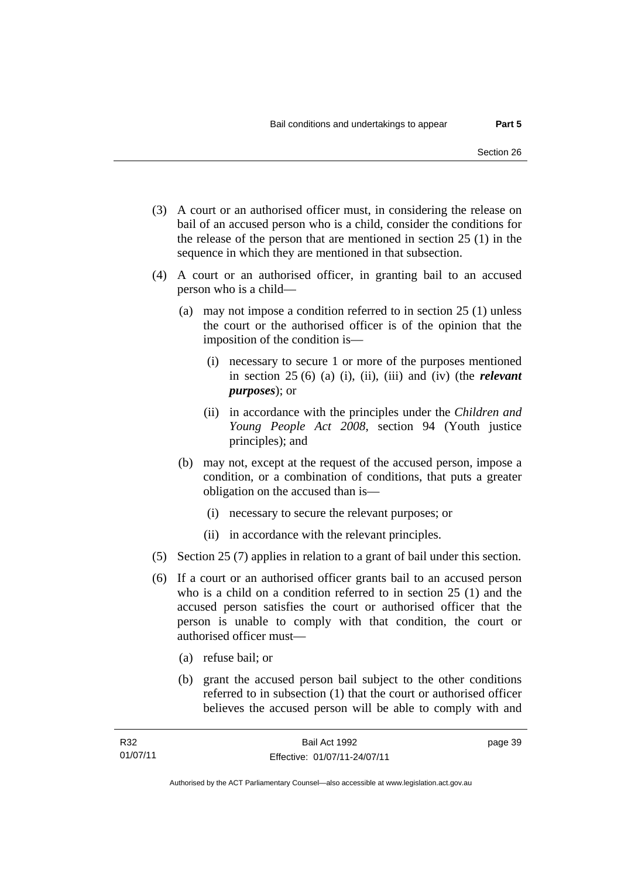(3) A court or an authorised officer must, in considering the release on bail of an accused person who is a child, consider the conditions for the release of the person that are mentioned in section 25 (1) in the sequence in which they are mentioned in that subsection.

(4) A court or an authorised officer, in granting bail to an accused person who is a child—

  (a) may not impose a condition referred to in section 25 (1) unless the court or the authorised officer is of the opinion that the imposition of the condition is—

    (i) necessary to secure 1 or more of the purposes mentioned in section 25 (6) (a) (i), (ii), (iii) and (iv) (the ***relevant purposes***); or

    (ii) in accordance with the principles under the *Children and Young People Act 2008*, section 94 (Youth justice principles); and

  (b) may not, except at the request of the accused person, impose a condition, or a combination of conditions, that puts a greater obligation on the accused than is—

    (i) necessary to secure the relevant purposes; or

    (ii) in accordance with the relevant principles.

(5) Section 25 (7) applies in relation to a grant of bail under this section.

(6) If a court or an authorised officer grants bail to an accused person who is a child on a condition referred to in section 25 (1) and the accused person satisfies the court or authorised officer that the person is unable to comply with that condition, the court or authorised officer must—

  (a) refuse bail; or

  (b) grant the accused person bail subject to the other conditions referred to in subsection (1) that the court or authorised officer believes the accused person will be able to comply with and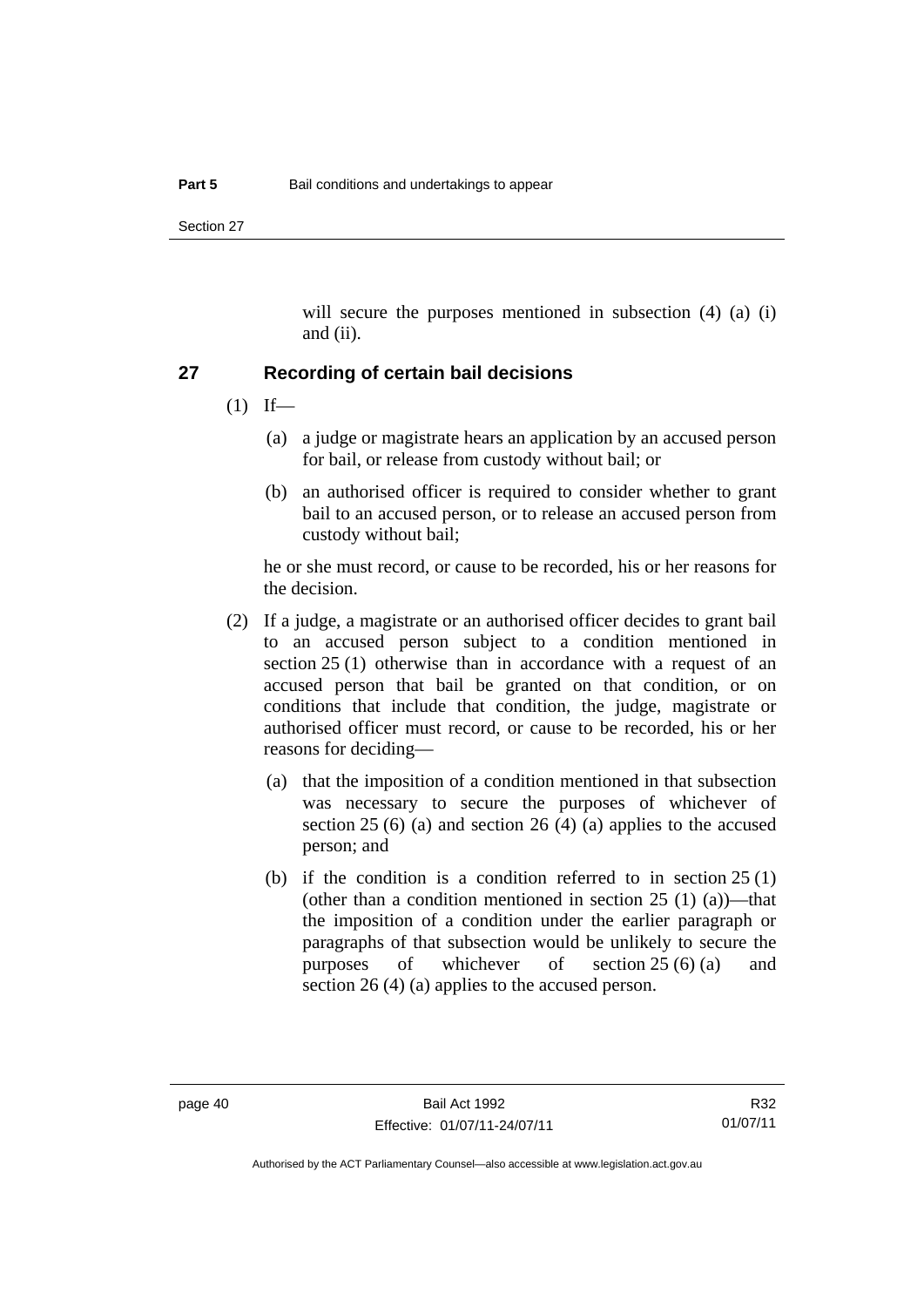will secure the purposes mentioned in subsection (4) (a) (i) and (ii).

## 27 Recording of certain bail decisions

(1) If—

(a) a judge or magistrate hears an application by an accused person for bail, or release from custody without bail; or

(b) an authorised officer is required to consider whether to grant bail to an accused person, or to release an accused person from custody without bail;

he or she must record, or cause to be recorded, his or her reasons for the decision.

(2) If a judge, a magistrate or an authorised officer decides to grant bail to an accused person subject to a condition mentioned in section 25 (1) otherwise than in accordance with a request of an accused person that bail be granted on that condition, or on conditions that include that condition, the judge, magistrate or authorised officer must record, or cause to be recorded, his or her reasons for deciding—

(a) that the imposition of a condition mentioned in that subsection was necessary to secure the purposes of whichever of section 25 (6) (a) and section 26 (4) (a) applies to the accused person; and

(b) if the condition is a condition referred to in section 25 (1) (other than a condition mentioned in section 25 (1) (a))—that the imposition of a condition under the earlier paragraph or paragraphs of that subsection would be unlikely to secure the purposes of whichever of section 25 (6) (a) and section 26 (4) (a) applies to the accused person.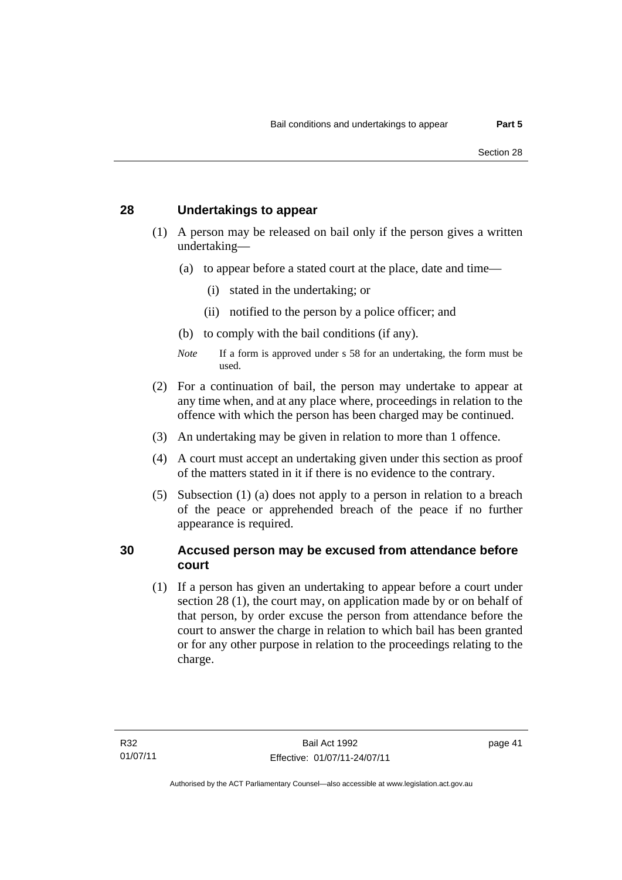## 28 Undertakings to appear

(1) A person may be released on bail only if the person gives a written undertaking—

(a) to appear before a stated court at the place, date and time—

(i) stated in the undertaking; or

(ii) notified to the person by a police officer; and

(b) to comply with the bail conditions (if any).

*Note* If a form is approved under s 58 for an undertaking, the form must be used.

(2) For a continuation of bail, the person may undertake to appear at any time when, and at any place where, proceedings in relation to the offence with which the person has been charged may be continued.

(3) An undertaking may be given in relation to more than 1 offence.

(4) A court must accept an undertaking given under this section as proof of the matters stated in it if there is no evidence to the contrary.

(5) Subsection (1) (a) does not apply to a person in relation to a breach of the peace or apprehended breach of the peace if no further appearance is required.

## 30 Accused person may be excused from attendance before court

(1) If a person has given an undertaking to appear before a court under section 28 (1), the court may, on application made by or on behalf of that person, by order excuse the person from attendance before the court to answer the charge in relation to which bail has been granted or for any other purpose in relation to the proceedings relating to the charge.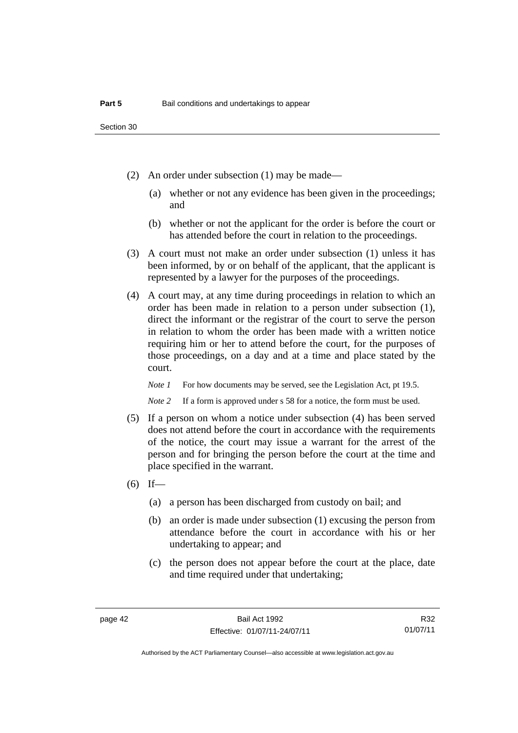(2) An order under subsection (1) may be made—

(a) whether or not any evidence has been given in the proceedings; and

(b) whether or not the applicant for the order is before the court or has attended before the court in relation to the proceedings.

(3) A court must not make an order under subsection (1) unless it has been informed, by or on behalf of the applicant, that the applicant is represented by a lawyer for the purposes of the proceedings.

(4) A court may, at any time during proceedings in relation to which an order has been made in relation to a person under subsection (1), direct the informant or the registrar of the court to serve the person in relation to whom the order has been made with a written notice requiring him or her to attend before the court, for the purposes of those proceedings, on a day and at a time and place stated by the court.

*Note 1* For how documents may be served, see the Legislation Act, pt 19.5.

*Note 2* If a form is approved under s 58 for a notice, the form must be used.

(5) If a person on whom a notice under subsection (4) has been served does not attend before the court in accordance with the requirements of the notice, the court may issue a warrant for the arrest of the person and for bringing the person before the court at the time and place specified in the warrant.

(6) If—

(a) a person has been discharged from custody on bail; and

(b) an order is made under subsection (1) excusing the person from attendance before the court in accordance with his or her undertaking to appear; and

(c) the person does not appear before the court at the place, date and time required under that undertaking;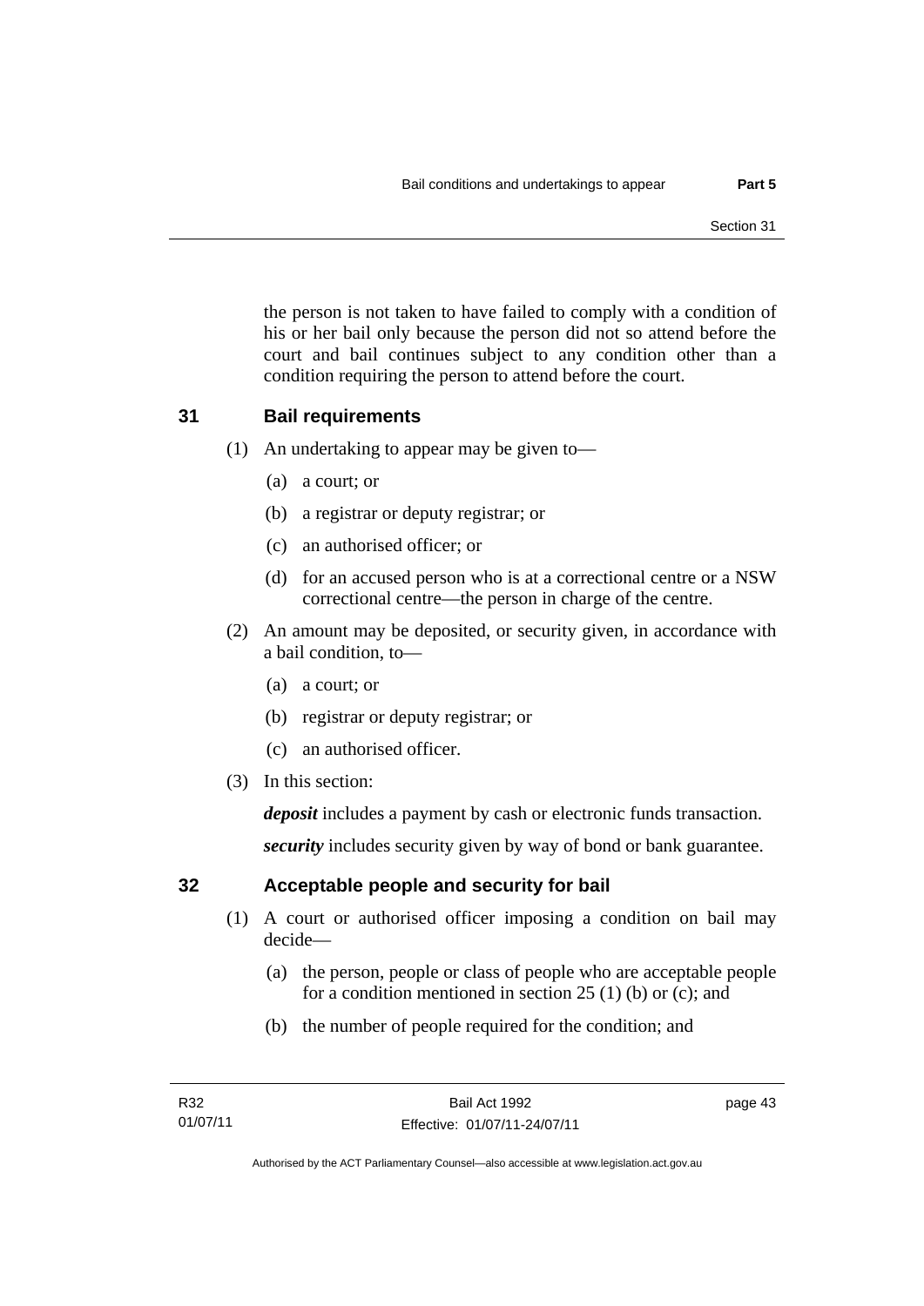the person is not taken to have failed to comply with a condition of his or her bail only because the person did not so attend before the court and bail continues subject to any condition other than a condition requiring the person to attend before the court.

## 31 Bail requirements

(1) An undertaking to appear may be given to—

  (a) a court; or

  (b) a registrar or deputy registrar; or

  (c) an authorised officer; or

  (d) for an accused person who is at a correctional centre or a NSW correctional centre—the person in charge of the centre.

(2) An amount may be deposited, or security given, in accordance with a bail condition, to—

  (a) a court; or

  (b) registrar or deputy registrar; or

  (c) an authorised officer.

(3) In this section:

***deposit*** includes a payment by cash or electronic funds transaction.

***security*** includes security given by way of bond or bank guarantee.

## 32 Acceptable people and security for bail

(1) A court or authorised officer imposing a condition on bail may decide—

  (a) the person, people or class of people who are acceptable people for a condition mentioned in section 25 (1) (b) or (c); and

  (b) the number of people required for the condition; and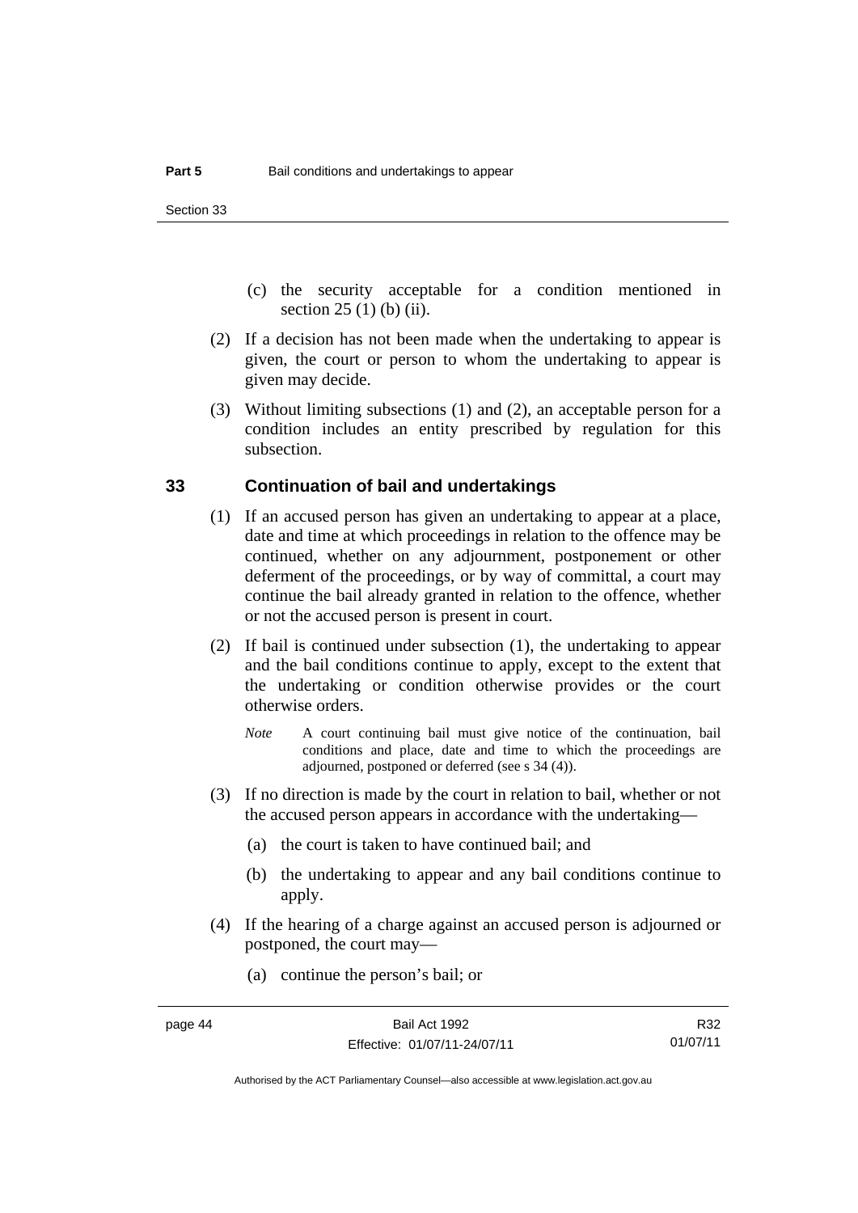(c) the security acceptable for a condition mentioned in section 25 (1) (b) (ii).

(2) If a decision has not been made when the undertaking to appear is given, the court or person to whom the undertaking to appear is given may decide.

(3) Without limiting subsections (1) and (2), an acceptable person for a condition includes an entity prescribed by regulation for this subsection.

## 33 Continuation of bail and undertakings

(1) If an accused person has given an undertaking to appear at a place, date and time at which proceedings in relation to the offence may be continued, whether on any adjournment, postponement or other deferment of the proceedings, or by way of committal, a court may continue the bail already granted in relation to the offence, whether or not the accused person is present in court.

(2) If bail is continued under subsection (1), the undertaking to appear and the bail conditions continue to apply, except to the extent that the undertaking or condition otherwise provides or the court otherwise orders.

*Note* A court continuing bail must give notice of the continuation, bail conditions and place, date and time to which the proceedings are adjourned, postponed or deferred (see s 34 (4)).

(3) If no direction is made by the court in relation to bail, whether or not the accused person appears in accordance with the undertaking—

(a) the court is taken to have continued bail; and

(b) the undertaking to appear and any bail conditions continue to apply.

(4) If the hearing of a charge against an accused person is adjourned or postponed, the court may—

(a) continue the person's bail; or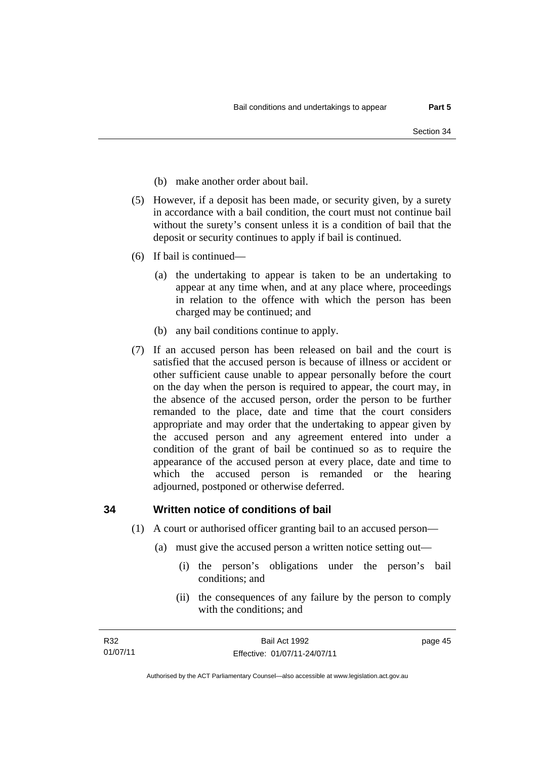(b) make another order about bail.

(5) However, if a deposit has been made, or security given, by a surety in accordance with a bail condition, the court must not continue bail without the surety's consent unless it is a condition of bail that the deposit or security continues to apply if bail is continued.

(6) If bail is continued—

(a) the undertaking to appear is taken to be an undertaking to appear at any time when, and at any place where, proceedings in relation to the offence with which the person has been charged may be continued; and

(b) any bail conditions continue to apply.

(7) If an accused person has been released on bail and the court is satisfied that the accused person is because of illness or accident or other sufficient cause unable to appear personally before the court on the day when the person is required to appear, the court may, in the absence of the accused person, order the person to be further remanded to the place, date and time that the court considers appropriate and may order that the undertaking to appear given by the accused person and any agreement entered into under a condition of the grant of bail be continued so as to require the appearance of the accused person at every place, date and time to which the accused person is remanded or the hearing adjourned, postponed or otherwise deferred.

## 34 Written notice of conditions of bail

(1) A court or authorised officer granting bail to an accused person—

(a) must give the accused person a written notice setting out—

(i) the person's obligations under the person's bail conditions; and

(ii) the consequences of any failure by the person to comply with the conditions; and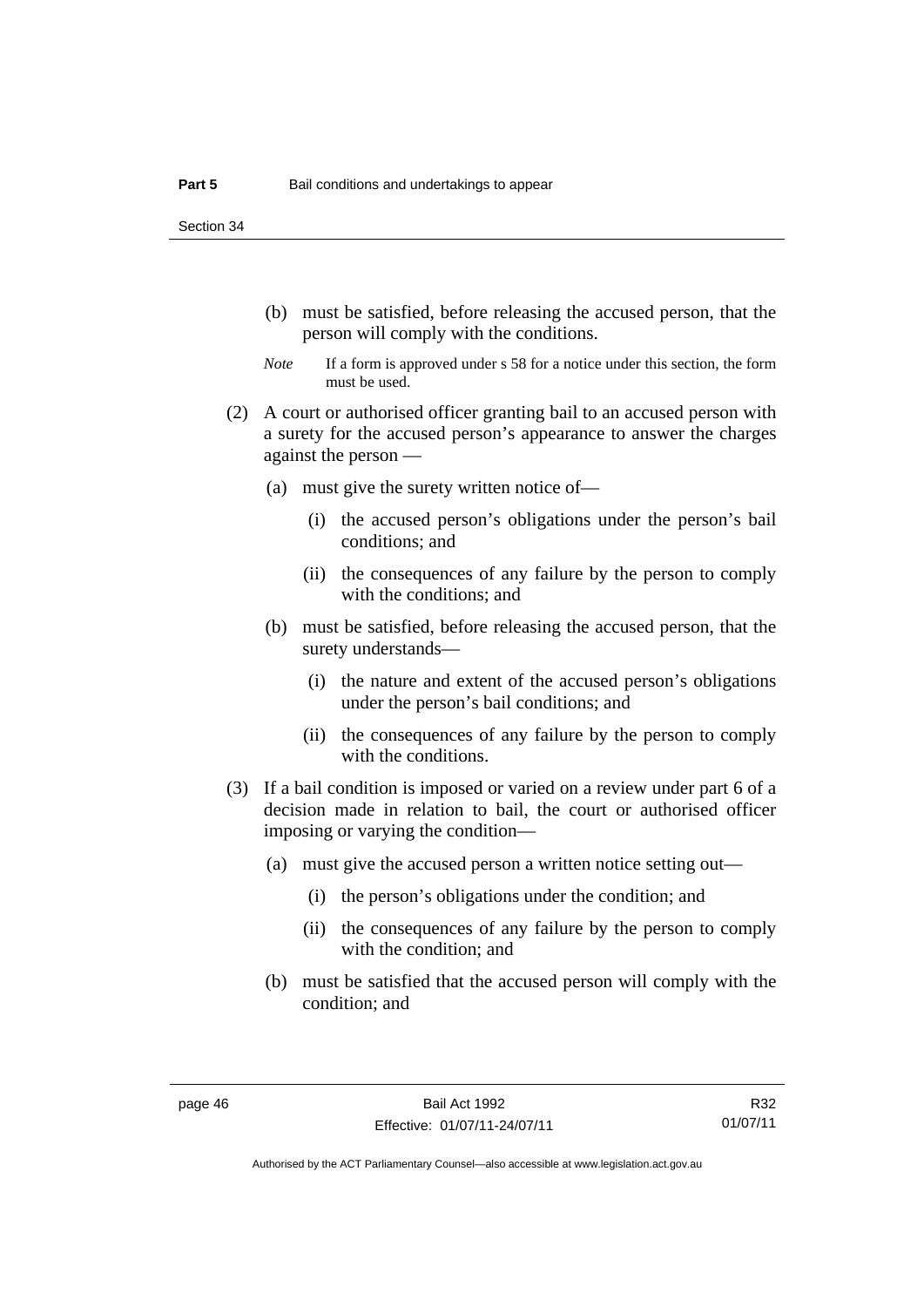(b) must be satisfied, before releasing the accused person, that the person will comply with the conditions.

*Note* If a form is approved under s 58 for a notice under this section, the form must be used.

(2) A court or authorised officer granting bail to an accused person with a surety for the accused person's appearance to answer the charges against the person —

(a) must give the surety written notice of—

(i) the accused person's obligations under the person's bail conditions; and

(ii) the consequences of any failure by the person to comply with the conditions; and

(b) must be satisfied, before releasing the accused person, that the surety understands—

(i) the nature and extent of the accused person's obligations under the person's bail conditions; and

(ii) the consequences of any failure by the person to comply with the conditions.

(3) If a bail condition is imposed or varied on a review under part 6 of a decision made in relation to bail, the court or authorised officer imposing or varying the condition—

(a) must give the accused person a written notice setting out—

(i) the person's obligations under the condition; and

(ii) the consequences of any failure by the person to comply with the condition; and

(b) must be satisfied that the accused person will comply with the condition; and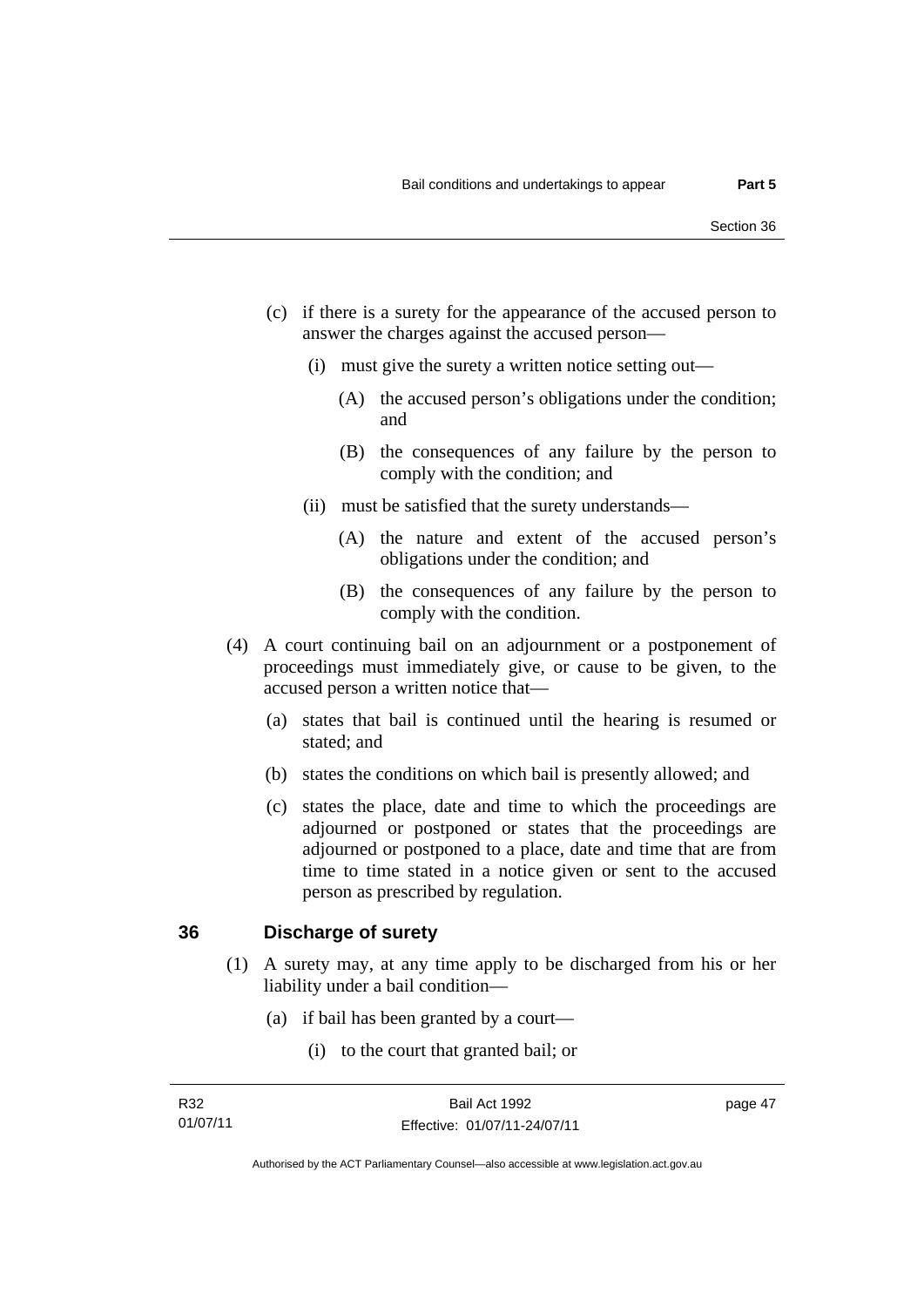(c) if there is a surety for the appearance of the accused person to answer the charges against the accused person—

(i) must give the surety a written notice setting out—

(A) the accused person's obligations under the condition; and

(B) the consequences of any failure by the person to comply with the condition; and

(ii) must be satisfied that the surety understands—

(A) the nature and extent of the accused person's obligations under the condition; and

(B) the consequences of any failure by the person to comply with the condition.

(4) A court continuing bail on an adjournment or a postponement of proceedings must immediately give, or cause to be given, to the accused person a written notice that—

(a) states that bail is continued until the hearing is resumed or stated; and

(b) states the conditions on which bail is presently allowed; and

(c) states the place, date and time to which the proceedings are adjourned or postponed or states that the proceedings are adjourned or postponed to a place, date and time that are from time to time stated in a notice given or sent to the accused person as prescribed by regulation.

## 36 Discharge of surety

(1) A surety may, at any time apply to be discharged from his or her liability under a bail condition—

(a) if bail has been granted by a court—

(i) to the court that granted bail; or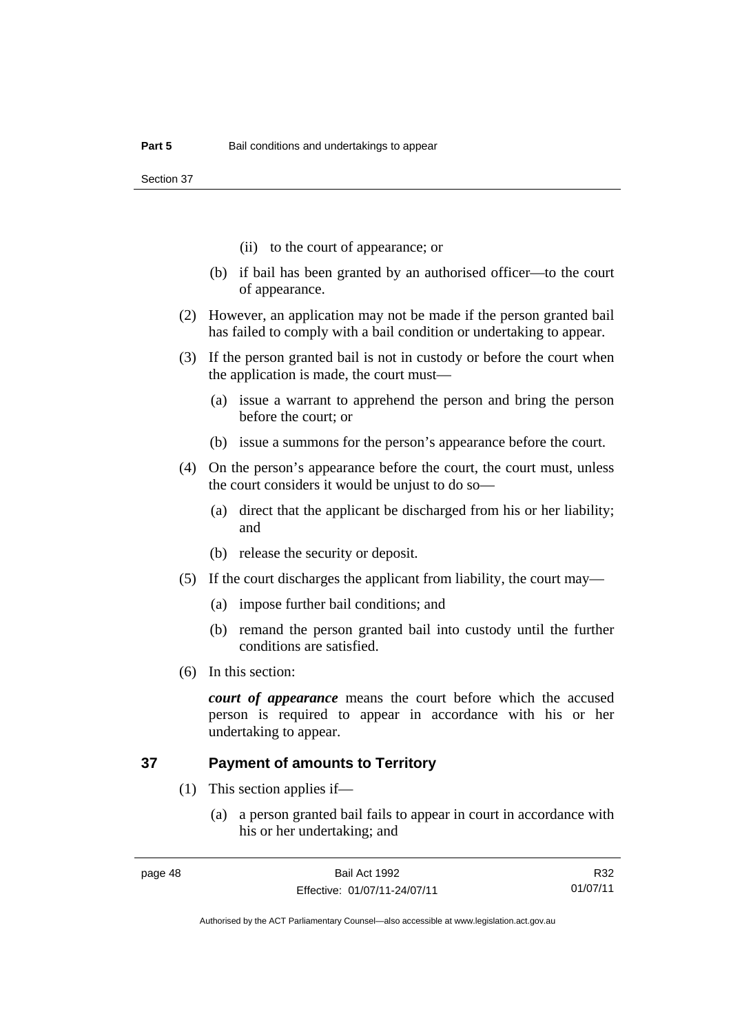(ii) to the court of appearance; or

(b) if bail has been granted by an authorised officer—to the court of appearance.

(2) However, an application may not be made if the person granted bail has failed to comply with a bail condition or undertaking to appear.

(3) If the person granted bail is not in custody or before the court when the application is made, the court must—

(a) issue a warrant to apprehend the person and bring the person before the court; or

(b) issue a summons for the person's appearance before the court.

(4) On the person's appearance before the court, the court must, unless the court considers it would be unjust to do so—

(a) direct that the applicant be discharged from his or her liability; and

(b) release the security or deposit.

(5) If the court discharges the applicant from liability, the court may—

(a) impose further bail conditions; and

(b) remand the person granted bail into custody until the further conditions are satisfied.

(6) In this section:

***court of appearance*** means the court before which the accused person is required to appear in accordance with his or her undertaking to appear.

## 37 Payment of amounts to Territory

(1) This section applies if—

(a) a person granted bail fails to appear in court in accordance with his or her undertaking; and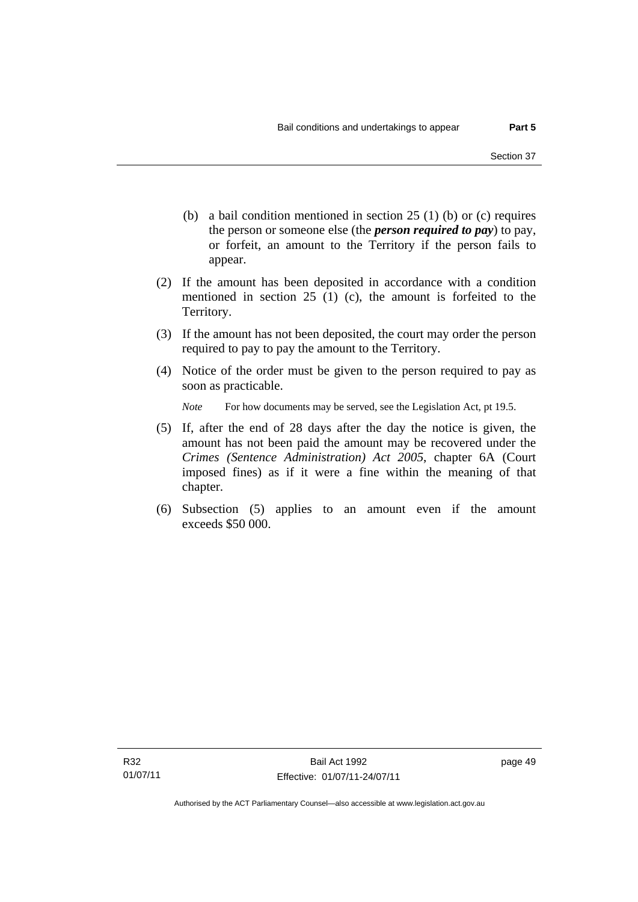(b) a bail condition mentioned in section 25 (1) (b) or (c) requires the person or someone else (the ***person required to pay***) to pay, or forfeit, an amount to the Territory if the person fails to appear.

(2) If the amount has been deposited in accordance with a condition mentioned in section 25 (1) (c), the amount is forfeited to the Territory.

(3) If the amount has not been deposited, the court may order the person required to pay to pay the amount to the Territory.

(4) Notice of the order must be given to the person required to pay as soon as practicable.

*Note* For how documents may be served, see the Legislation Act, pt 19.5.

(5) If, after the end of 28 days after the day the notice is given, the amount has not been paid the amount may be recovered under the *Crimes (Sentence Administration) Act 2005*, chapter 6A (Court imposed fines) as if it were a fine within the meaning of that chapter.

(6) Subsection (5) applies to an amount even if the amount exceeds $50 000.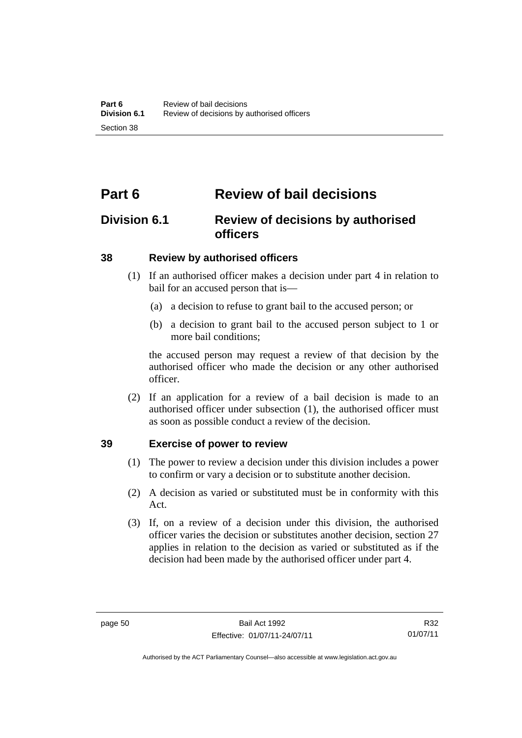# Part 6 Review of bail decisions

## Division 6.1 Review of decisions by authorised officers

### 38 Review by authorised officers

(1) If an authorised officer makes a decision under part 4 in relation to bail for an accused person that is—

(a) a decision to refuse to grant bail to the accused person; or

(b) a decision to grant bail to the accused person subject to 1 or more bail conditions;

the accused person may request a review of that decision by the authorised officer who made the decision or any other authorised officer.

(2) If an application for a review of a bail decision is made to an authorised officer under subsection (1), the authorised officer must as soon as possible conduct a review of the decision.

### 39 Exercise of power to review

(1) The power to review a decision under this division includes a power to confirm or vary a decision or to substitute another decision.

(2) A decision as varied or substituted must be in conformity with this Act.

(3) If, on a review of a decision under this division, the authorised officer varies the decision or substitutes another decision, section 27 applies in relation to the decision as varied or substituted as if the decision had been made by the authorised officer under part 4.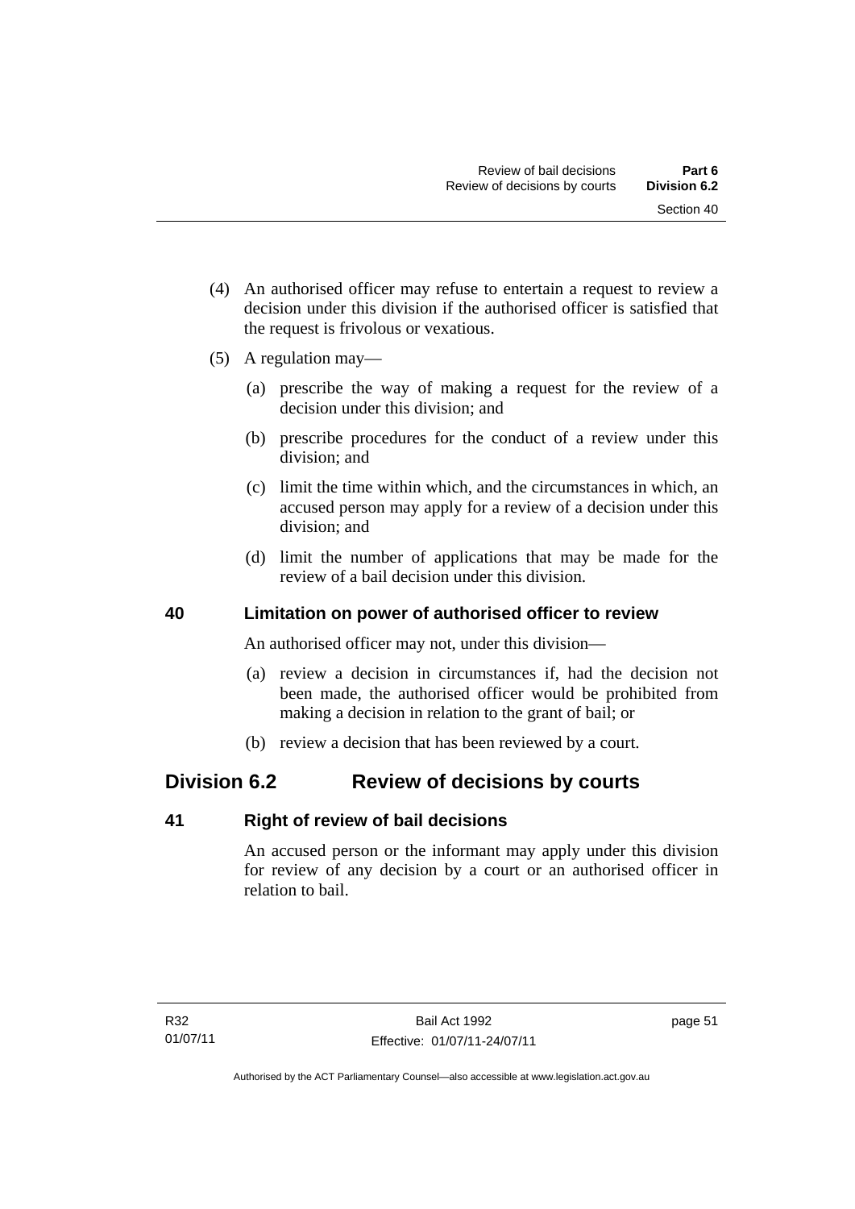(4) An authorised officer may refuse to entertain a request to review a decision under this division if the authorised officer is satisfied that the request is frivolous or vexatious.

(5) A regulation may—

(a) prescribe the way of making a request for the review of a decision under this division; and

(b) prescribe procedures for the conduct of a review under this division; and

(c) limit the time within which, and the circumstances in which, an accused person may apply for a review of a decision under this division; and

(d) limit the number of applications that may be made for the review of a bail decision under this division.

### 40 Limitation on power of authorised officer to review

An authorised officer may not, under this division—

(a) review a decision in circumstances if, had the decision not been made, the authorised officer would be prohibited from making a decision in relation to the grant of bail; or

(b) review a decision that has been reviewed by a court.

## Division 6.2 Review of decisions by courts

### 41 Right of review of bail decisions

An accused person or the informant may apply under this division for review of any decision by a court or an authorised officer in relation to bail.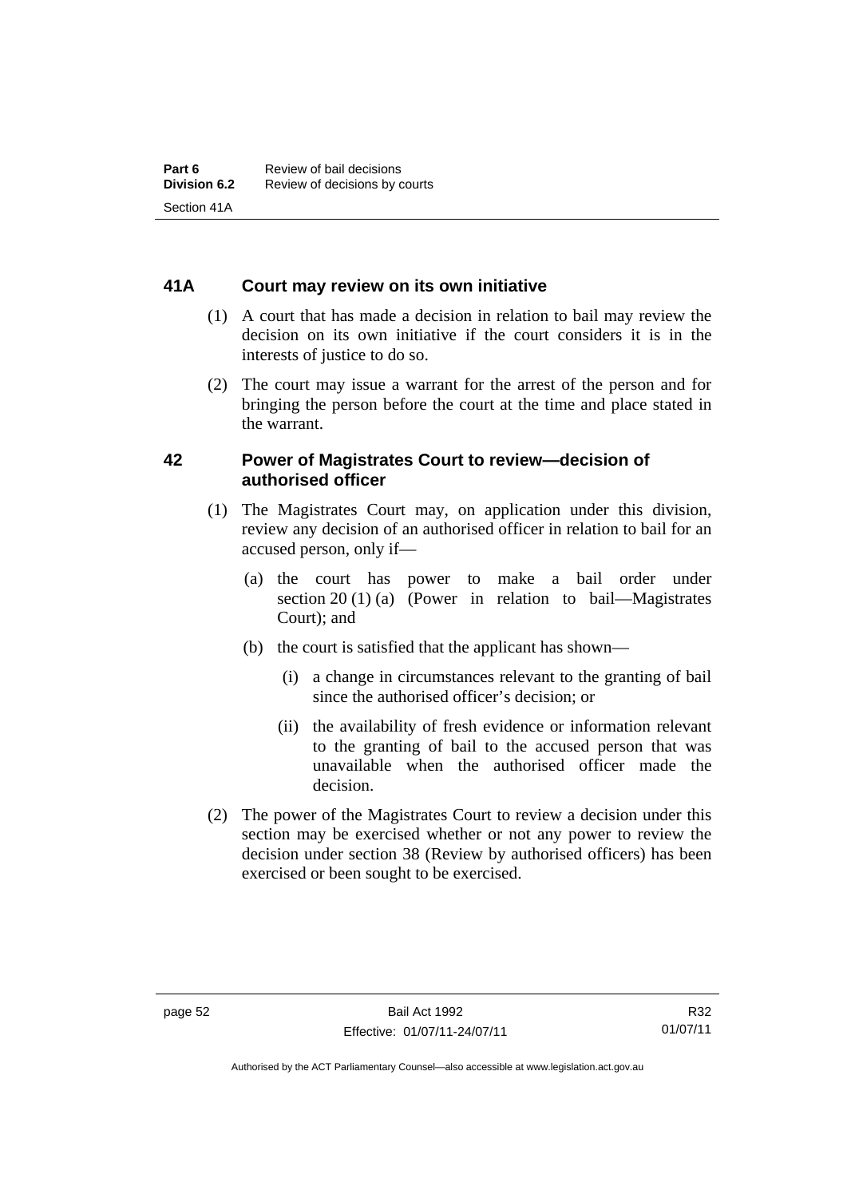### 41A Court may review on its own initiative

(1) A court that has made a decision in relation to bail may review the decision on its own initiative if the court considers it is in the interests of justice to do so.

(2) The court may issue a warrant for the arrest of the person and for bringing the person before the court at the time and place stated in the warrant.

### 42 Power of Magistrates Court to review—decision of authorised officer

(1) The Magistrates Court may, on application under this division, review any decision of an authorised officer in relation to bail for an accused person, only if—

(a) the court has power to make a bail order under section 20 (1) (a) (Power in relation to bail—Magistrates Court); and

(b) the court is satisfied that the applicant has shown—

(i) a change in circumstances relevant to the granting of bail since the authorised officer's decision; or

(ii) the availability of fresh evidence or information relevant to the granting of bail to the accused person that was unavailable when the authorised officer made the decision.

(2) The power of the Magistrates Court to review a decision under this section may be exercised whether or not any power to review the decision under section 38 (Review by authorised officers) has been exercised or been sought to be exercised.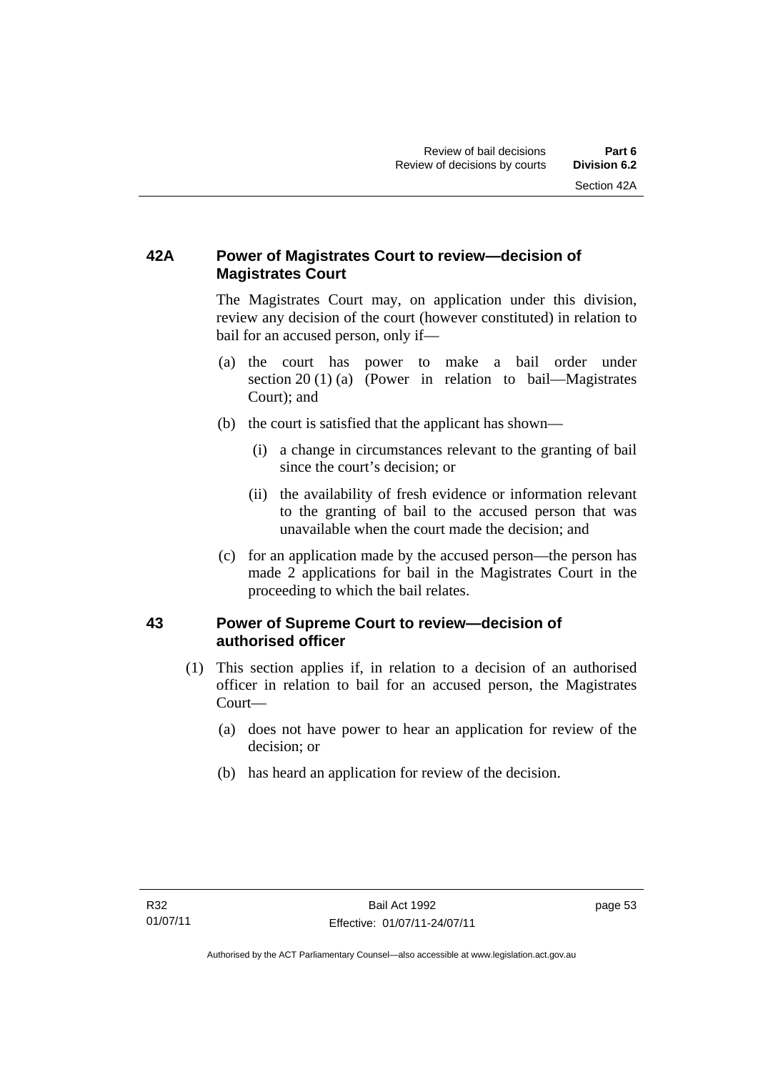## 42A Power of Magistrates Court to review—decision of Magistrates Court

The Magistrates Court may, on application under this division, review any decision of the court (however constituted) in relation to bail for an accused person, only if—

(a) the court has power to make a bail order under section 20 (1) (a) (Power in relation to bail—Magistrates Court); and

(b) the court is satisfied that the applicant has shown—

  (i) a change in circumstances relevant to the granting of bail since the court's decision; or

  (ii) the availability of fresh evidence or information relevant to the granting of bail to the accused person that was unavailable when the court made the decision; and

(c) for an application made by the accused person—the person has made 2 applications for bail in the Magistrates Court in the proceeding to which the bail relates.

## 43 Power of Supreme Court to review—decision of authorised officer

(1) This section applies if, in relation to a decision of an authorised officer in relation to bail for an accused person, the Magistrates Court—

  (a) does not have power to hear an application for review of the decision; or

  (b) has heard an application for review of the decision.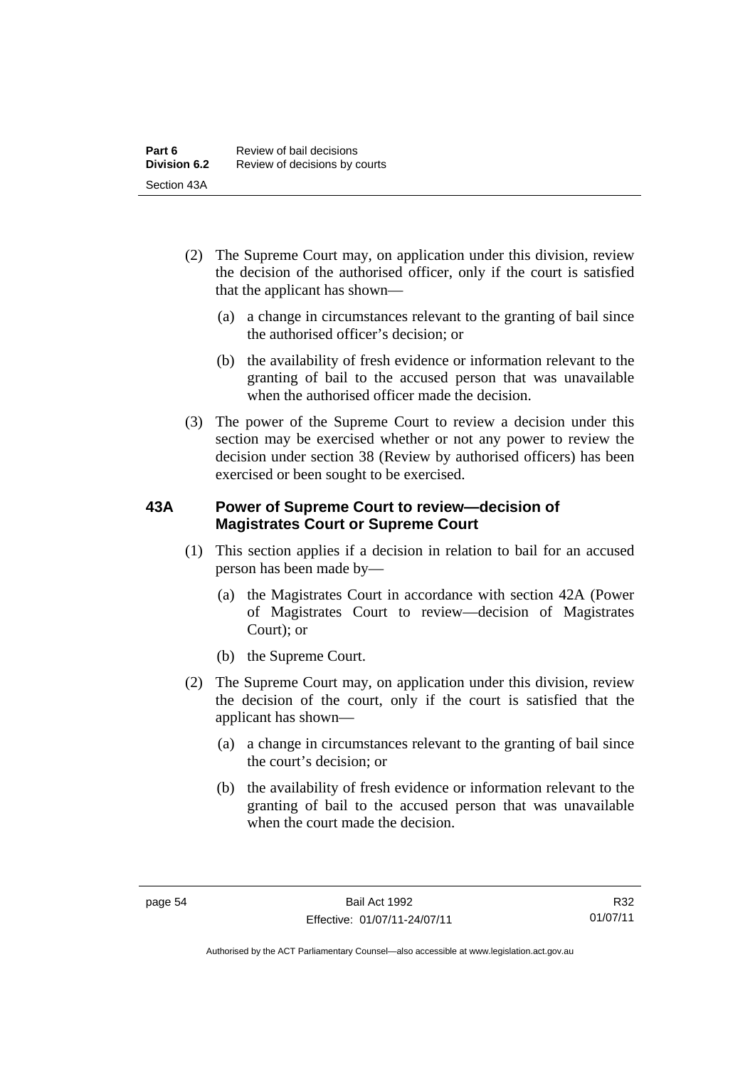(2) The Supreme Court may, on application under this division, review the decision of the authorised officer, only if the court is satisfied that the applicant has shown—

(a) a change in circumstances relevant to the granting of bail since the authorised officer's decision; or

(b) the availability of fresh evidence or information relevant to the granting of bail to the accused person that was unavailable when the authorised officer made the decision.

(3) The power of the Supreme Court to review a decision under this section may be exercised whether or not any power to review the decision under section 38 (Review by authorised officers) has been exercised or been sought to be exercised.

### 43A Power of Supreme Court to review—decision of Magistrates Court or Supreme Court

(1) This section applies if a decision in relation to bail for an accused person has been made by—

(a) the Magistrates Court in accordance with section 42A (Power of Magistrates Court to review—decision of Magistrates Court); or

(b) the Supreme Court.

(2) The Supreme Court may, on application under this division, review the decision of the court, only if the court is satisfied that the applicant has shown—

(a) a change in circumstances relevant to the granting of bail since the court's decision; or

(b) the availability of fresh evidence or information relevant to the granting of bail to the accused person that was unavailable when the court made the decision.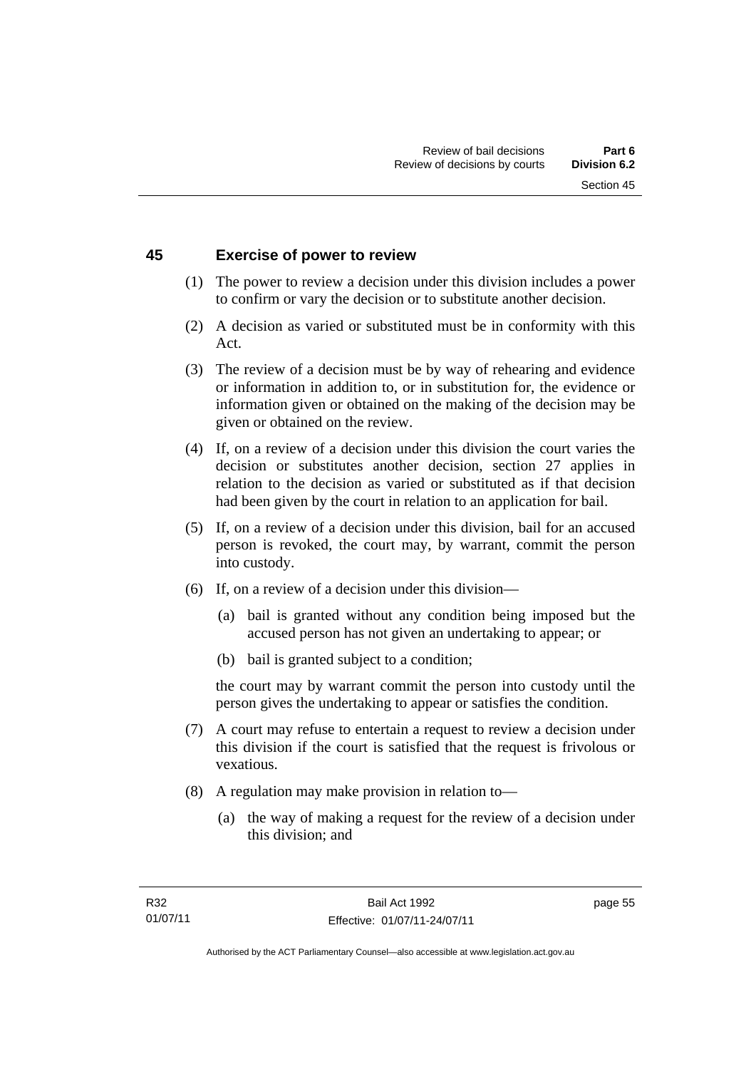## 45 Exercise of power to review

(1) The power to review a decision under this division includes a power to confirm or vary the decision or to substitute another decision.

(2) A decision as varied or substituted must be in conformity with this Act.

(3) The review of a decision must be by way of rehearing and evidence or information in addition to, or in substitution for, the evidence or information given or obtained on the making of the decision may be given or obtained on the review.

(4) If, on a review of a decision under this division the court varies the decision or substitutes another decision, section 27 applies in relation to the decision as varied or substituted as if that decision had been given by the court in relation to an application for bail.

(5) If, on a review of a decision under this division, bail for an accused person is revoked, the court may, by warrant, commit the person into custody.

(6) If, on a review of a decision under this division—

(a) bail is granted without any condition being imposed but the accused person has not given an undertaking to appear; or

(b) bail is granted subject to a condition;

the court may by warrant commit the person into custody until the person gives the undertaking to appear or satisfies the condition.

(7) A court may refuse to entertain a request to review a decision under this division if the court is satisfied that the request is frivolous or vexatious.

(8) A regulation may make provision in relation to—

(a) the way of making a request for the review of a decision under this division; and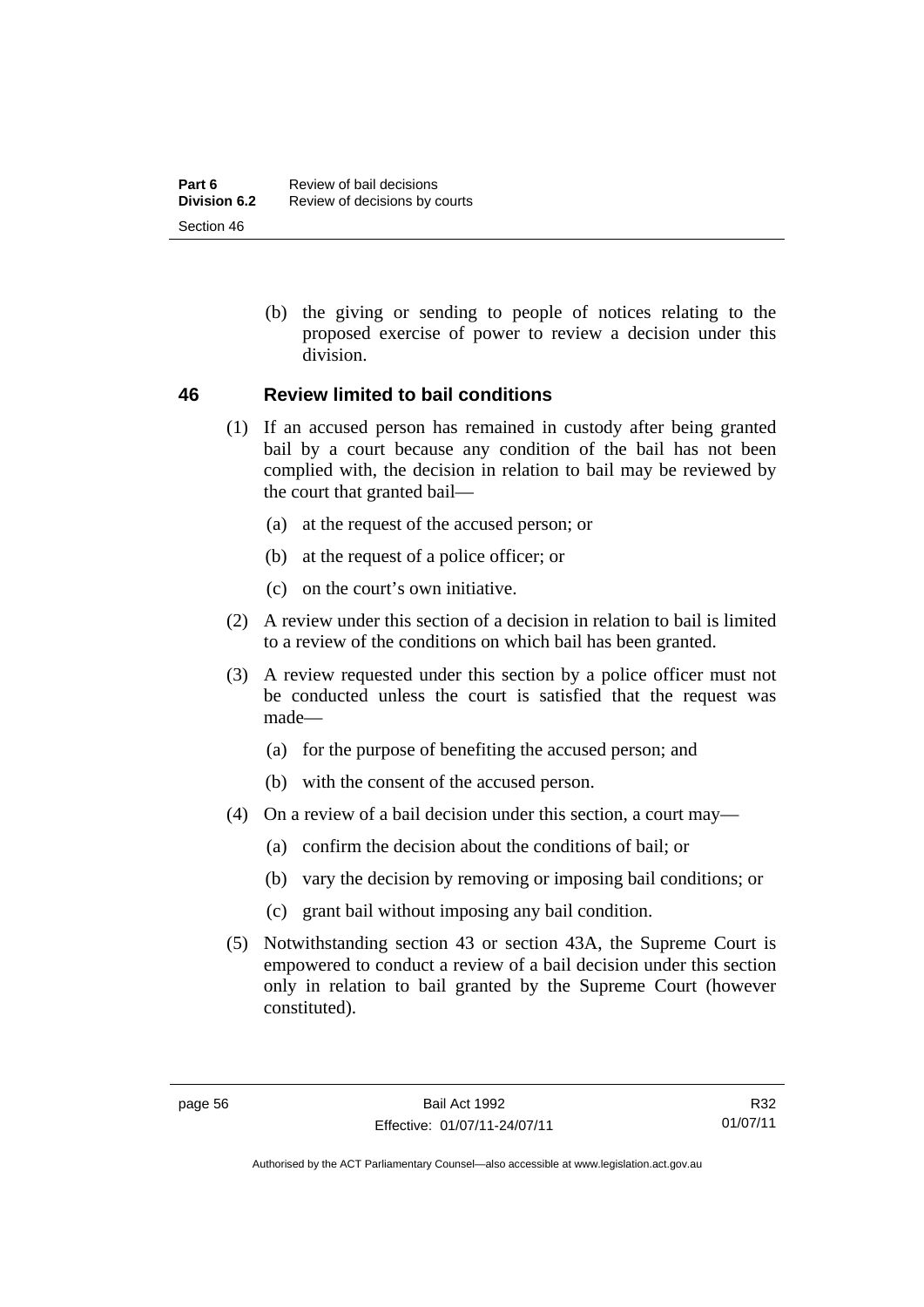(b) the giving or sending to people of notices relating to the proposed exercise of power to review a decision under this division.

## 46 Review limited to bail conditions

(1) If an accused person has remained in custody after being granted bail by a court because any condition of the bail has not been complied with, the decision in relation to bail may be reviewed by the court that granted bail—

(a) at the request of the accused person; or

(b) at the request of a police officer; or

(c) on the court's own initiative.

(2) A review under this section of a decision in relation to bail is limited to a review of the conditions on which bail has been granted.

(3) A review requested under this section by a police officer must not be conducted unless the court is satisfied that the request was made—

(a) for the purpose of benefiting the accused person; and

(b) with the consent of the accused person.

(4) On a review of a bail decision under this section, a court may—

(a) confirm the decision about the conditions of bail; or

(b) vary the decision by removing or imposing bail conditions; or

(c) grant bail without imposing any bail condition.

(5) Notwithstanding section 43 or section 43A, the Supreme Court is empowered to conduct a review of a bail decision under this section only in relation to bail granted by the Supreme Court (however constituted).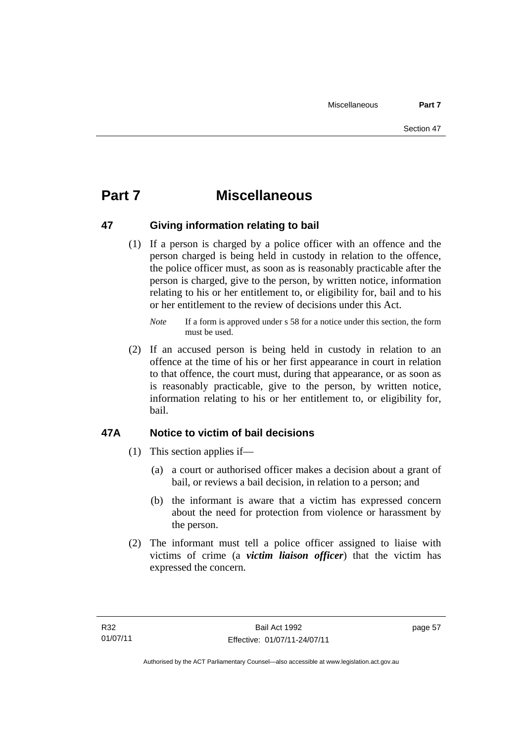# Part 7 Miscellaneous

## 47 Giving information relating to bail

(1) If a person is charged by a police officer with an offence and the person charged is being held in custody in relation to the offence, the police officer must, as soon as is reasonably practicable after the person is charged, give to the person, by written notice, information relating to his or her entitlement to, or eligibility for, bail and to his or her entitlement to the review of decisions under this Act.

*Note* If a form is approved under s 58 for a notice under this section, the form must be used.

(2) If an accused person is being held in custody in relation to an offence at the time of his or her first appearance in court in relation to that offence, the court must, during that appearance, or as soon as is reasonably practicable, give to the person, by written notice, information relating to his or her entitlement to, or eligibility for, bail.

## 47A Notice to victim of bail decisions

(1) This section applies if—

(a) a court or authorised officer makes a decision about a grant of bail, or reviews a bail decision, in relation to a person; and

(b) the informant is aware that a victim has expressed concern about the need for protection from violence or harassment by the person.

(2) The informant must tell a police officer assigned to liaise with victims of crime (a ***victim liaison officer***) that the victim has expressed the concern.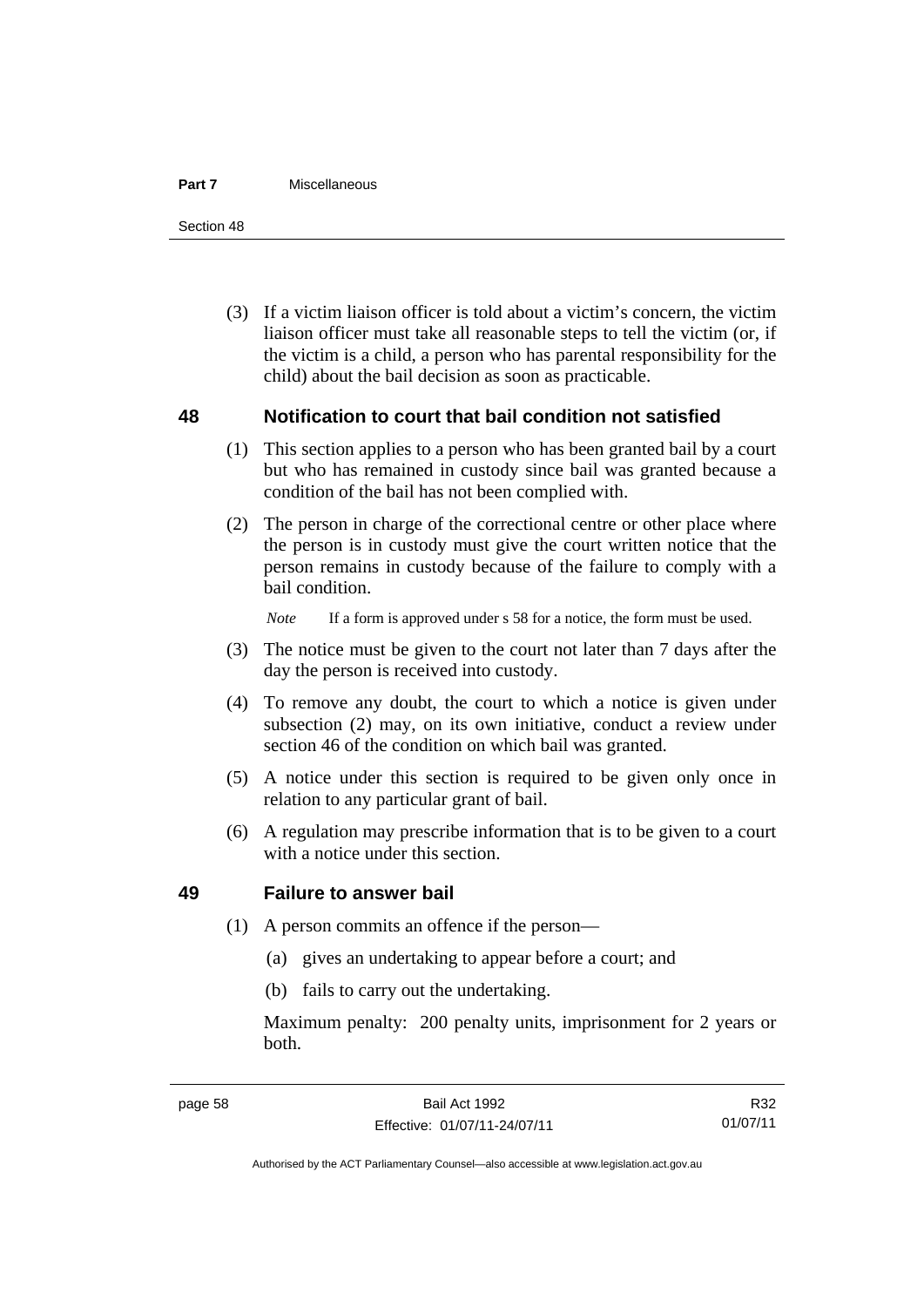(3) If a victim liaison officer is told about a victim's concern, the victim liaison officer must take all reasonable steps to tell the victim (or, if the victim is a child, a person who has parental responsibility for the child) about the bail decision as soon as practicable.

## 48 Notification to court that bail condition not satisfied

(1) This section applies to a person who has been granted bail by a court but who has remained in custody since bail was granted because a condition of the bail has not been complied with.

(2) The person in charge of the correctional centre or other place where the person is in custody must give the court written notice that the person remains in custody because of the failure to comply with a bail condition.

*Note* If a form is approved under s 58 for a notice, the form must be used.

(3) The notice must be given to the court not later than 7 days after the day the person is received into custody.

(4) To remove any doubt, the court to which a notice is given under subsection (2) may, on its own initiative, conduct a review under section 46 of the condition on which bail was granted.

(5) A notice under this section is required to be given only once in relation to any particular grant of bail.

(6) A regulation may prescribe information that is to be given to a court with a notice under this section.

## 49 Failure to answer bail

(1) A person commits an offence if the person—

(a) gives an undertaking to appear before a court; and

(b) fails to carry out the undertaking.

Maximum penalty: 200 penalty units, imprisonment for 2 years or both.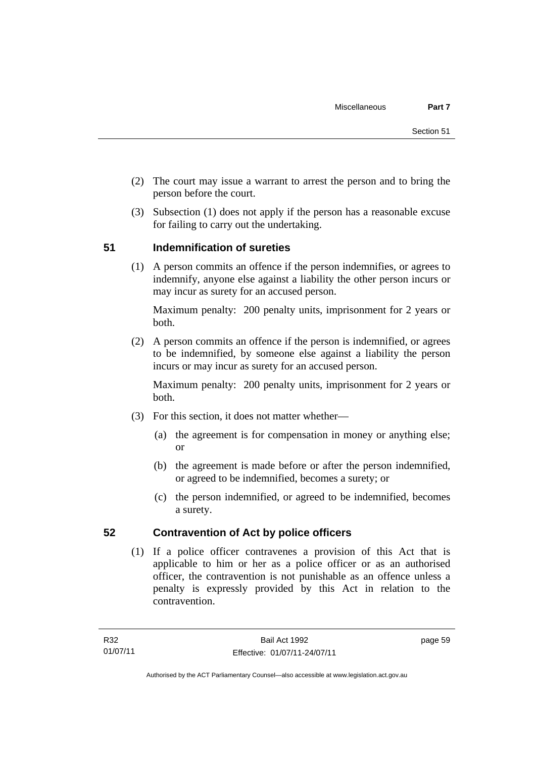(2) The court may issue a warrant to arrest the person and to bring the person before the court.

(3) Subsection (1) does not apply if the person has a reasonable excuse for failing to carry out the undertaking.

## 51 Indemnification of sureties

(1) A person commits an offence if the person indemnifies, or agrees to indemnify, anyone else against a liability the other person incurs or may incur as surety for an accused person.

Maximum penalty: 200 penalty units, imprisonment for 2 years or both.

(2) A person commits an offence if the person is indemnified, or agrees to be indemnified, by someone else against a liability the person incurs or may incur as surety for an accused person.

Maximum penalty: 200 penalty units, imprisonment for 2 years or both.

(3) For this section, it does not matter whether—

(a) the agreement is for compensation in money or anything else; or

(b) the agreement is made before or after the person indemnified, or agreed to be indemnified, becomes a surety; or

(c) the person indemnified, or agreed to be indemnified, becomes a surety.

## 52 Contravention of Act by police officers

(1) If a police officer contravenes a provision of this Act that is applicable to him or her as a police officer or as an authorised officer, the contravention is not punishable as an offence unless a penalty is expressly provided by this Act in relation to the contravention.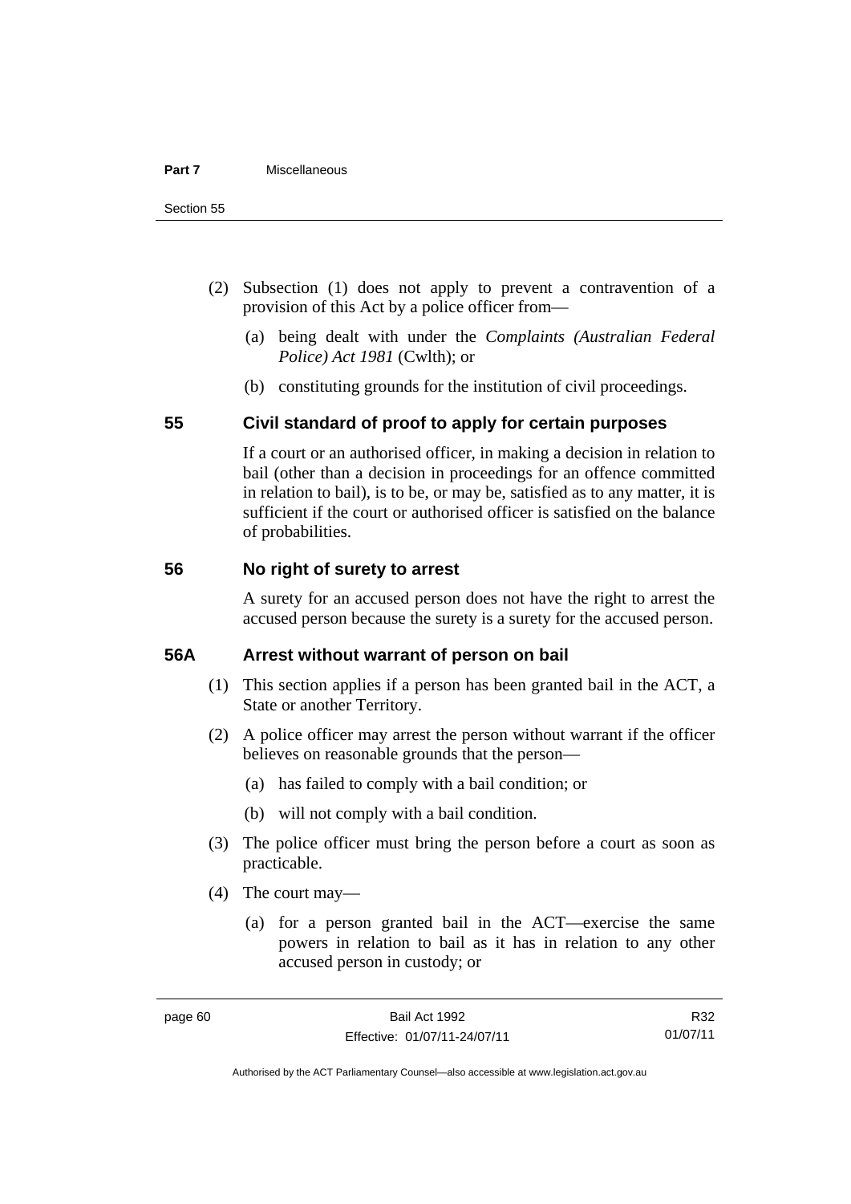(2) Subsection (1) does not apply to prevent a contravention of a provision of this Act by a police officer from—

  (a) being dealt with under the *Complaints (Australian Federal Police) Act 1981* (Cwlth); or

  (b) constituting grounds for the institution of civil proceedings.

## 55 Civil standard of proof to apply for certain purposes

If a court or an authorised officer, in making a decision in relation to bail (other than a decision in proceedings for an offence committed in relation to bail), is to be, or may be, satisfied as to any matter, it is sufficient if the court or authorised officer is satisfied on the balance of probabilities.

## 56 No right of surety to arrest

A surety for an accused person does not have the right to arrest the accused person because the surety is a surety for the accused person.

## 56A Arrest without warrant of person on bail

(1) This section applies if a person has been granted bail in the ACT, a State or another Territory.

(2) A police officer may arrest the person without warrant if the officer believes on reasonable grounds that the person—

  (a) has failed to comply with a bail condition; or

  (b) will not comply with a bail condition.

(3) The police officer must bring the person before a court as soon as practicable.

(4) The court may—

  (a) for a person granted bail in the ACT—exercise the same powers in relation to bail as it has in relation to any other accused person in custody; or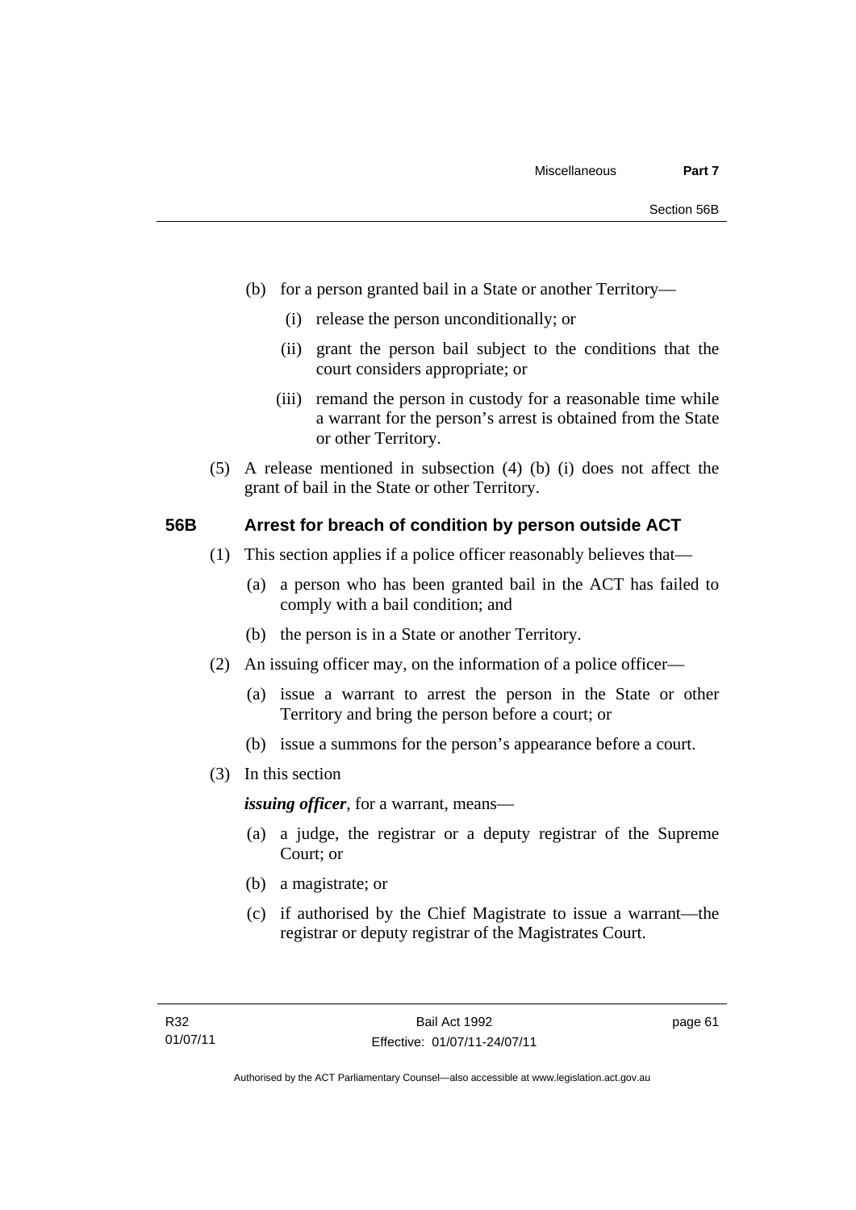(b) for a person granted bail in a State or another Territory—

  (i) release the person unconditionally; or

  (ii) grant the person bail subject to the conditions that the court considers appropriate; or

  (iii) remand the person in custody for a reasonable time while a warrant for the person's arrest is obtained from the State or other Territory.

(5) A release mentioned in subsection (4) (b) (i) does not affect the grant of bail in the State or other Territory.

## 56B Arrest for breach of condition by person outside ACT

(1) This section applies if a police officer reasonably believes that—

  (a) a person who has been granted bail in the ACT has failed to comply with a bail condition; and

  (b) the person is in a State or another Territory.

(2) An issuing officer may, on the information of a police officer—

  (a) issue a warrant to arrest the person in the State or other Territory and bring the person before a court; or

  (b) issue a summons for the person's appearance before a court.

(3) In this section

***issuing officer***, for a warrant, means—

  (a) a judge, the registrar or a deputy registrar of the Supreme Court; or

  (b) a magistrate; or

  (c) if authorised by the Chief Magistrate to issue a warrant—the registrar or deputy registrar of the Magistrates Court.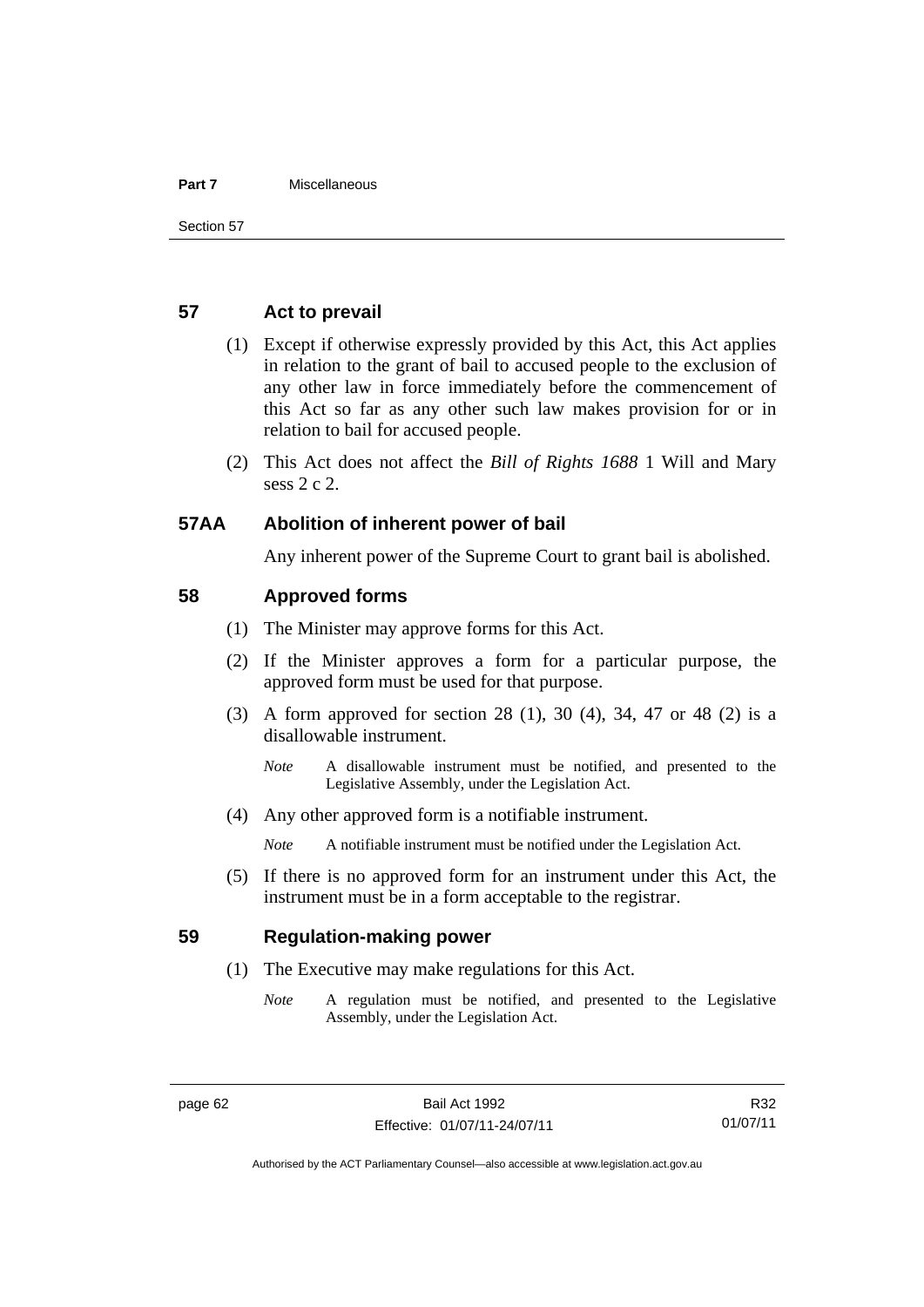## 57 Act to prevail

(1) Except if otherwise expressly provided by this Act, this Act applies in relation to the grant of bail to accused people to the exclusion of any other law in force immediately before the commencement of this Act so far as any other such law makes provision for or in relation to bail for accused people.

(2) This Act does not affect the *Bill of Rights 1688* 1 Will and Mary sess 2 c 2.

## 57AA Abolition of inherent power of bail

Any inherent power of the Supreme Court to grant bail is abolished.

## 58 Approved forms

(1) The Minister may approve forms for this Act.

(2) If the Minister approves a form for a particular purpose, the approved form must be used for that purpose.

(3) A form approved for section 28 (1), 30 (4), 34, 47 or 48 (2) is a disallowable instrument.

*Note* A disallowable instrument must be notified, and presented to the Legislative Assembly, under the Legislation Act.

(4) Any other approved form is a notifiable instrument.

*Note* A notifiable instrument must be notified under the Legislation Act.

(5) If there is no approved form for an instrument under this Act, the instrument must be in a form acceptable to the registrar.

## 59 Regulation-making power

(1) The Executive may make regulations for this Act.

*Note* A regulation must be notified, and presented to the Legislative Assembly, under the Legislation Act.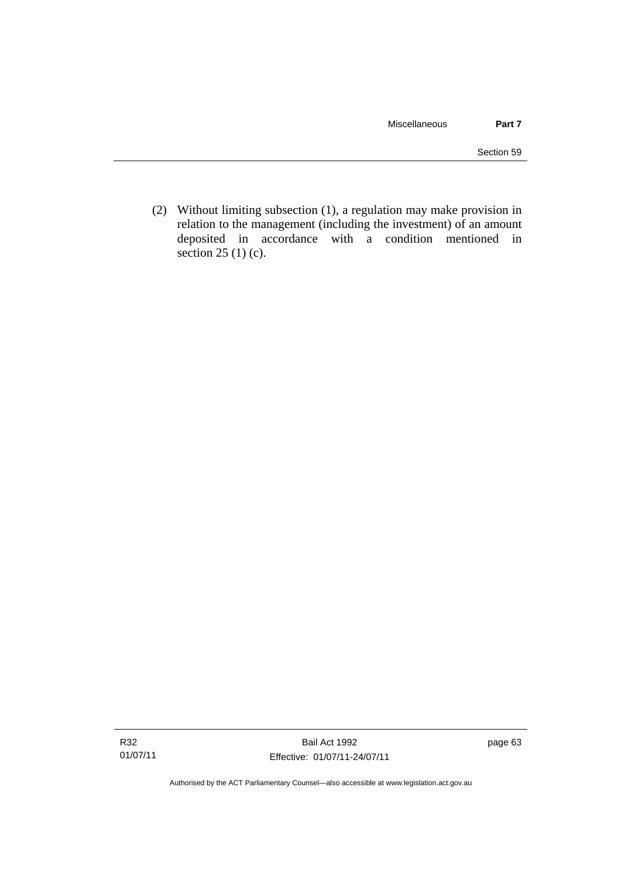(2) Without limiting subsection (1), a regulation may make provision in relation to the management (including the investment) of an amount deposited in accordance with a condition mentioned in section 25 (1) (c).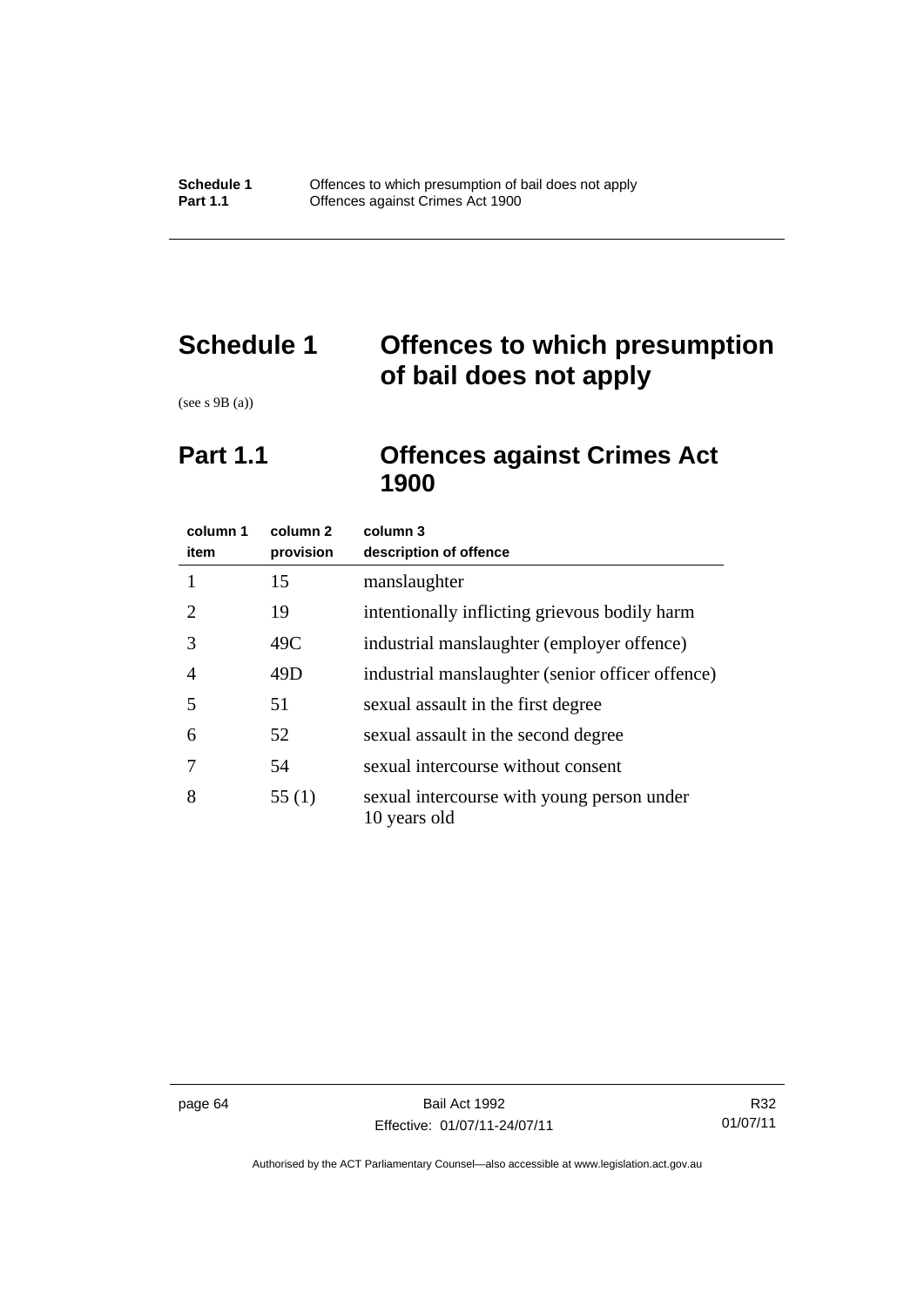# Schedule 1 Offences to which presumption of bail does not apply

(see s 9B (a))

## Part 1.1 Offences against Crimes Act 1900

| column 1 item | column 2 provision | column 3 description of offence |
|---|---|---|
| 1 | 15 | manslaughter |
| 2 | 19 | intentionally inflicting grievous bodily harm |
| 3 | 49C | industrial manslaughter (employer offence) |
| 4 | 49D | industrial manslaughter (senior officer offence) |
| 5 | 51 | sexual assault in the first degree |
| 6 | 52 | sexual assault in the second degree |
| 7 | 54 | sexual intercourse without consent |
| 8 | 55 (1) | sexual intercourse with young person under 10 years old |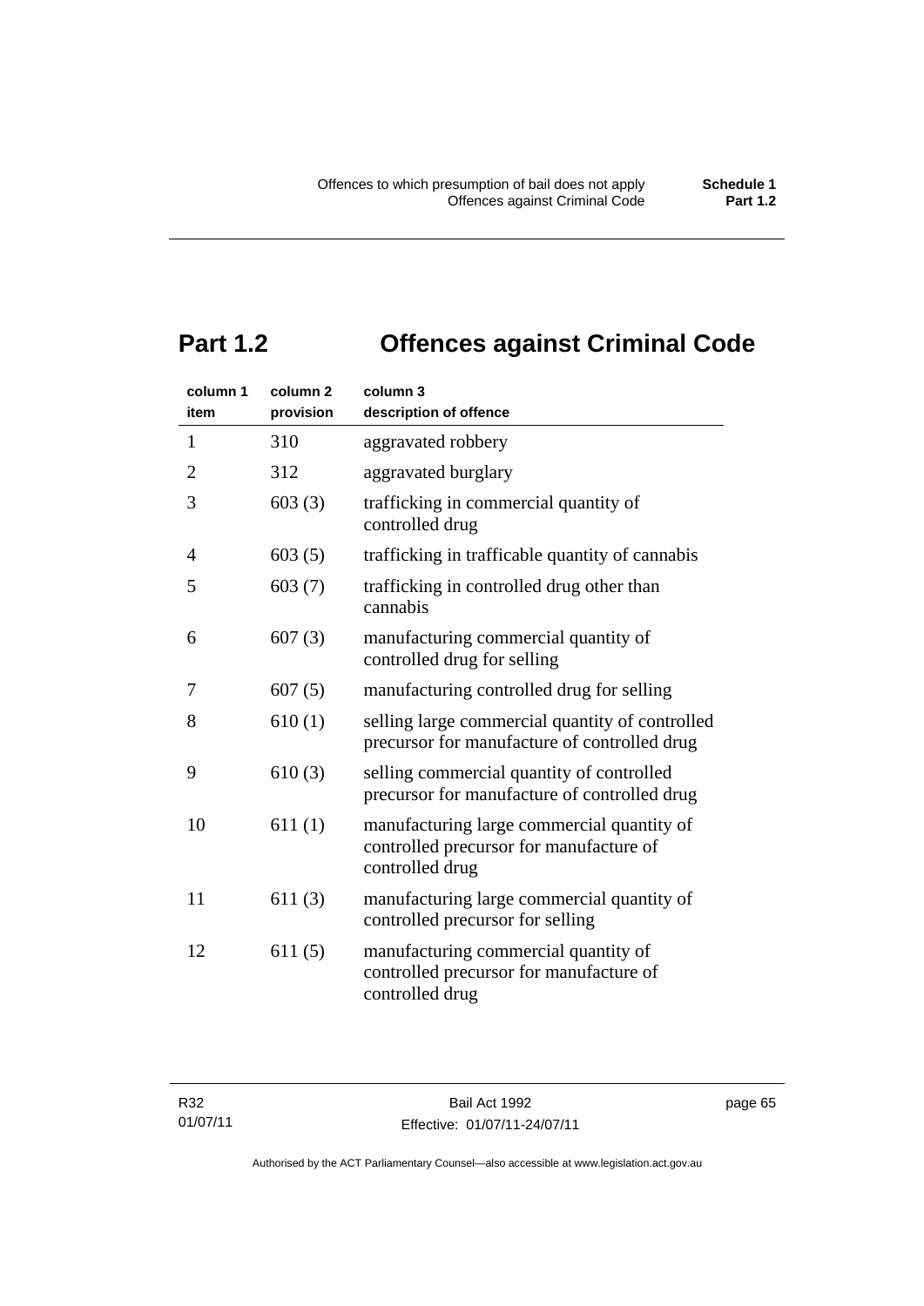## Part 1.2 Offences against Criminal Code

| column 1<br>item | column 2<br>provision | column 3<br>description of offence |
|---|---|---|
| 1 | 310 | aggravated robbery |
| 2 | 312 | aggravated burglary |
| 3 | 603 (3) | trafficking in commercial quantity of controlled drug |
| 4 | 603 (5) | trafficking in trafficable quantity of cannabis |
| 5 | 603 (7) | trafficking in controlled drug other than cannabis |
| 6 | 607 (3) | manufacturing commercial quantity of controlled drug for selling |
| 7 | 607 (5) | manufacturing controlled drug for selling |
| 8 | 610 (1) | selling large commercial quantity of controlled precursor for manufacture of controlled drug |
| 9 | 610 (3) | selling commercial quantity of controlled precursor for manufacture of controlled drug |
| 10 | 611 (1) | manufacturing large commercial quantity of controlled precursor for manufacture of controlled drug |
| 11 | 611 (3) | manufacturing large commercial quantity of controlled precursor for selling |
| 12 | 611 (5) | manufacturing commercial quantity of controlled precursor for manufacture of controlled drug |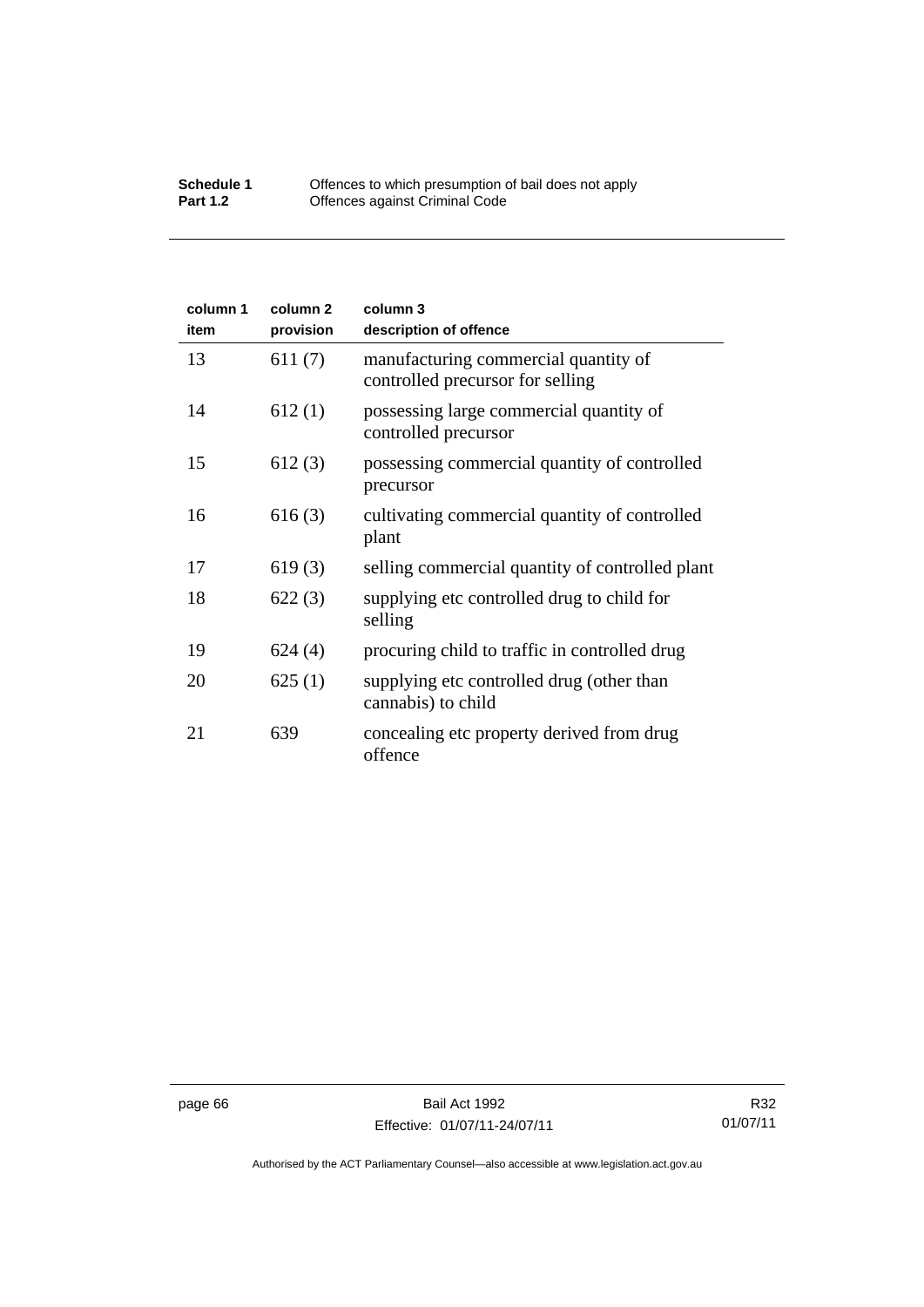| column 1 item | column 2 provision | column 3 description of offence |
|---|---|---|
| 13 | 611 (7) | manufacturing commercial quantity of controlled precursor for selling |
| 14 | 612 (1) | possessing large commercial quantity of controlled precursor |
| 15 | 612 (3) | possessing commercial quantity of controlled precursor |
| 16 | 616 (3) | cultivating commercial quantity of controlled plant |
| 17 | 619 (3) | selling commercial quantity of controlled plant |
| 18 | 622 (3) | supplying etc controlled drug to child for selling |
| 19 | 624 (4) | procuring child to traffic in controlled drug |
| 20 | 625 (1) | supplying etc controlled drug (other than cannabis) to child |
| 21 | 639 | concealing etc property derived from drug offence |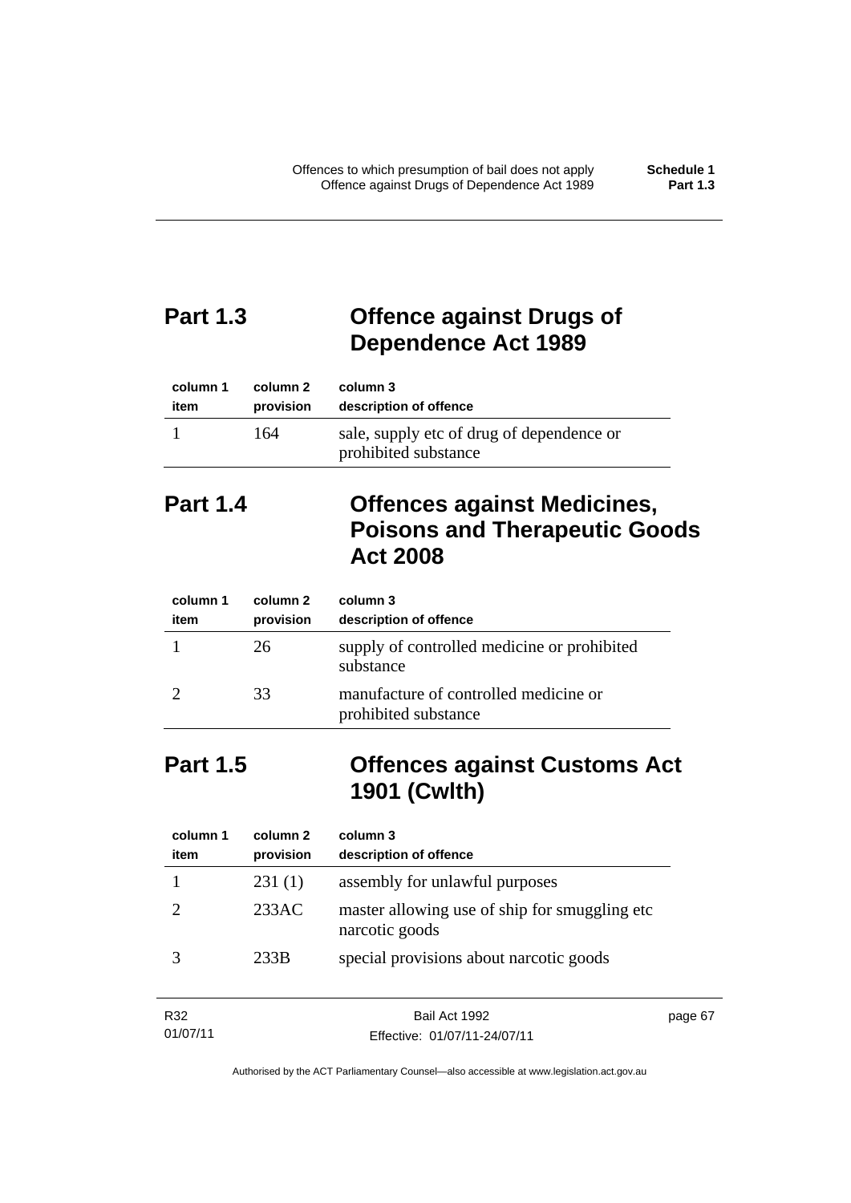## Part 1.3 Offence against Drugs of Dependence Act 1989

| column 1 item | column 2 provision | column 3 description of offence |
|---|---|---|
| 1 | 164 | sale, supply etc of drug of dependence or prohibited substance |

## Part 1.4 Offences against Medicines, Poisons and Therapeutic Goods Act 2008

| column 1 item | column 2 provision | column 3 description of offence |
|---|---|---|
| 1 | 26 | supply of controlled medicine or prohibited substance |
| 2 | 33 | manufacture of controlled medicine or prohibited substance |

## Part 1.5 Offences against Customs Act 1901 (Cwlth)

| column 1 item | column 2 provision | column 3 description of offence |
|---|---|---|
| 1 | 231 (1) | assembly for unlawful purposes |
| 2 | 233AC | master allowing use of ship for smuggling etc narcotic goods |
| 3 | 233B | special provisions about narcotic goods |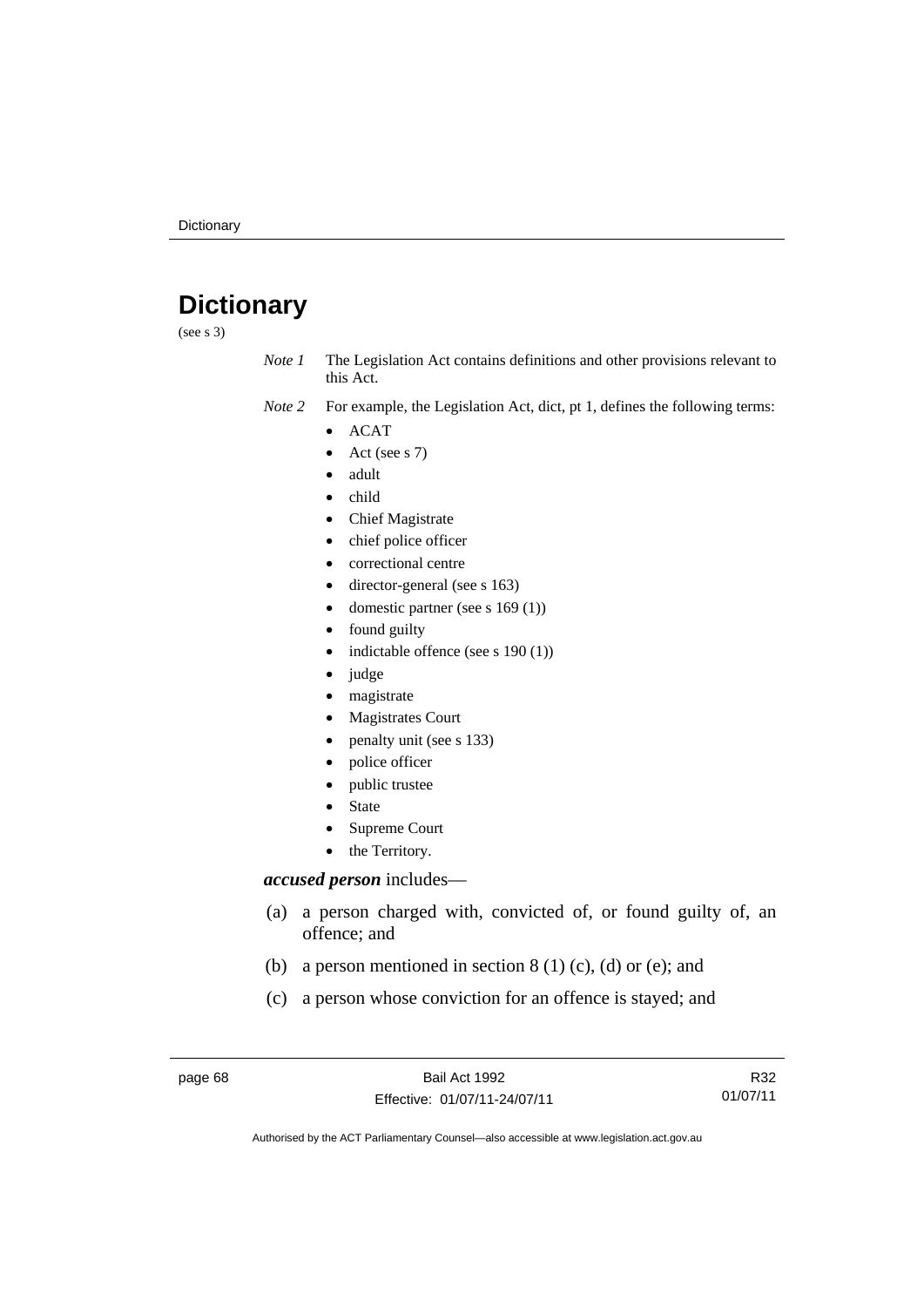# Dictionary

(see s 3)

*Note 1* The Legislation Act contains definitions and other provisions relevant to this Act.

*Note 2* For example, the Legislation Act, dict, pt 1, defines the following terms:

- ACAT
- Act (see s 7)
- adult
- child
- Chief Magistrate
- chief police officer
- correctional centre
- director-general (see s 163)
- domestic partner (see s 169 (1))
- found guilty
- indictable offence (see s 190 (1))
- judge
- magistrate
- Magistrates Court
- penalty unit (see s 133)
- police officer
- public trustee
- State
- Supreme Court
- the Territory.

***accused person*** includes—

(a) a person charged with, convicted of, or found guilty of, an offence; and

(b) a person mentioned in section 8 (1) (c), (d) or (e); and

(c) a person whose conviction for an offence is stayed; and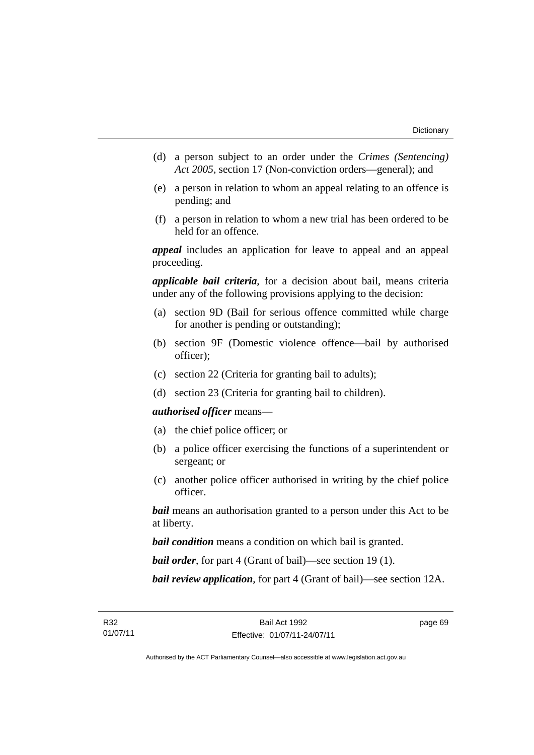(d) a person subject to an order under the *Crimes (Sentencing) Act 2005*, section 17 (Non-conviction orders—general); and

(e) a person in relation to whom an appeal relating to an offence is pending; and

(f) a person in relation to whom a new trial has been ordered to be held for an offence.

***appeal*** includes an application for leave to appeal and an appeal proceeding.

***applicable bail criteria***, for a decision about bail, means criteria under any of the following provisions applying to the decision:

(a) section 9D (Bail for serious offence committed while charge for another is pending or outstanding);

(b) section 9F (Domestic violence offence—bail by authorised officer);

(c) section 22 (Criteria for granting bail to adults);

(d) section 23 (Criteria for granting bail to children).

***authorised officer*** means—

(a) the chief police officer; or

(b) a police officer exercising the functions of a superintendent or sergeant; or

(c) another police officer authorised in writing by the chief police officer.

***bail*** means an authorisation granted to a person under this Act to be at liberty.

***bail condition*** means a condition on which bail is granted.

***bail order***, for part 4 (Grant of bail)—see section 19 (1).

***bail review application***, for part 4 (Grant of bail)—see section 12A.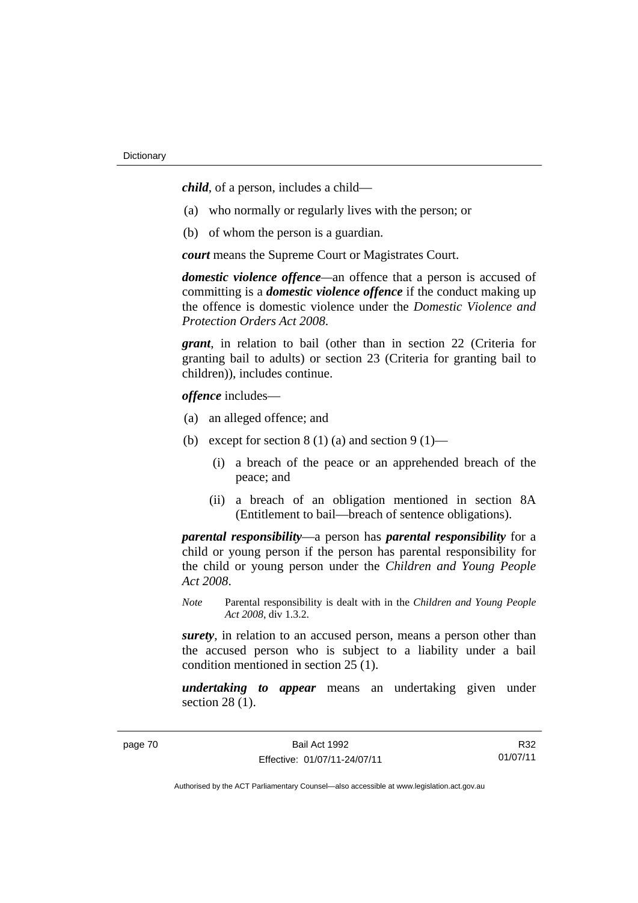***child***, of a person, includes a child—

(a) who normally or regularly lives with the person; or

(b) of whom the person is a guardian.

***court*** means the Supreme Court or Magistrates Court.

***domestic violence offence***—an offence that a person is accused of committing is a ***domestic violence offence*** if the conduct making up the offence is domestic violence under the *Domestic Violence and Protection Orders Act 2008*.

***grant***, in relation to bail (other than in section 22 (Criteria for granting bail to adults) or section 23 (Criteria for granting bail to children)), includes continue.

***offence*** includes—

(a) an alleged offence; and

(b) except for section 8 (1) (a) and section 9 (1)—

  (i) a breach of the peace or an apprehended breach of the peace; and

  (ii) a breach of an obligation mentioned in section 8A (Entitlement to bail—breach of sentence obligations).

***parental responsibility***—a person has ***parental responsibility*** for a child or young person if the person has parental responsibility for the child or young person under the *Children and Young People Act 2008*.

*Note* Parental responsibility is dealt with in the *Children and Young People Act 2008*, div 1.3.2.

***surety***, in relation to an accused person, means a person other than the accused person who is subject to a liability under a bail condition mentioned in section 25 (1).

***undertaking to appear*** means an undertaking given under section 28 (1).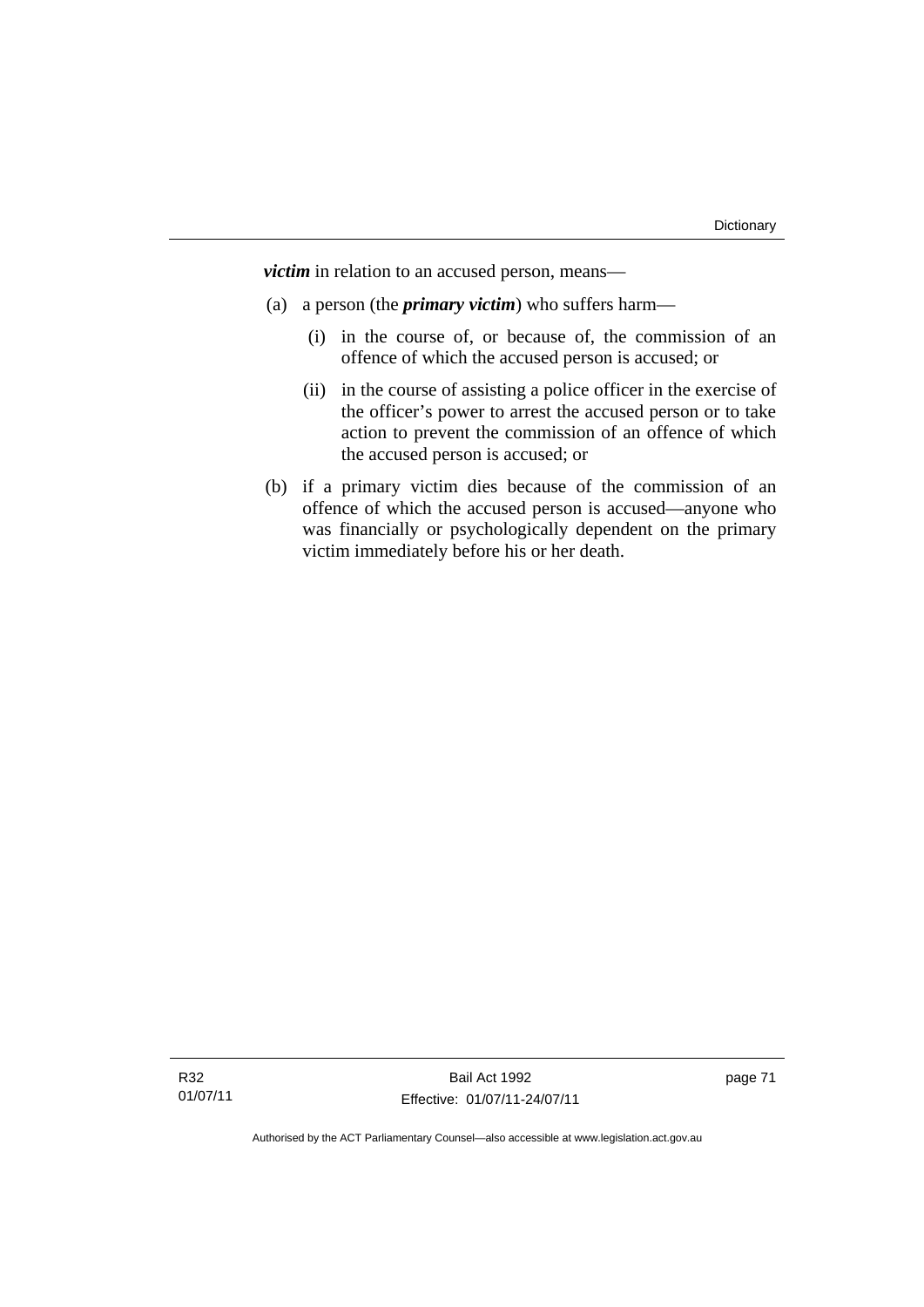***victim*** in relation to an accused person, means—

(a) a person (the ***primary victim***) who suffers harm—

  (i) in the course of, or because of, the commission of an offence of which the accused person is accused; or

  (ii) in the course of assisting a police officer in the exercise of the officer's power to arrest the accused person or to take action to prevent the commission of an offence of which the accused person is accused; or

(b) if a primary victim dies because of the commission of an offence of which the accused person is accused—anyone who was financially or psychologically dependent on the primary victim immediately before his or her death.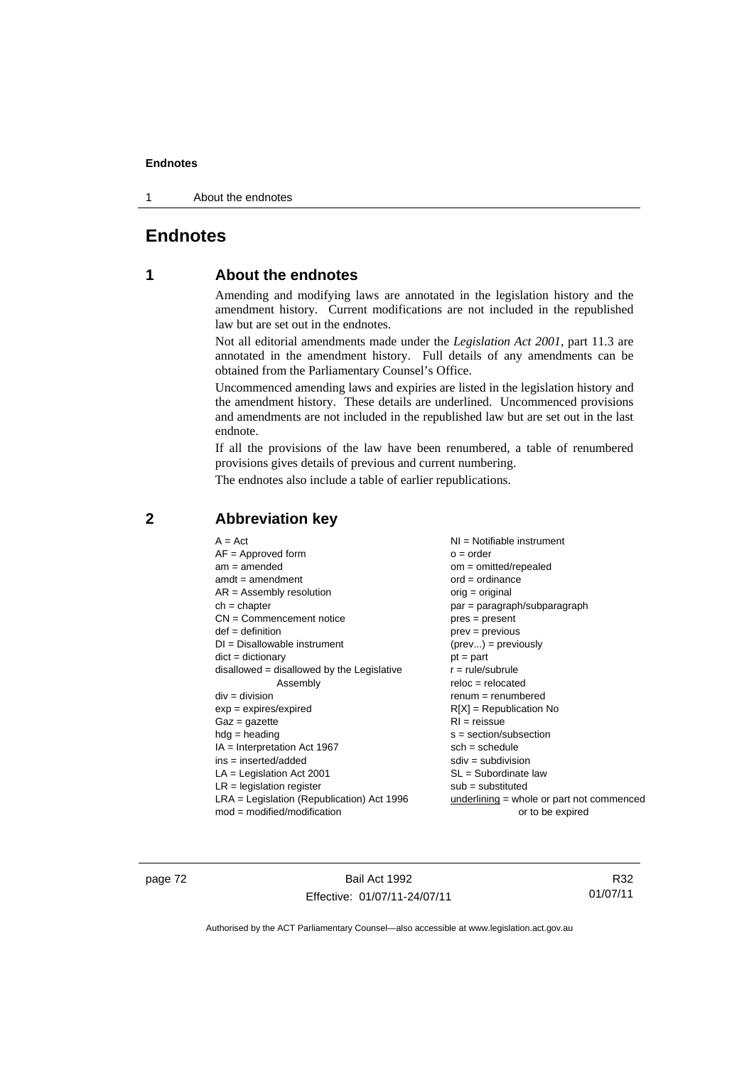# Endnotes

## 1 About the endnotes

Amending and modifying laws are annotated in the legislation history and the amendment history. Current modifications are not included in the republished law but are set out in the endnotes.

Not all editorial amendments made under the *Legislation Act 2001*, part 11.3 are annotated in the amendment history. Full details of any amendments can be obtained from the Parliamentary Counsel's Office.

Uncommenced amending laws and expiries are listed in the legislation history and the amendment history. These details are underlined. Uncommenced provisions and amendments are not included in the republished law but are set out in the last endnote.

If all the provisions of the law have been renumbered, a table of renumbered provisions gives details of previous and current numbering.

The endnotes also include a table of earlier republications.

## 2 Abbreviation key

A = Act
AF = Approved form
am = amended
amdt = amendment
AR = Assembly resolution
ch = chapter
CN = Commencement notice
def = definition
DI = Disallowable instrument
dict = dictionary
disallowed = disallowed by the Legislative Assembly
div = division
exp = expires/expired
Gaz = gazette
hdg = heading
IA = Interpretation Act 1967
ins = inserted/added
LA = Legislation Act 2001
LR = legislation register
LRA = Legislation (Republication) Act 1996
mod = modified/modification
NI = Notifiable instrument
o = order
om = omitted/repealed
ord = ordinance
orig = original
par = paragraph/subparagraph
pres = present
prev = previous
(prev...) = previously
pt = part
r = rule/subrule
reloc = relocated
renum = renumbered
R[X] = Republication No
RI = reissue
s = section/subsection
sch = schedule
sdiv = subdivision
SL = Subordinate law
sub = substituted
underlining = whole or part not commenced or to be expired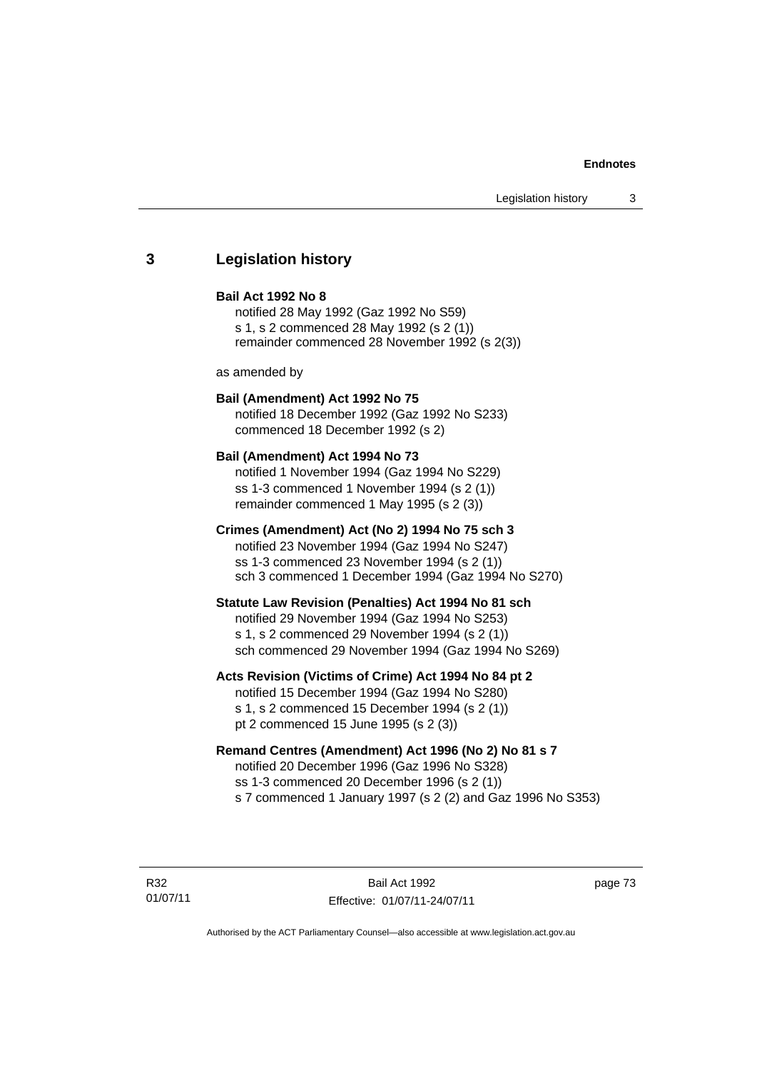## 3 Legislation history

**Bail Act 1992 No 8**

notified 28 May 1992 (Gaz 1992 No S59)
s 1, s 2 commenced 28 May 1992 (s 2 (1))
remainder commenced 28 November 1992 (s 2(3))

as amended by

**Bail (Amendment) Act 1992 No 75**

notified 18 December 1992 (Gaz 1992 No S233)
commenced 18 December 1992 (s 2)

**Bail (Amendment) Act 1994 No 73**

notified 1 November 1994 (Gaz 1994 No S229)
ss 1-3 commenced 1 November 1994 (s 2 (1))
remainder commenced 1 May 1995 (s 2 (3))

**Crimes (Amendment) Act (No 2) 1994 No 75 sch 3**

notified 23 November 1994 (Gaz 1994 No S247)
ss 1-3 commenced 23 November 1994 (s 2 (1))
sch 3 commenced 1 December 1994 (Gaz 1994 No S270)

**Statute Law Revision (Penalties) Act 1994 No 81 sch**

notified 29 November 1994 (Gaz 1994 No S253)
s 1, s 2 commenced 29 November 1994 (s 2 (1))
sch commenced 29 November 1994 (Gaz 1994 No S269)

**Acts Revision (Victims of Crime) Act 1994 No 84 pt 2**

notified 15 December 1994 (Gaz 1994 No S280)
s 1, s 2 commenced 15 December 1994 (s 2 (1))
pt 2 commenced 15 June 1995 (s 2 (3))

**Remand Centres (Amendment) Act 1996 (No 2) No 81 s 7**

notified 20 December 1996 (Gaz 1996 No S328)
ss 1-3 commenced 20 December 1996 (s 2 (1))
s 7 commenced 1 January 1997 (s 2 (2) and Gaz 1996 No S353)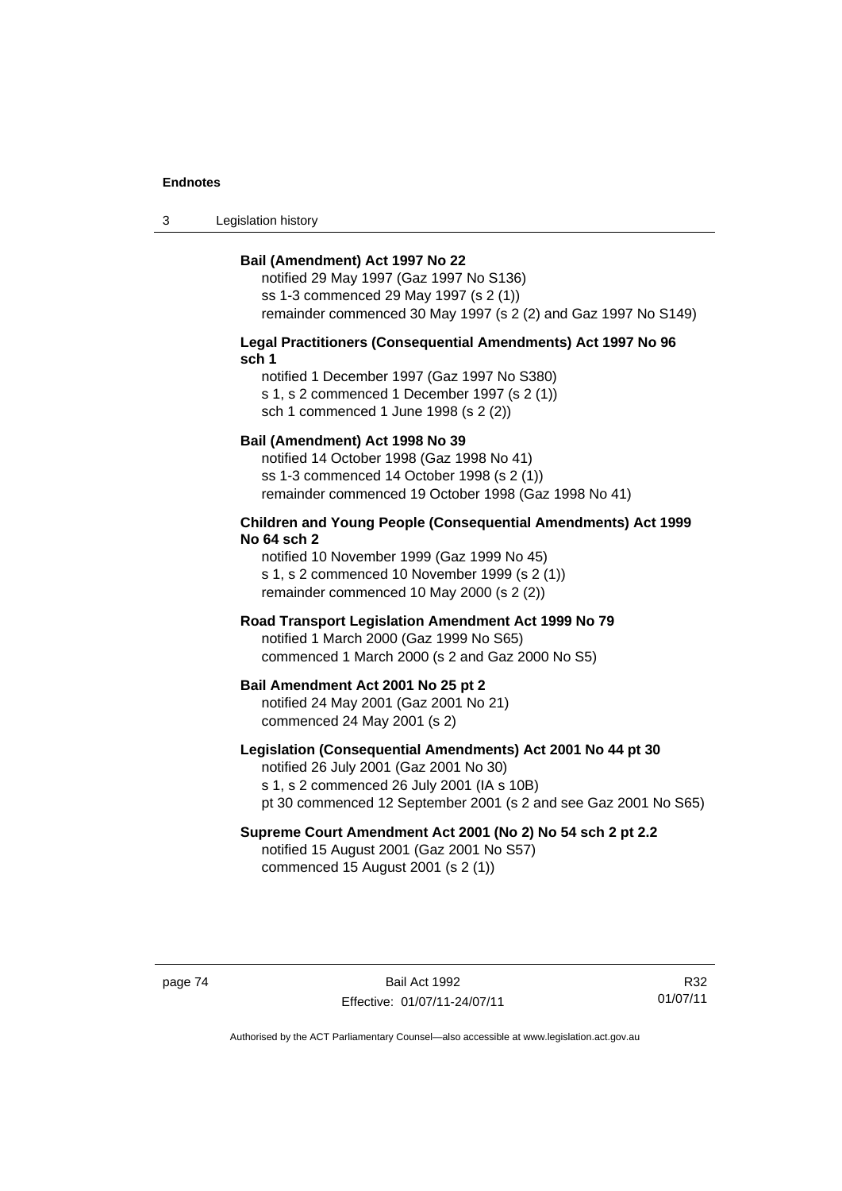**Bail (Amendment) Act 1997 No 22**

notified 29 May 1997 (Gaz 1997 No S136)
ss 1-3 commenced 29 May 1997 (s 2 (1))
remainder commenced 30 May 1997 (s 2 (2) and Gaz 1997 No S149)

**Legal Practitioners (Consequential Amendments) Act 1997 No 96 sch 1**

notified 1 December 1997 (Gaz 1997 No S380)
s 1, s 2 commenced 1 December 1997 (s 2 (1))
sch 1 commenced 1 June 1998 (s 2 (2))

**Bail (Amendment) Act 1998 No 39**

notified 14 October 1998 (Gaz 1998 No 41)
ss 1-3 commenced 14 October 1998 (s 2 (1))
remainder commenced 19 October 1998 (Gaz 1998 No 41)

**Children and Young People (Consequential Amendments) Act 1999 No 64 sch 2**

notified 10 November 1999 (Gaz 1999 No 45)
s 1, s 2 commenced 10 November 1999 (s 2 (1))
remainder commenced 10 May 2000 (s 2 (2))

**Road Transport Legislation Amendment Act 1999 No 79**

notified 1 March 2000 (Gaz 1999 No S65)
commenced 1 March 2000 (s 2 and Gaz 2000 No S5)

**Bail Amendment Act 2001 No 25 pt 2**

notified 24 May 2001 (Gaz 2001 No 21)
commenced 24 May 2001 (s 2)

**Legislation (Consequential Amendments) Act 2001 No 44 pt 30**

notified 26 July 2001 (Gaz 2001 No 30)
s 1, s 2 commenced 26 July 2001 (IA s 10B)
pt 30 commenced 12 September 2001 (s 2 and see Gaz 2001 No S65)

**Supreme Court Amendment Act 2001 (No 2) No 54 sch 2 pt 2.2**

notified 15 August 2001 (Gaz 2001 No S57)
commenced 15 August 2001 (s 2 (1))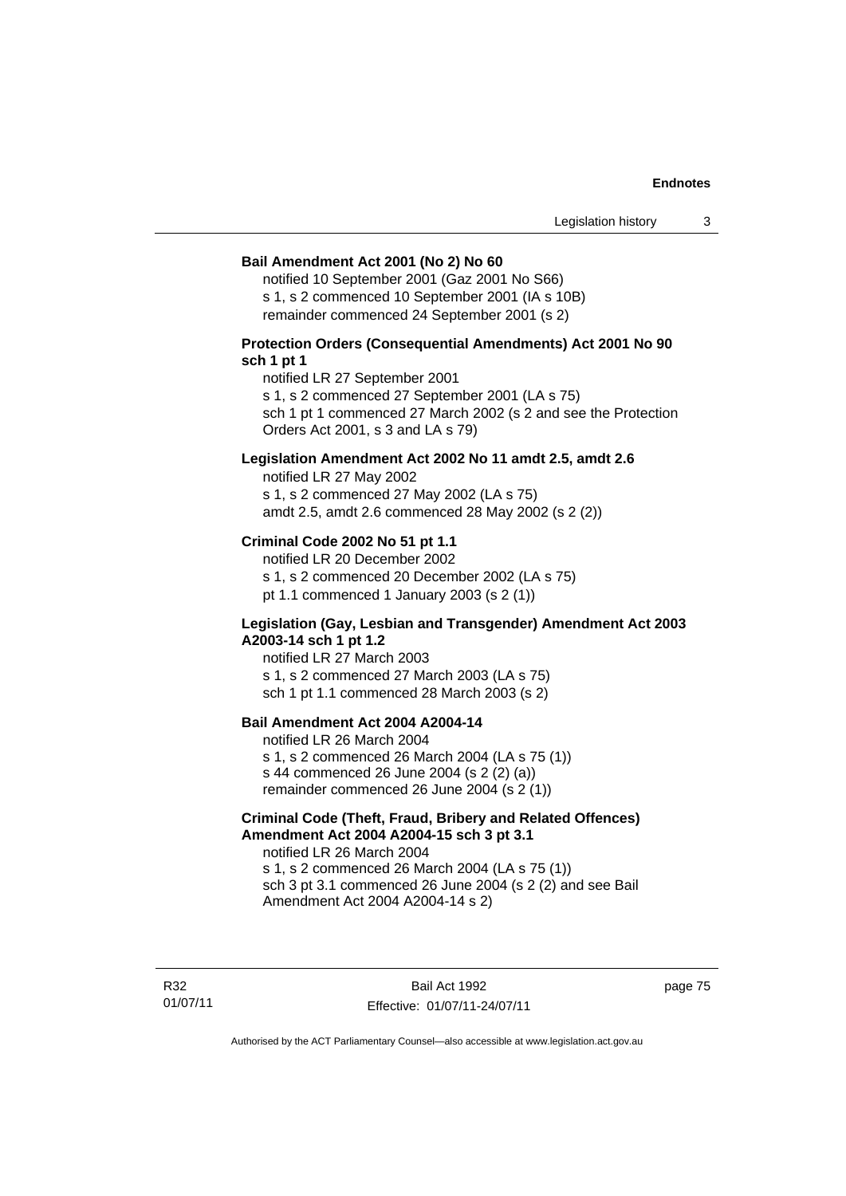**Bail Amendment Act 2001 (No 2) No 60**

notified 10 September 2001 (Gaz 2001 No S66)
s 1, s 2 commenced 10 September 2001 (IA s 10B)
remainder commenced 24 September 2001 (s 2)

**Protection Orders (Consequential Amendments) Act 2001 No 90 sch 1 pt 1**

notified LR 27 September 2001
s 1, s 2 commenced 27 September 2001 (LA s 75)
sch 1 pt 1 commenced 27 March 2002 (s 2 and see the Protection Orders Act 2001, s 3 and LA s 79)

**Legislation Amendment Act 2002 No 11 amdt 2.5, amdt 2.6**

notified LR 27 May 2002
s 1, s 2 commenced 27 May 2002 (LA s 75)
amdt 2.5, amdt 2.6 commenced 28 May 2002 (s 2 (2))

**Criminal Code 2002 No 51 pt 1.1**

notified LR 20 December 2002
s 1, s 2 commenced 20 December 2002 (LA s 75)
pt 1.1 commenced 1 January 2003 (s 2 (1))

**Legislation (Gay, Lesbian and Transgender) Amendment Act 2003 A2003-14 sch 1 pt 1.2**

notified LR 27 March 2003
s 1, s 2 commenced 27 March 2003 (LA s 75)
sch 1 pt 1.1 commenced 28 March 2003 (s 2)

**Bail Amendment Act 2004 A2004-14**

notified LR 26 March 2004
s 1, s 2 commenced 26 March 2004 (LA s 75 (1))
s 44 commenced 26 June 2004 (s 2 (2) (a))
remainder commenced 26 June 2004 (s 2 (1))

**Criminal Code (Theft, Fraud, Bribery and Related Offences) Amendment Act 2004 A2004-15 sch 3 pt 3.1**

notified LR 26 March 2004
s 1, s 2 commenced 26 March 2004 (LA s 75 (1))
sch 3 pt 3.1 commenced 26 June 2004 (s 2 (2) and see Bail Amendment Act 2004 A2004-14 s 2)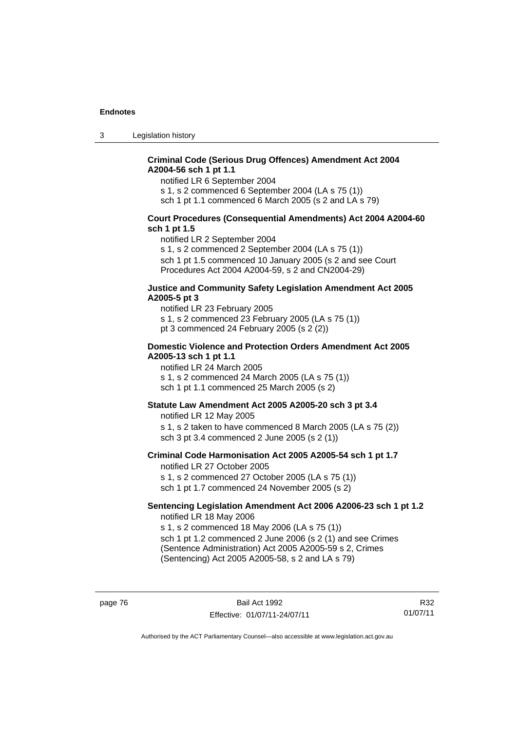**Criminal Code (Serious Drug Offences) Amendment Act 2004 A2004-56 sch 1 pt 1.1**

notified LR 6 September 2004
s 1, s 2 commenced 6 September 2004 (LA s 75 (1))
sch 1 pt 1.1 commenced 6 March 2005 (s 2 and LA s 79)

**Court Procedures (Consequential Amendments) Act 2004 A2004-60 sch 1 pt 1.5**

notified LR 2 September 2004
s 1, s 2 commenced 2 September 2004 (LA s 75 (1))
sch 1 pt 1.5 commenced 10 January 2005 (s 2 and see Court Procedures Act 2004 A2004-59, s 2 and CN2004-29)

**Justice and Community Safety Legislation Amendment Act 2005 A2005-5 pt 3**

notified LR 23 February 2005
s 1, s 2 commenced 23 February 2005 (LA s 75 (1))
pt 3 commenced 24 February 2005 (s 2 (2))

**Domestic Violence and Protection Orders Amendment Act 2005 A2005-13 sch 1 pt 1.1**

notified LR 24 March 2005
s 1, s 2 commenced 24 March 2005 (LA s 75 (1))
sch 1 pt 1.1 commenced 25 March 2005 (s 2)

**Statute Law Amendment Act 2005 A2005-20 sch 3 pt 3.4**

notified LR 12 May 2005
s 1, s 2 taken to have commenced 8 March 2005 (LA s 75 (2))
sch 3 pt 3.4 commenced 2 June 2005 (s 2 (1))

**Criminal Code Harmonisation Act 2005 A2005-54 sch 1 pt 1.7**

notified LR 27 October 2005
s 1, s 2 commenced 27 October 2005 (LA s 75 (1))
sch 1 pt 1.7 commenced 24 November 2005 (s 2)

**Sentencing Legislation Amendment Act 2006 A2006-23 sch 1 pt 1.2**

notified LR 18 May 2006
s 1, s 2 commenced 18 May 2006 (LA s 75 (1))
sch 1 pt 1.2 commenced 2 June 2006 (s 2 (1) and see Crimes (Sentence Administration) Act 2005 A2005-59 s 2, Crimes (Sentencing) Act 2005 A2005-58, s 2 and LA s 79)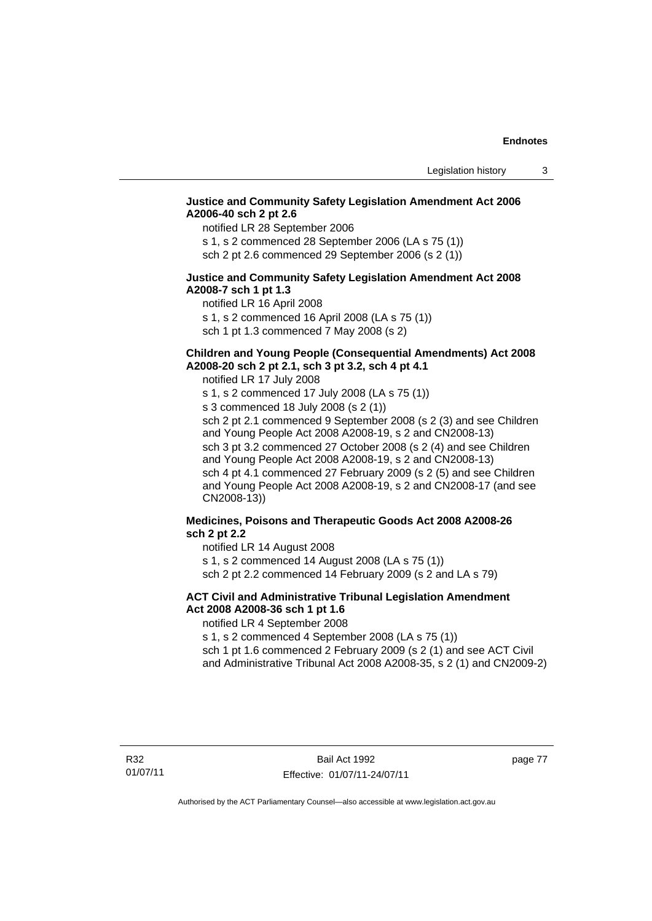**Justice and Community Safety Legislation Amendment Act 2006 A2006-40 sch 2 pt 2.6**

notified LR 28 September 2006

s 1, s 2 commenced 28 September 2006 (LA s 75 (1))

sch 2 pt 2.6 commenced 29 September 2006 (s 2 (1))

**Justice and Community Safety Legislation Amendment Act 2008 A2008-7 sch 1 pt 1.3**

notified LR 16 April 2008

s 1, s 2 commenced 16 April 2008 (LA s 75 (1))

sch 1 pt 1.3 commenced 7 May 2008 (s 2)

**Children and Young People (Consequential Amendments) Act 2008 A2008-20 sch 2 pt 2.1, sch 3 pt 3.2, sch 4 pt 4.1**

notified LR 17 July 2008

s 1, s 2 commenced 17 July 2008 (LA s 75 (1))

s 3 commenced 18 July 2008 (s 2 (1))

sch 2 pt 2.1 commenced 9 September 2008 (s 2 (3) and see Children and Young People Act 2008 A2008-19, s 2 and CN2008-13)

sch 3 pt 3.2 commenced 27 October 2008 (s 2 (4) and see Children and Young People Act 2008 A2008-19, s 2 and CN2008-13)

sch 4 pt 4.1 commenced 27 February 2009 (s 2 (5) and see Children and Young People Act 2008 A2008-19, s 2 and CN2008-17 (and see CN2008-13))

**Medicines, Poisons and Therapeutic Goods Act 2008 A2008-26 sch 2 pt 2.2**

notified LR 14 August 2008

s 1, s 2 commenced 14 August 2008 (LA s 75 (1))

sch 2 pt 2.2 commenced 14 February 2009 (s 2 and LA s 79)

**ACT Civil and Administrative Tribunal Legislation Amendment Act 2008 A2008-36 sch 1 pt 1.6**

notified LR 4 September 2008

s 1, s 2 commenced 4 September 2008 (LA s 75 (1))

sch 1 pt 1.6 commenced 2 February 2009 (s 2 (1) and see ACT Civil and Administrative Tribunal Act 2008 A2008-35, s 2 (1) and CN2009-2)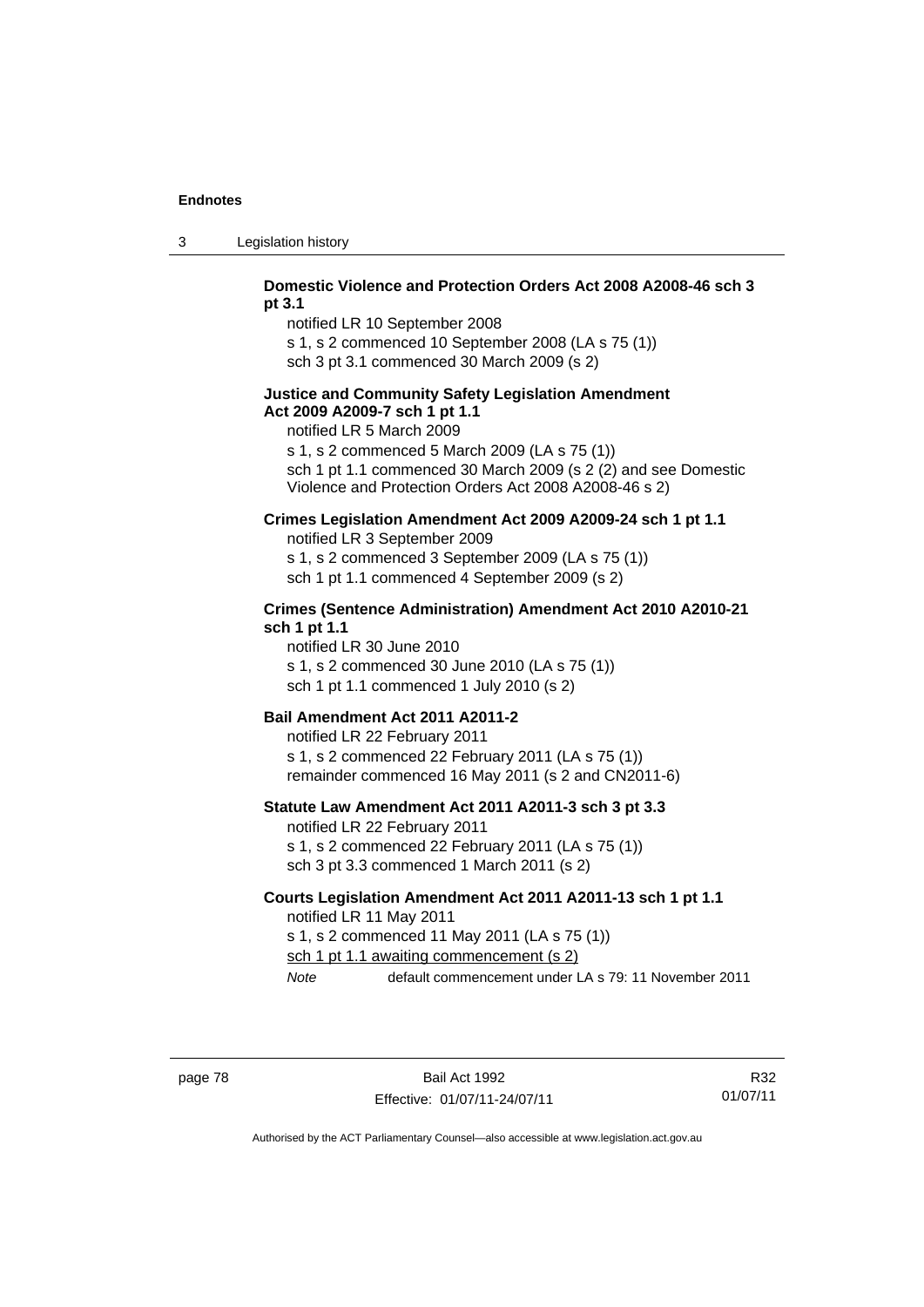**Domestic Violence and Protection Orders Act 2008 A2008-46 sch 3 pt 3.1**

notified LR 10 September 2008

s 1, s 2 commenced 10 September 2008 (LA s 75 (1))

sch 3 pt 3.1 commenced 30 March 2009 (s 2)

**Justice and Community Safety Legislation Amendment Act 2009 A2009-7 sch 1 pt 1.1**

notified LR 5 March 2009

s 1, s 2 commenced 5 March 2009 (LA s 75 (1))

sch 1 pt 1.1 commenced 30 March 2009 (s 2 (2) and see Domestic Violence and Protection Orders Act 2008 A2008-46 s 2)

**Crimes Legislation Amendment Act 2009 A2009-24 sch 1 pt 1.1**

notified LR 3 September 2009

s 1, s 2 commenced 3 September 2009 (LA s 75 (1))

sch 1 pt 1.1 commenced 4 September 2009 (s 2)

**Crimes (Sentence Administration) Amendment Act 2010 A2010-21 sch 1 pt 1.1**

notified LR 30 June 2010

s 1, s 2 commenced 30 June 2010 (LA s 75 (1))

sch 1 pt 1.1 commenced 1 July 2010 (s 2)

**Bail Amendment Act 2011 A2011-2**

notified LR 22 February 2011

s 1, s 2 commenced 22 February 2011 (LA s 75 (1))

remainder commenced 16 May 2011 (s 2 and CN2011-6)

**Statute Law Amendment Act 2011 A2011-3 sch 3 pt 3.3**

notified LR 22 February 2011

s 1, s 2 commenced 22 February 2011 (LA s 75 (1))

sch 3 pt 3.3 commenced 1 March 2011 (s 2)

**Courts Legislation Amendment Act 2011 A2011-13 sch 1 pt 1.1**

notified LR 11 May 2011

s 1, s 2 commenced 11 May 2011 (LA s 75 (1))

sch 1 pt 1.1 awaiting commencement (s 2)

*Note* default commencement under LA s 79: 11 November 2011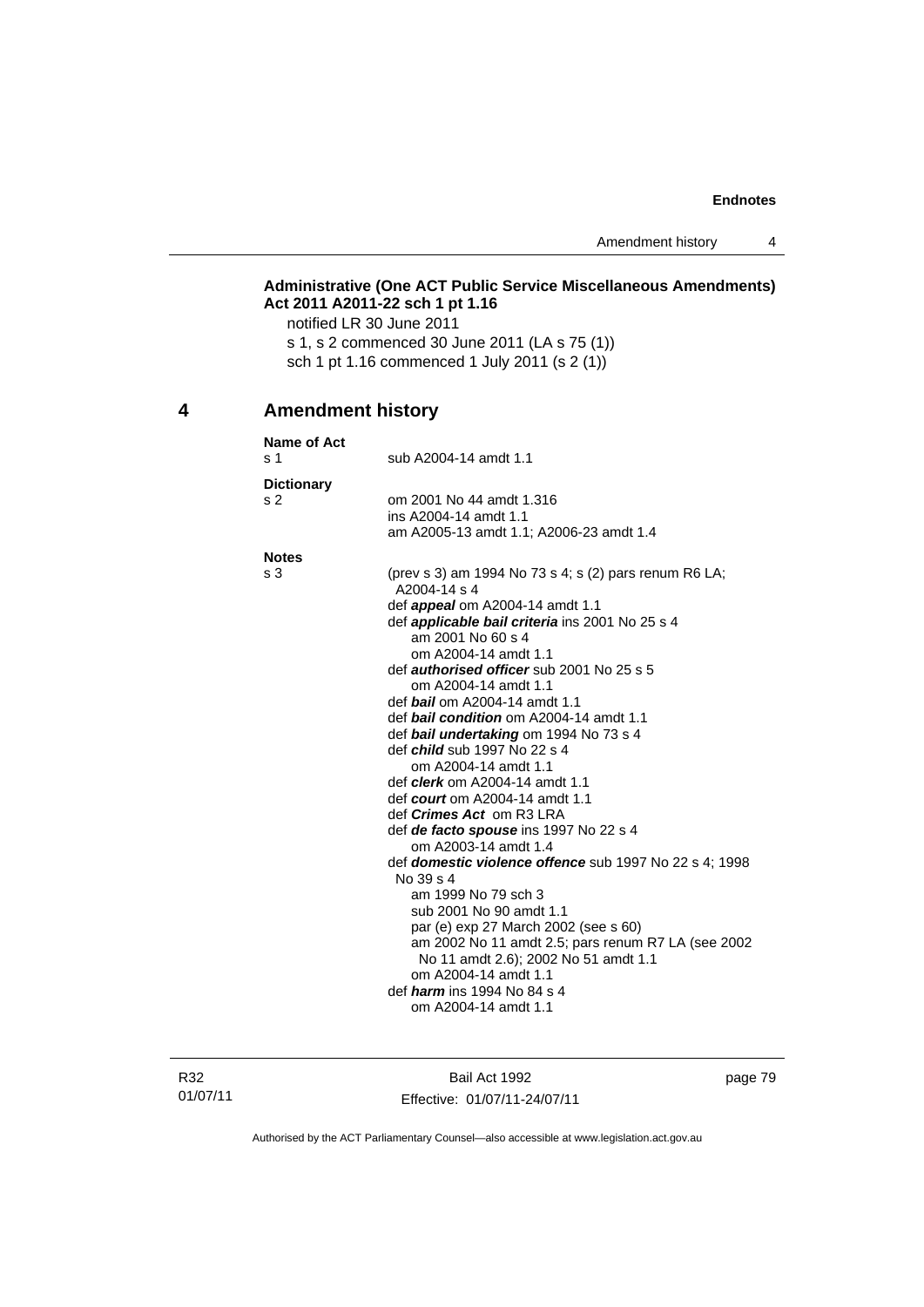**Administrative (One ACT Public Service Miscellaneous Amendments) Act 2011 A2011-22 sch 1 pt 1.16**

notified LR 30 June 2011

s 1, s 2 commenced 30 June 2011 (LA s 75 (1))

sch 1 pt 1.16 commenced 1 July 2011 (s 2 (1))

## 4 Amendment history

**Name of Act**

s 1 sub A2004-14 amdt 1.1

**Dictionary**

s 2 om 2001 No 44 amdt 1.316
ins A2004-14 amdt 1.1
am A2005-13 amdt 1.1; A2006-23 amdt 1.4

**Notes**

s 3 (prev s 3) am 1994 No 73 s 4; s (2) pars renum R6 LA; A2004-14 s 4
def ***appeal*** om A2004-14 amdt 1.1
def ***applicable bail criteria*** ins 2001 No 25 s 4
am 2001 No 60 s 4
om A2004-14 amdt 1.1
def ***authorised officer*** sub 2001 No 25 s 5
om A2004-14 amdt 1.1
def ***bail*** om A2004-14 amdt 1.1
def ***bail condition*** om A2004-14 amdt 1.1
def ***bail undertaking*** om 1994 No 73 s 4
def ***child*** sub 1997 No 22 s 4
om A2004-14 amdt 1.1
def ***clerk*** om A2004-14 amdt 1.1
def ***court*** om A2004-14 amdt 1.1
def ***Crimes Act*** om R3 LRA
def ***de facto spouse*** ins 1997 No 22 s 4
om A2003-14 amdt 1.4
def ***domestic violence offence*** sub 1997 No 22 s 4; 1998 No 39 s 4
am 1999 No 79 sch 3
sub 2001 No 90 amdt 1.1
par (e) exp 27 March 2002 (see s 60)
am 2002 No 11 amdt 2.5; pars renum R7 LA (see 2002 No 11 amdt 2.6); 2002 No 51 amdt 1.1
om A2004-14 amdt 1.1
def ***harm*** ins 1994 No 84 s 4
om A2004-14 amdt 1.1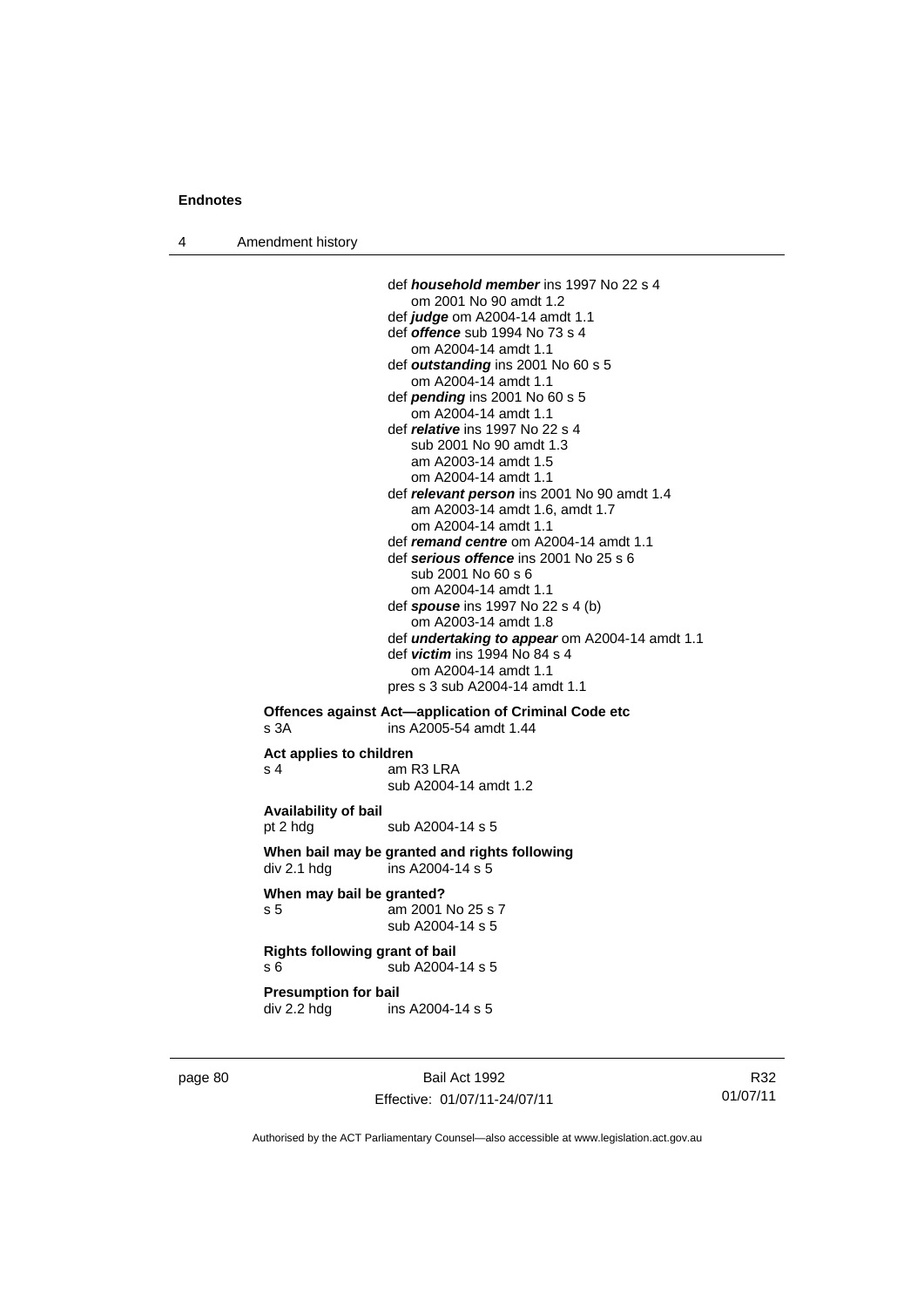def ***household member*** ins 1997 No 22 s 4
om 2001 No 90 amdt 1.2
def ***judge*** om A2004-14 amdt 1.1
def ***offence*** sub 1994 No 73 s 4
om A2004-14 amdt 1.1
def ***outstanding*** ins 2001 No 60 s 5
om A2004-14 amdt 1.1
def ***pending*** ins 2001 No 60 s 5
om A2004-14 amdt 1.1
def ***relative*** ins 1997 No 22 s 4
sub 2001 No 90 amdt 1.3
am A2003-14 amdt 1.5
om A2004-14 amdt 1.1
def ***relevant person*** ins 2001 No 90 amdt 1.4
am A2003-14 amdt 1.6, amdt 1.7
om A2004-14 amdt 1.1
def ***remand centre*** om A2004-14 amdt 1.1
def ***serious offence*** ins 2001 No 25 s 6
sub 2001 No 60 s 6
om A2004-14 amdt 1.1
def ***spouse*** ins 1997 No 22 s 4 (b)
om A2003-14 amdt 1.8
def ***undertaking to appear*** om A2004-14 amdt 1.1
def ***victim*** ins 1994 No 84 s 4
om A2004-14 amdt 1.1
pres s 3 sub A2004-14 amdt 1.1

**Offences against Act—application of Criminal Code etc**
s 3A ins A2005-54 amdt 1.44

**Act applies to children**
s 4 am R3 LRA
sub A2004-14 amdt 1.2

**Availability of bail**
pt 2 hdg sub A2004-14 s 5

**When bail may be granted and rights following**
div 2.1 hdg ins A2004-14 s 5

**When may bail be granted?**
s 5 am 2001 No 25 s 7
sub A2004-14 s 5

**Rights following grant of bail**
s 6 sub A2004-14 s 5

**Presumption for bail**
div 2.2 hdg ins A2004-14 s 5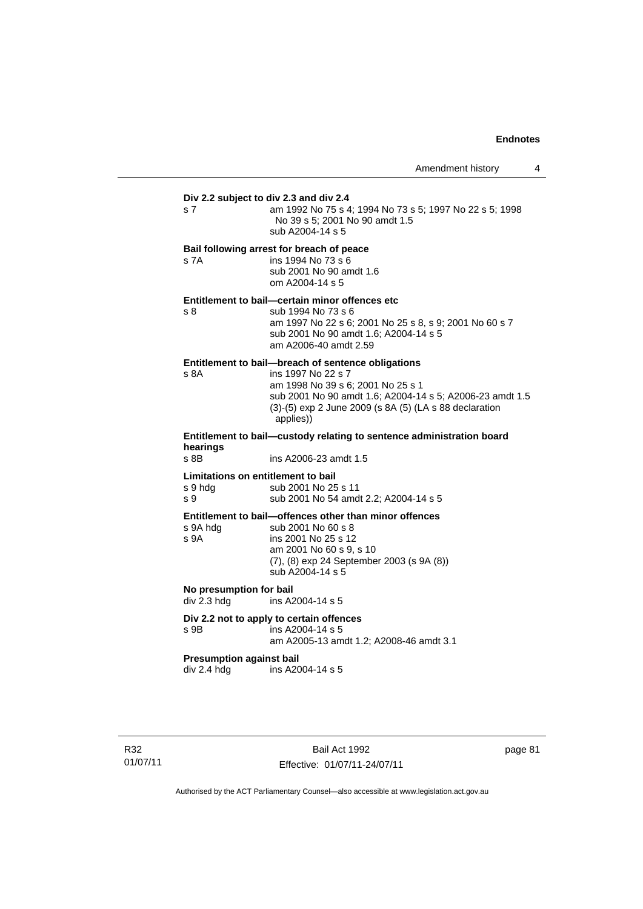**Div 2.2 subject to div 2.3 and div 2.4**

s 7 am 1992 No 75 s 4; 1994 No 73 s 5; 1997 No 22 s 5; 1998 No 39 s 5; 2001 No 90 amdt 1.5
sub A2004-14 s 5

**Bail following arrest for breach of peace**

s 7A ins 1994 No 73 s 6
sub 2001 No 90 amdt 1.6
om A2004-14 s 5

**Entitlement to bail—certain minor offences etc**

s 8 sub 1994 No 73 s 6
am 1997 No 22 s 6; 2001 No 25 s 8, s 9; 2001 No 60 s 7
sub 2001 No 90 amdt 1.6; A2004-14 s 5
am A2006-40 amdt 2.59

**Entitlement to bail—breach of sentence obligations**

s 8A ins 1997 No 22 s 7
am 1998 No 39 s 6; 2001 No 25 s 1
sub 2001 No 90 amdt 1.6; A2004-14 s 5; A2006-23 amdt 1.5
(3)-(5) exp 2 June 2009 (s 8A (5) (LA s 88 declaration applies))

**Entitlement to bail—custody relating to sentence administration board hearings**

s 8B ins A2006-23 amdt 1.5

**Limitations on entitlement to bail**

s 9 hdg sub 2001 No 25 s 11
s 9 sub 2001 No 54 amdt 2.2; A2004-14 s 5

**Entitlement to bail—offences other than minor offences**

s 9A hdg sub 2001 No 60 s 8
s 9A ins 2001 No 25 s 12
am 2001 No 60 s 9, s 10
(7), (8) exp 24 September 2003 (s 9A (8))
sub A2004-14 s 5

**No presumption for bail**

div 2.3 hdg ins A2004-14 s 5

**Div 2.2 not to apply to certain offences**

s 9B ins A2004-14 s 5
am A2005-13 amdt 1.2; A2008-46 amdt 3.1

**Presumption against bail**

div 2.4 hdg ins A2004-14 s 5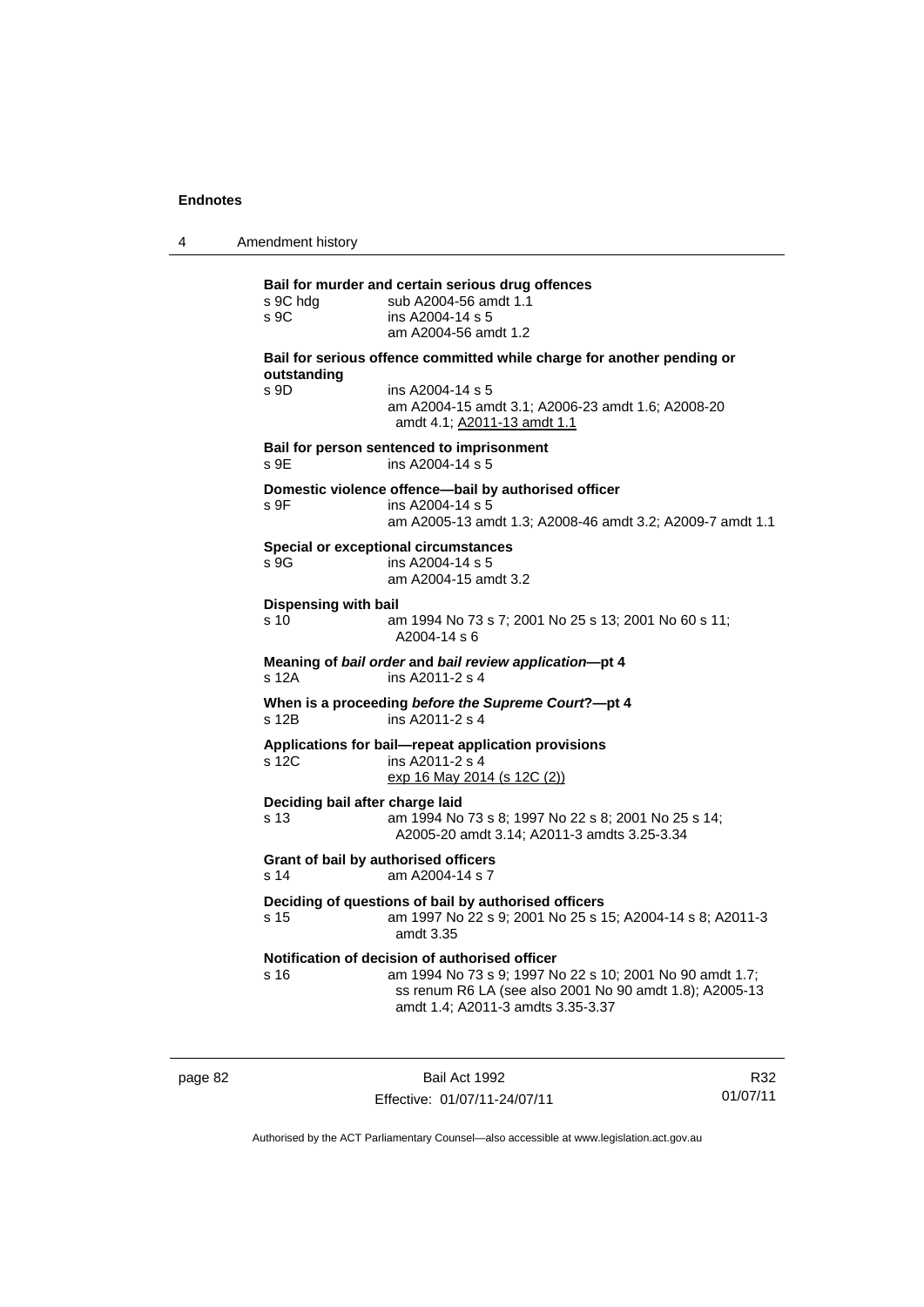**Bail for murder and certain serious drug offences**

s 9C hdg sub A2004-56 amdt 1.1

s 9C ins A2004-14 s 5
am A2004-56 amdt 1.2

**Bail for serious offence committed while charge for another pending or outstanding**

s 9D ins A2004-14 s 5
am A2004-15 amdt 3.1; A2006-23 amdt 1.6; A2008-20 amdt 4.1; A2011-13 amdt 1.1

**Bail for person sentenced to imprisonment**

s 9E ins A2004-14 s 5

**Domestic violence offence—bail by authorised officer**

s 9F ins A2004-14 s 5
am A2005-13 amdt 1.3; A2008-46 amdt 3.2; A2009-7 amdt 1.1

**Special or exceptional circumstances**

s 9G ins A2004-14 s 5
am A2004-15 amdt 3.2

**Dispensing with bail**

s 10 am 1994 No 73 s 7; 2001 No 25 s 13; 2001 No 60 s 11; A2004-14 s 6

**Meaning of *bail order* and *bail review application*—pt 4**

s 12A ins A2011-2 s 4

**When is a proceeding *before the Supreme Court*?—pt 4**

s 12B ins A2011-2 s 4

**Applications for bail—repeat application provisions**

s 12C ins A2011-2 s 4
exp 16 May 2014 (s 12C (2))

**Deciding bail after charge laid**

s 13 am 1994 No 73 s 8; 1997 No 22 s 8; 2001 No 25 s 14; A2005-20 amdt 3.14; A2011-3 amdts 3.25-3.34

**Grant of bail by authorised officers**

s 14 am A2004-14 s 7

**Deciding of questions of bail by authorised officers**

s 15 am 1997 No 22 s 9; 2001 No 25 s 15; A2004-14 s 8; A2011-3 amdt 3.35

**Notification of decision of authorised officer**

s 16 am 1994 No 73 s 9; 1997 No 22 s 10; 2001 No 90 amdt 1.7; ss renum R6 LA (see also 2001 No 90 amdt 1.8); A2005-13 amdt 1.4; A2011-3 amdts 3.35-3.37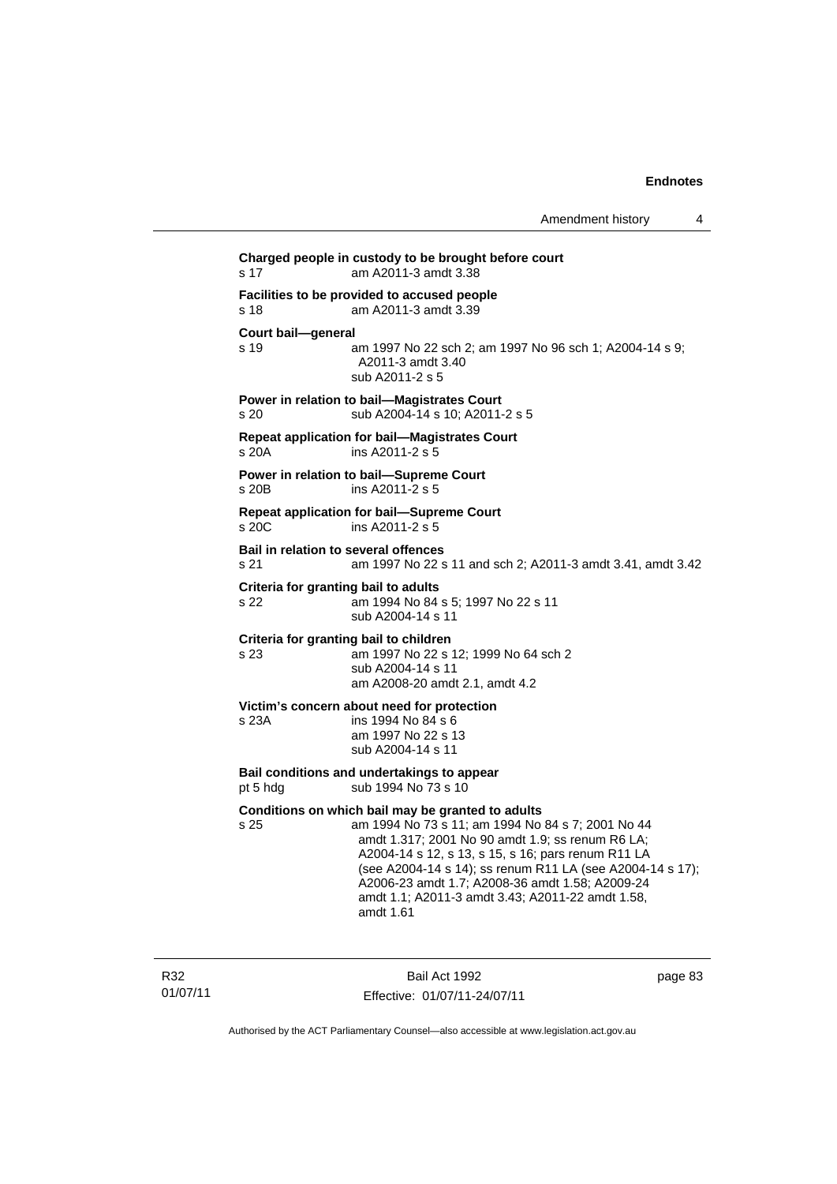**Charged people in custody to be brought before court**

s 17 am A2011-3 amdt 3.38

**Facilities to be provided to accused people**

s 18 am A2011-3 amdt 3.39

**Court bail—general**

s 19 am 1997 No 22 sch 2; am 1997 No 96 sch 1; A2004-14 s 9; A2011-3 amdt 3.40
sub A2011-2 s 5

**Power in relation to bail—Magistrates Court**

s 20 sub A2004-14 s 10; A2011-2 s 5

**Repeat application for bail—Magistrates Court**

s 20A ins A2011-2 s 5

**Power in relation to bail—Supreme Court**

s 20B ins A2011-2 s 5

**Repeat application for bail—Supreme Court**

s 20C ins A2011-2 s 5

**Bail in relation to several offences**

s 21 am 1997 No 22 s 11 and sch 2; A2011-3 amdt 3.41, amdt 3.42

**Criteria for granting bail to adults**

s 22 am 1994 No 84 s 5; 1997 No 22 s 11
sub A2004-14 s 11

**Criteria for granting bail to children**

s 23 am 1997 No 22 s 12; 1999 No 64 sch 2
sub A2004-14 s 11
am A2008-20 amdt 2.1, amdt 4.2

**Victim's concern about need for protection**

s 23A ins 1994 No 84 s 6
am 1997 No 22 s 13
sub A2004-14 s 11

**Bail conditions and undertakings to appear**

pt 5 hdg sub 1994 No 73 s 10

**Conditions on which bail may be granted to adults**

s 25 am 1994 No 73 s 11; am 1994 No 84 s 7; 2001 No 44 amdt 1.317; 2001 No 90 amdt 1.9; ss renum R6 LA; A2004-14 s 12, s 13, s 15, s 16; pars renum R11 LA (see A2004-14 s 14); ss renum R11 LA (see A2004-14 s 17); A2006-23 amdt 1.7; A2008-36 amdt 1.58; A2009-24 amdt 1.1; A2011-3 amdt 3.43; A2011-22 amdt 1.58, amdt 1.61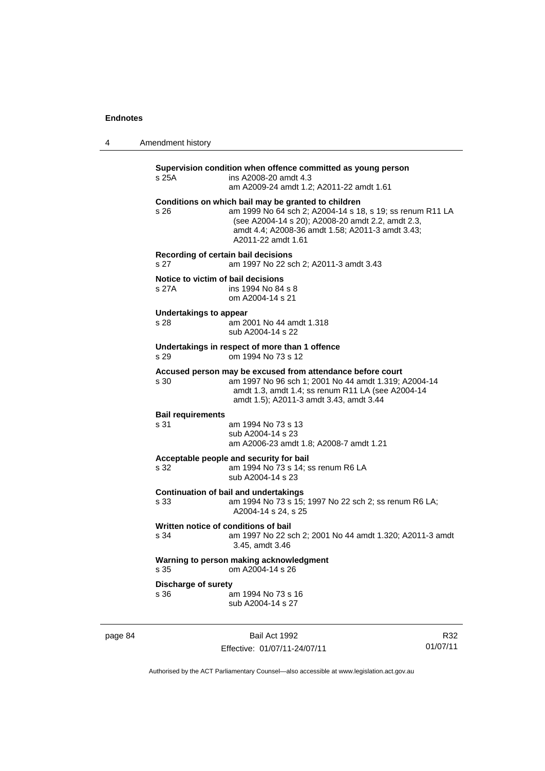**Supervision condition when offence committed as young person**

s 25A ins A2008-20 amdt 4.3
am A2009-24 amdt 1.2; A2011-22 amdt 1.61

**Conditions on which bail may be granted to children**

s 26 am 1999 No 64 sch 2; A2004-14 s 18, s 19; ss renum R11 LA (see A2004-14 s 20); A2008-20 amdt 2.2, amdt 2.3, amdt 4.4; A2008-36 amdt 1.58; A2011-3 amdt 3.43; A2011-22 amdt 1.61

**Recording of certain bail decisions**

s 27 am 1997 No 22 sch 2; A2011-3 amdt 3.43

**Notice to victim of bail decisions**

s 27A ins 1994 No 84 s 8
om A2004-14 s 21

**Undertakings to appear**

s 28 am 2001 No 44 amdt 1.318
sub A2004-14 s 22

**Undertakings in respect of more than 1 offence**

s 29 om 1994 No 73 s 12

**Accused person may be excused from attendance before court**

s 30 am 1997 No 96 sch 1; 2001 No 44 amdt 1.319; A2004-14 amdt 1.3, amdt 1.4; ss renum R11 LA (see A2004-14 amdt 1.5); A2011-3 amdt 3.43, amdt 3.44

**Bail requirements**

s 31 am 1994 No 73 s 13
sub A2004-14 s 23
am A2006-23 amdt 1.8; A2008-7 amdt 1.21

**Acceptable people and security for bail**

s 32 am 1994 No 73 s 14; ss renum R6 LA
sub A2004-14 s 23

**Continuation of bail and undertakings**

s 33 am 1994 No 73 s 15; 1997 No 22 sch 2; ss renum R6 LA; A2004-14 s 24, s 25

**Written notice of conditions of bail**

s 34 am 1997 No 22 sch 2; 2001 No 44 amdt 1.320; A2011-3 amdt 3.45, amdt 3.46

**Warning to person making acknowledgment**

s 35 om A2004-14 s 26

**Discharge of surety**

s 36 am 1994 No 73 s 16
sub A2004-14 s 27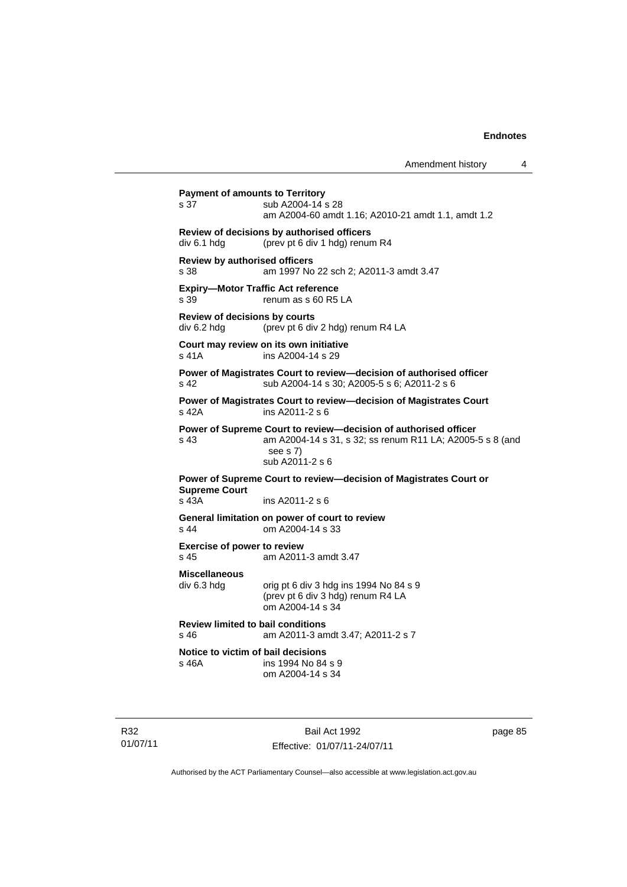**Payment of amounts to Territory**
s 37 sub A2004-14 s 28
am A2004-60 amdt 1.16; A2010-21 amdt 1.1, amdt 1.2

**Review of decisions by authorised officers**
div 6.1 hdg (prev pt 6 div 1 hdg) renum R4

**Review by authorised officers**
s 38 am 1997 No 22 sch 2; A2011-3 amdt 3.47

**Expiry—Motor Traffic Act reference**
s 39 renum as s 60 R5 LA

**Review of decisions by courts**
div 6.2 hdg (prev pt 6 div 2 hdg) renum R4 LA

**Court may review on its own initiative**
s 41A ins A2004-14 s 29

**Power of Magistrates Court to review—decision of authorised officer**
s 42 sub A2004-14 s 30; A2005-5 s 6; A2011-2 s 6

**Power of Magistrates Court to review—decision of Magistrates Court**
s 42A ins A2011-2 s 6

**Power of Supreme Court to review—decision of authorised officer**
s 43 am A2004-14 s 31, s 32; ss renum R11 LA; A2005-5 s 8 (and see s 7)
sub A2011-2 s 6

**Power of Supreme Court to review—decision of Magistrates Court or Supreme Court**
s 43A ins A2011-2 s 6

**General limitation on power of court to review**
s 44 om A2004-14 s 33

**Exercise of power to review**
s 45 am A2011-3 amdt 3.47

**Miscellaneous**
div 6.3 hdg orig pt 6 div 3 hdg ins 1994 No 84 s 9
(prev pt 6 div 3 hdg) renum R4 LA
om A2004-14 s 34

**Review limited to bail conditions**
s 46 am A2011-3 amdt 3.47; A2011-2 s 7

**Notice to victim of bail decisions**
s 46A ins 1994 No 84 s 9
om A2004-14 s 34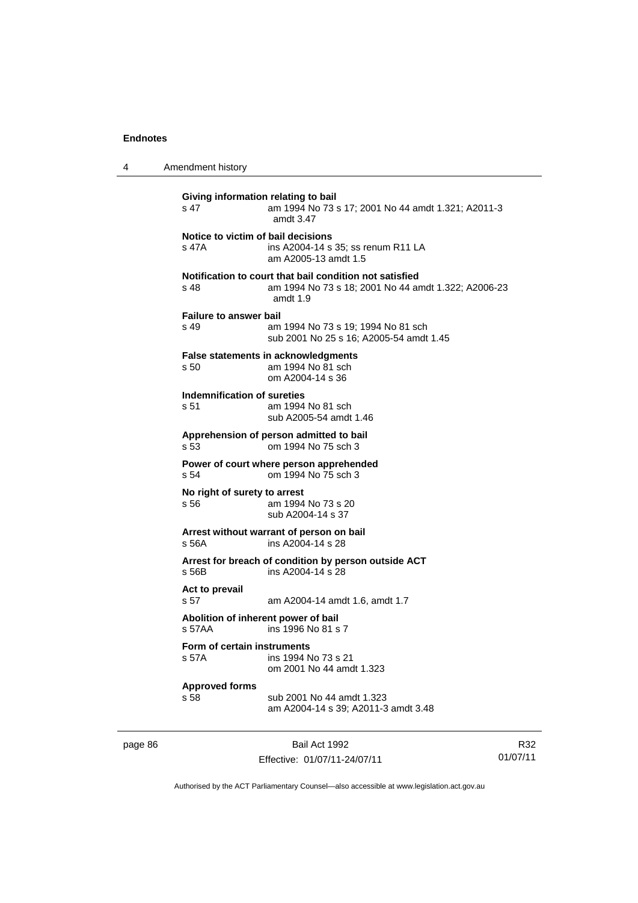**Giving information relating to bail**
s 47 am 1994 No 73 s 17; 2001 No 44 amdt 1.321; A2011-3 amdt 3.47

**Notice to victim of bail decisions**
s 47A ins A2004-14 s 35; ss renum R11 LA
am A2005-13 amdt 1.5

**Notification to court that bail condition not satisfied**
s 48 am 1994 No 73 s 18; 2001 No 44 amdt 1.322; A2006-23 amdt 1.9

**Failure to answer bail**
s 49 am 1994 No 73 s 19; 1994 No 81 sch
sub 2001 No 25 s 16; A2005-54 amdt 1.45

**False statements in acknowledgments**
s 50 am 1994 No 81 sch
om A2004-14 s 36

**Indemnification of sureties**
s 51 am 1994 No 81 sch
sub A2005-54 amdt 1.46

**Apprehension of person admitted to bail**
s 53 om 1994 No 75 sch 3

**Power of court where person apprehended**
s 54 om 1994 No 75 sch 3

**No right of surety to arrest**
s 56 am 1994 No 73 s 20
sub A2004-14 s 37

**Arrest without warrant of person on bail**
s 56A ins A2004-14 s 28

**Arrest for breach of condition by person outside ACT**
s 56B ins A2004-14 s 28

**Act to prevail**
s 57 am A2004-14 amdt 1.6, amdt 1.7

**Abolition of inherent power of bail**
s 57AA ins 1996 No 81 s 7

**Form of certain instruments**
s 57A ins 1994 No 73 s 21
om 2001 No 44 amdt 1.323

**Approved forms**
s 58 sub 2001 No 44 amdt 1.323
am A2004-14 s 39; A2011-3 amdt 3.48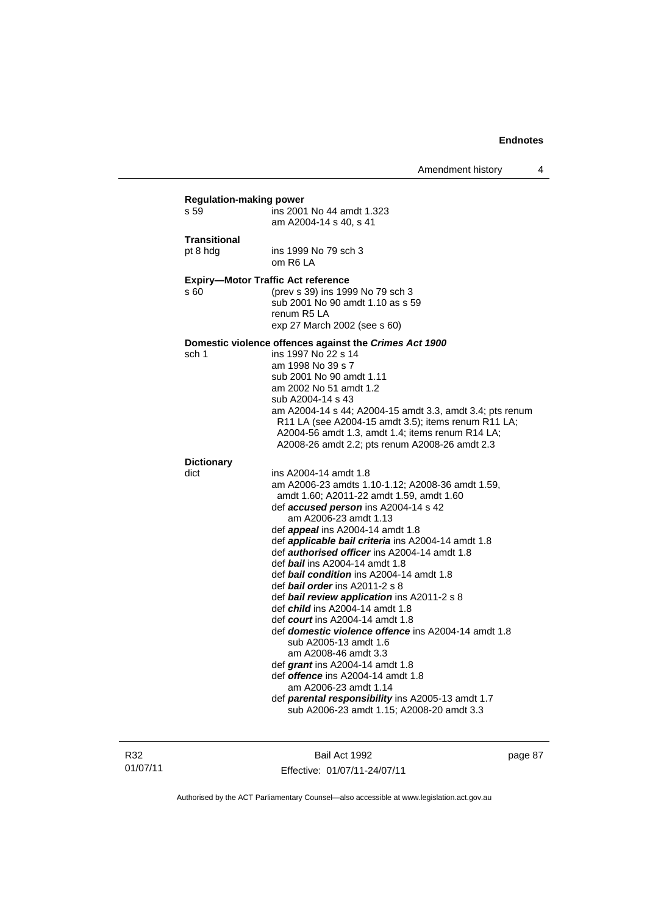**Regulation-making power**

s 59 ins 2001 No 44 amdt 1.323
am A2004-14 s 40, s 41

**Transitional**

pt 8 hdg ins 1999 No 79 sch 3
om R6 LA

**Expiry—Motor Traffic Act reference**

s 60 (prev s 39) ins 1999 No 79 sch 3
sub 2001 No 90 amdt 1.10 as s 59
renum R5 LA
exp 27 March 2002 (see s 60)

**Domestic violence offences against the *Crimes Act 1900***

sch 1 ins 1997 No 22 s 14
am 1998 No 39 s 7
sub 2001 No 90 amdt 1.11
am 2002 No 51 amdt 1.2
sub A2004-14 s 43
am A2004-14 s 44; A2004-15 amdt 3.3, amdt 3.4; pts renum R11 LA (see A2004-15 amdt 3.5); items renum R11 LA; A2004-56 amdt 1.3, amdt 1.4; items renum R14 LA; A2008-26 amdt 2.2; pts renum A2008-26 amdt 2.3

**Dictionary**

dict ins A2004-14 amdt 1.8
am A2006-23 amdts 1.10-1.12; A2008-36 amdt 1.59, amdt 1.60; A2011-22 amdt 1.59, amdt 1.60
def ***accused person*** ins A2004-14 s 42
am A2006-23 amdt 1.13
def ***appeal*** ins A2004-14 amdt 1.8
def ***applicable bail criteria*** ins A2004-14 amdt 1.8
def ***authorised officer*** ins A2004-14 amdt 1.8
def ***bail*** ins A2004-14 amdt 1.8
def ***bail condition*** ins A2004-14 amdt 1.8
def ***bail order*** ins A2011-2 s 8
def ***bail review application*** ins A2011-2 s 8
def ***child*** ins A2004-14 amdt 1.8
def ***court*** ins A2004-14 amdt 1.8
def ***domestic violence offence*** ins A2004-14 amdt 1.8
sub A2005-13 amdt 1.6
am A2008-46 amdt 3.3
def ***grant*** ins A2004-14 amdt 1.8
def ***offence*** ins A2004-14 amdt 1.8
am A2006-23 amdt 1.14
def ***parental responsibility*** ins A2005-13 amdt 1.7
sub A2006-23 amdt 1.15; A2008-20 amdt 3.3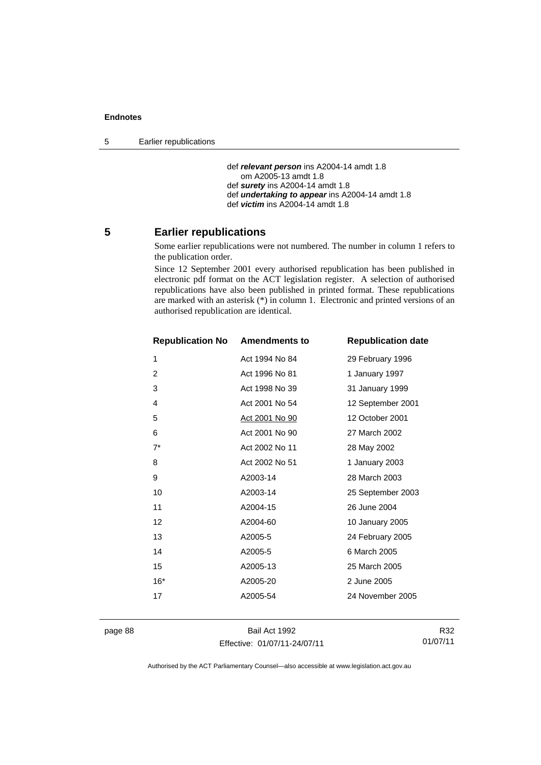def ***relevant person*** ins A2004-14 amdt 1.8
om A2005-13 amdt 1.8
def ***surety*** ins A2004-14 amdt 1.8
def ***undertaking to appear*** ins A2004-14 amdt 1.8
def ***victim*** ins A2004-14 amdt 1.8

## 5 Earlier republications

Some earlier republications were not numbered. The number in column 1 refers to the publication order.

Since 12 September 2001 every authorised republication has been published in electronic pdf format on the ACT legislation register. A selection of authorised republications have also been published in printed format. These republications are marked with an asterisk (*) in column 1. Electronic and printed versions of an authorised republication are identical.

| Republication No | Amendments to | Republication date |
|---|---|---|
| 1 | Act 1994 No 84 | 29 February 1996 |
| 2 | Act 1996 No 81 | 1 January 1997 |
| 3 | Act 1998 No 39 | 31 January 1999 |
| 4 | Act 2001 No 54 | 12 September 2001 |
| 5 | Act 2001 No 90 | 12 October 2001 |
| 6 | Act 2001 No 90 | 27 March 2002 |
| 7* | Act 2002 No 11 | 28 May 2002 |
| 8 | Act 2002 No 51 | 1 January 2003 |
| 9 | A2003-14 | 28 March 2003 |
| 10 | A2003-14 | 25 September 2003 |
| 11 | A2004-15 | 26 June 2004 |
| 12 | A2004-60 | 10 January 2005 |
| 13 | A2005-5 | 24 February 2005 |
| 14 | A2005-5 | 6 March 2005 |
| 15 | A2005-13 | 25 March 2005 |
| 16* | A2005-20 | 2 June 2005 |
| 17 | A2005-54 | 24 November 2005 |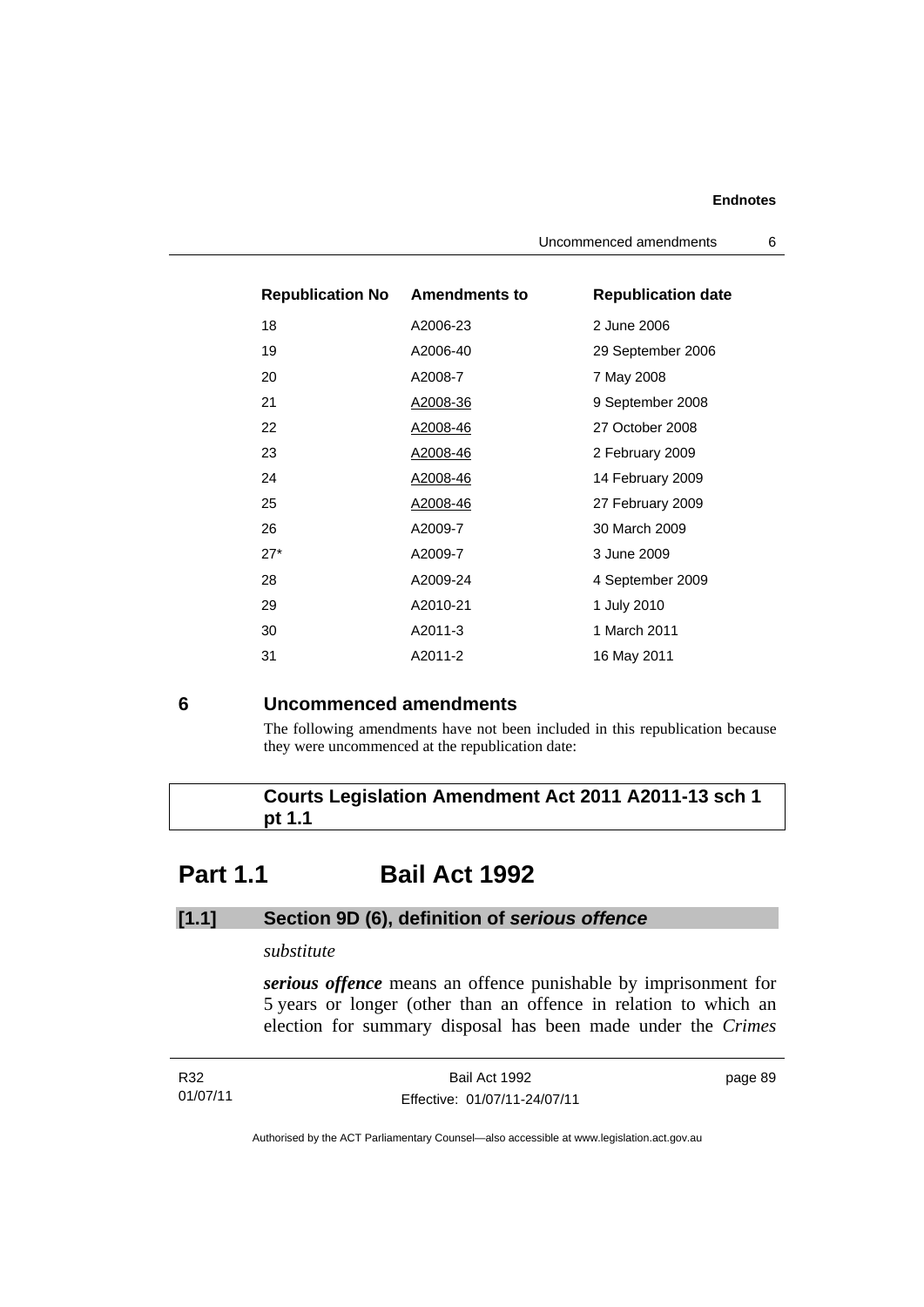| Republication No | Amendments to | Republication date |
| --- | --- | --- |
| 18 | A2006-23 | 2 June 2006 |
| 19 | A2006-40 | 29 September 2006 |
| 20 | A2008-7 | 7 May 2008 |
| 21 | A2008-36 | 9 September 2008 |
| 22 | A2008-46 | 27 October 2008 |
| 23 | A2008-46 | 2 February 2009 |
| 24 | A2008-46 | 14 February 2009 |
| 25 | A2008-46 | 27 February 2009 |
| 26 | A2009-7 | 30 March 2009 |
| 27* | A2009-7 | 3 June 2009 |
| 28 | A2009-24 | 4 September 2009 |
| 29 | A2010-21 | 1 July 2010 |
| 30 | A2011-3 | 1 March 2011 |
| 31 | A2011-2 | 16 May 2011 |

## 6 Uncommenced amendments

The following amendments have not been included in this republication because they were uncommenced at the republication date:

**Courts Legislation Amendment Act 2011 A2011-13 sch 1 pt 1.1**

# Part 1.1 Bail Act 1992

### [1.1] Section 9D (6), definition of *serious offence*

*substitute*

***serious offence*** means an offence punishable by imprisonment for 5 years or longer (other than an offence in relation to which an election for summary disposal has been made under the *Crimes*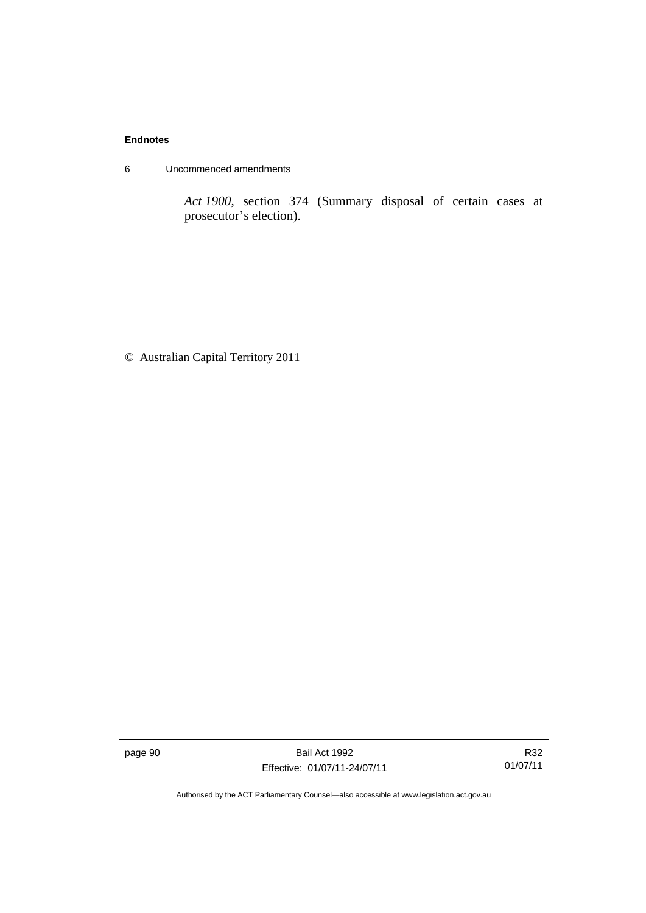*Act 1900*, section 374 (Summary disposal of certain cases at prosecutor's election).

© Australian Capital Territory 2011